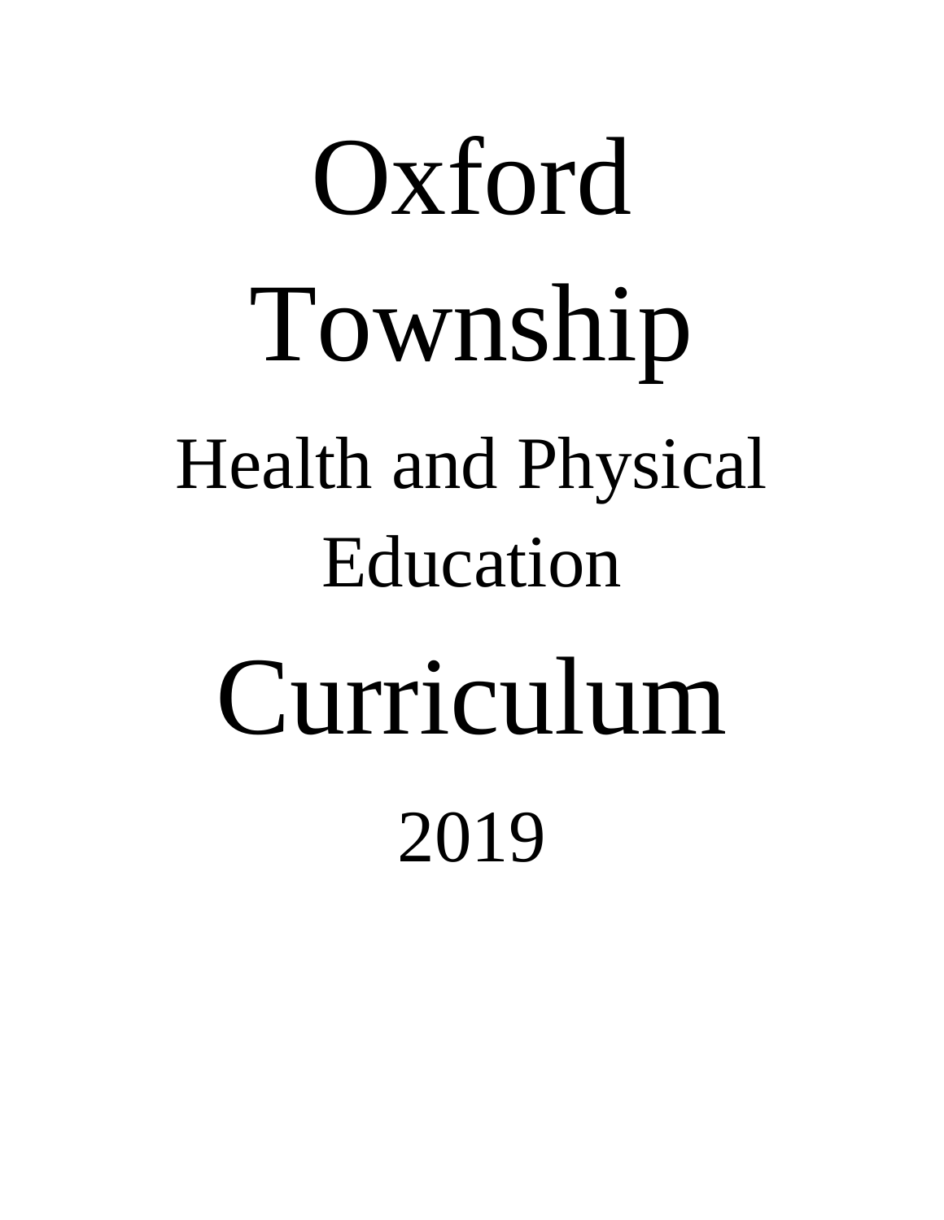# Oxford Township

## Health and Physical Education

# Curriculum

## 2019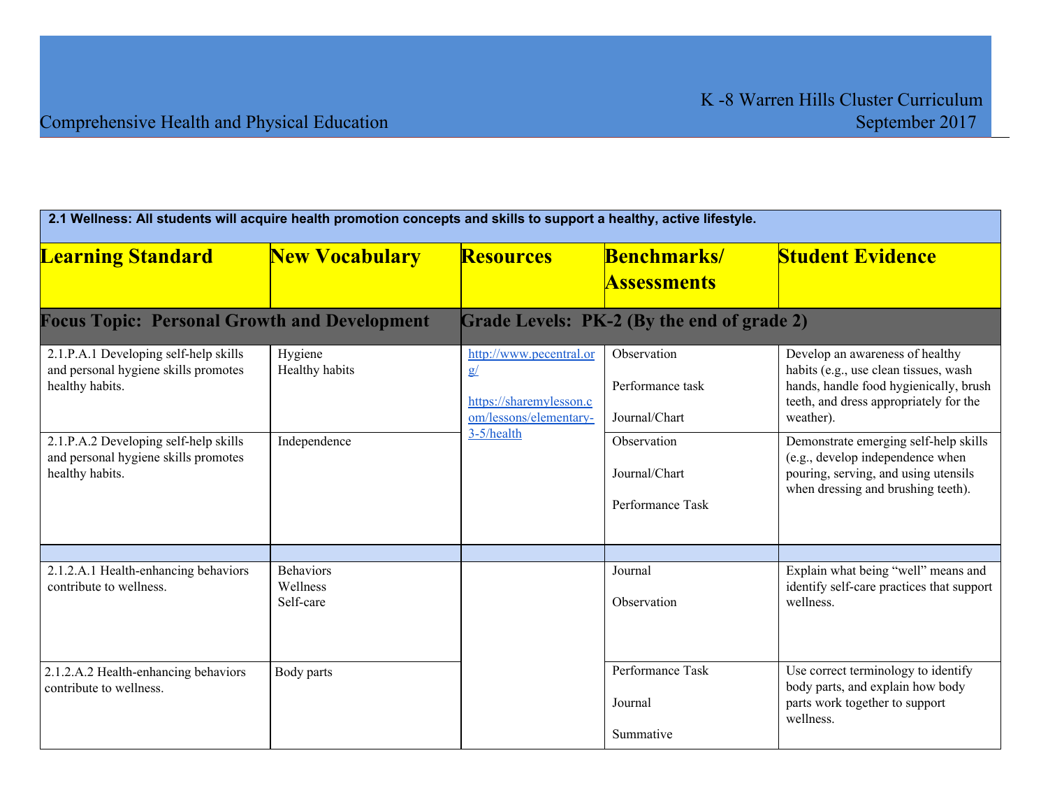Comprehensive Health and Physical Education

K -8 Warren Hills Cluster Curriculum
September 2017

| 2.1 Wellness: All students will acquire health promotion concepts and skills to support a healthy, active lifestyle. | | | | |
|---|---|---|---|---|
| **Learning Standard** | **New Vocabulary** | **Resources** | **Benchmarks/ Assessments** | **Student Evidence** |
| **Focus Topic: Personal Growth and Development** | | **Grade Levels: PK-2 (By the end of grade 2)** | | |
| 2.1.P.A.1 Developing self-help skills and personal hygiene skills promotes healthy habits. | Hygiene<br>Healthy habits | http://www.pecentral.org/<br><br>https://sharemylesson.com/lessons/elementary-3-5/health | Observation<br><br>Performance task<br><br>Journal/Chart | Develop an awareness of healthy habits (e.g., use clean tissues, wash hands, handle food hygienically, brush teeth, and dress appropriately for the weather). |
| 2.1.P.A.2 Developing self-help skills and personal hygiene skills promotes healthy habits. | Independence | | Observation<br><br>Journal/Chart<br><br>Performance Task | Demonstrate emerging self-help skills (e.g., develop independence when pouring, serving, and using utensils when dressing and brushing teeth). |
| | | | | |
| 2.1.2.A.1 Health-enhancing behaviors contribute to wellness. | Behaviors<br>Wellness<br>Self-care | | Journal<br><br>Observation | Explain what being "well" means and identify self-care practices that support wellness. |
| 2.1.2.A.2 Health-enhancing behaviors contribute to wellness. | Body parts | | Performance Task<br><br>Journal<br><br>Summative | Use correct terminology to identify body parts, and explain how body parts work together to support wellness. |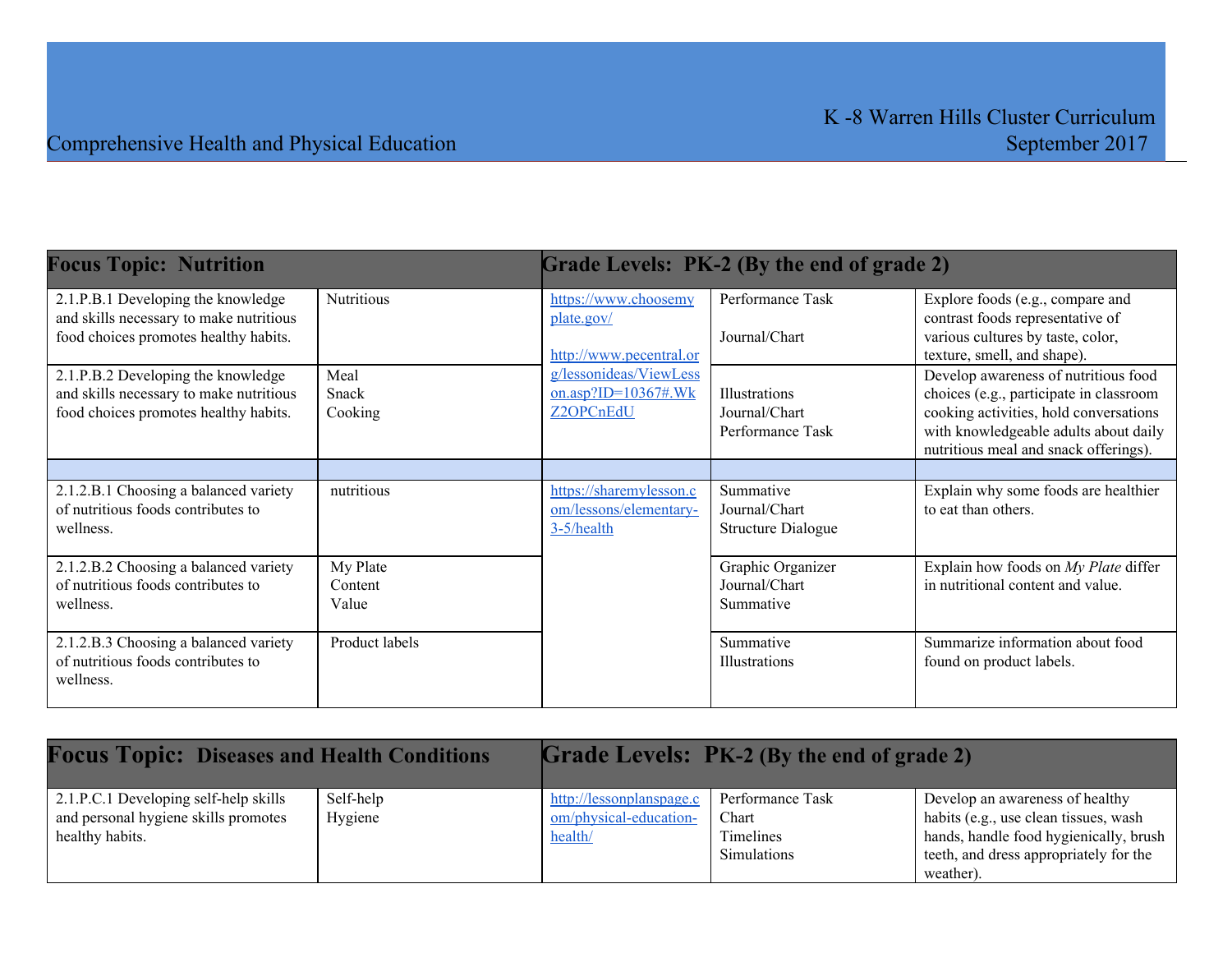| Focus Topic: Nutrition | | Grade Levels: PK-2 (By the end of grade 2) | | |
|---|---|---|---|---|
| 2.1.P.B.1 Developing the knowledge and skills necessary to make nutritious food choices promotes healthy habits. | Nutritious | https://www.choosemyplate.gov/ <br> http://www.pecentral.org/lessonideas/ViewLesson.asp?ID=10367#.WkZ2OPCnEdU | Performance Task <br> Journal/Chart | Explore foods (e.g., compare and contrast foods representative of various cultures by taste, color, texture, smell, and shape). |
| 2.1.P.B.2 Developing the knowledge and skills necessary to make nutritious food choices promotes healthy habits. | Meal <br> Snack <br> Cooking | | Illustrations <br> Journal/Chart <br> Performance Task | Develop awareness of nutritious food choices (e.g., participate in classroom cooking activities, hold conversations with knowledgeable adults about daily nutritious meal and snack offerings). |
| | | | | |
| 2.1.2.B.1 Choosing a balanced variety of nutritious foods contributes to wellness. | nutritious | https://sharemylesson.com/lessons/elementary-3-5/health | Summative <br> Journal/Chart <br> Structure Dialogue | Explain why some foods are healthier to eat than others. |
| 2.1.2.B.2 Choosing a balanced variety of nutritious foods contributes to wellness. | My Plate <br> Content <br> Value | | Graphic Organizer <br> Journal/Chart <br> Summative | Explain how foods on *My Plate* differ in nutritional content and value. |
| 2.1.2.B.3 Choosing a balanced variety of nutritious foods contributes to wellness. | Product labels | | Summative <br> Illustrations | Summarize information about food found on product labels. |

| Focus Topic: Diseases and Health Conditions | | Grade Levels: PK-2 (By the end of grade 2) | | |
|---|---|---|---|---|
| 2.1.P.C.1 Developing self-help skills and personal hygiene skills promotes healthy habits. | Self-help <br> Hygiene | http://lessonplanspage.com/physical-education-health/ | Performance Task <br> Chart <br> Timelines <br> Simulations | Develop an awareness of healthy habits (e.g., use clean tissues, wash hands, handle food hygienically, brush teeth, and dress appropriately for the weather). |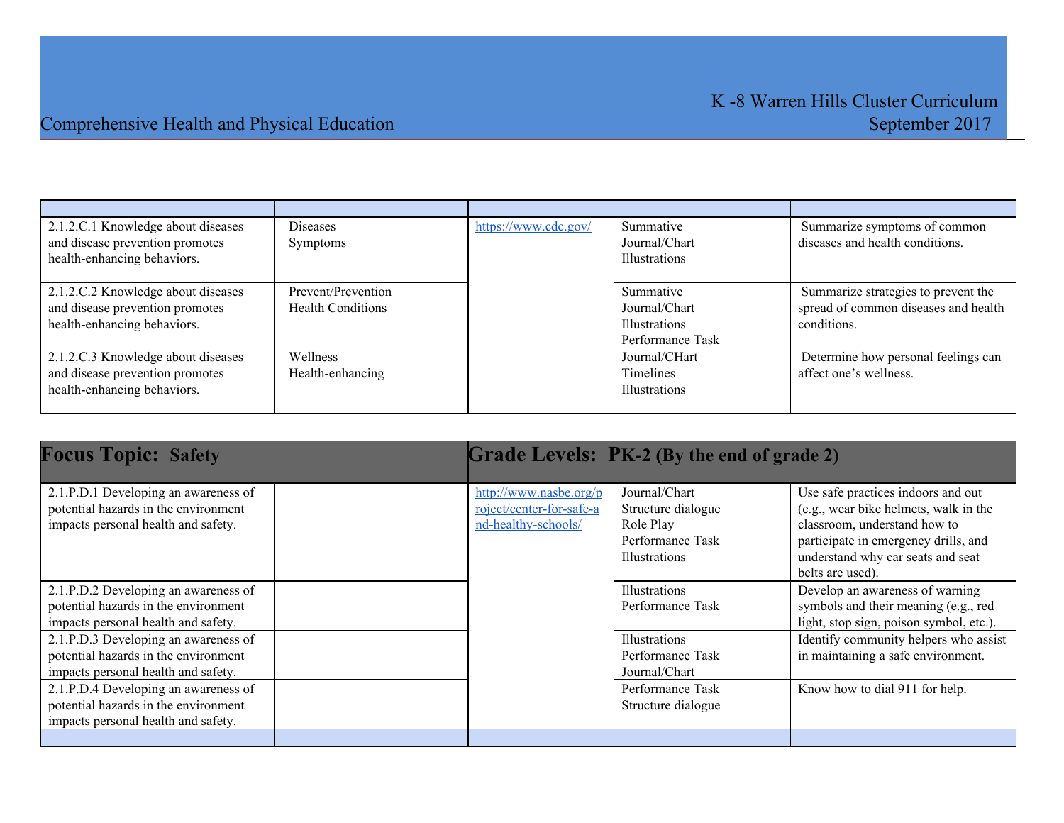| | | | | |
|---|---|---|---|---|
| 2.1.2.C.1 Knowledge about diseases and disease prevention promotes health-enhancing behaviors. | Diseases<br>Symptoms | https://www.cdc.gov/ | Summative<br>Journal/Chart<br>Illustrations | Summarize symptoms of common diseases and health conditions. |
| 2.1.2.C.2 Knowledge about diseases and disease prevention promotes health-enhancing behaviors. | Prevent/Prevention<br>Health Conditions | | Summative<br>Journal/Chart<br>Illustrations<br>Performance Task | Summarize strategies to prevent the spread of common diseases and health conditions. |
| 2.1.2.C.3 Knowledge about diseases and disease prevention promotes health-enhancing behaviors. | Wellness<br>Health-enhancing | | Journal/CHart<br>Timelines<br>Illustrations | Determine how personal feelings can affect one's wellness. |

| **Focus Topic: Safety** | | **Grade Levels: PK-2 (By the end of grade 2)** | | |
|---|---|---|---|---|
| 2.1.P.D.1 Developing an awareness of potential hazards in the environment impacts personal health and safety. | | http://www.nasbe.org/project/center-for-safe-and-healthy-schools/ | Journal/Chart<br>Structure dialogue<br>Role Play<br>Performance Task<br>Illustrations | Use safe practices indoors and out (e.g., wear bike helmets, walk in the classroom, understand how to participate in emergency drills, and understand why car seats and seat belts are used). |
| 2.1.P.D.2 Developing an awareness of potential hazards in the environment impacts personal health and safety. | | | Illustrations<br>Performance Task | Develop an awareness of warning symbols and their meaning (e.g., red light, stop sign, poison symbol, etc.). |
| 2.1.P.D.3 Developing an awareness of potential hazards in the environment impacts personal health and safety. | | | Illustrations<br>Performance Task<br>Journal/Chart | Identify community helpers who assist in maintaining a safe environment. |
| 2.1.P.D.4 Developing an awareness of potential hazards in the environment impacts personal health and safety. | | | Performance Task<br>Structure dialogue | Know how to dial 911 for help. |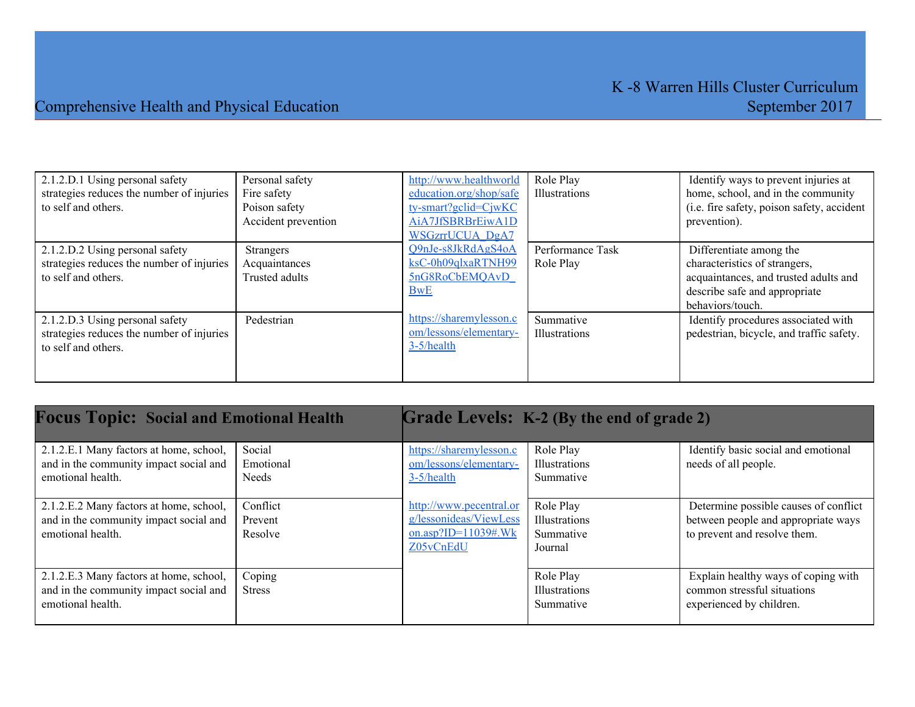| | | | | |
|---|---|---|---|---|
| 2.1.2.D.1 Using personal safety strategies reduces the number of injuries to self and others. | Personal safety<br>Fire safety<br>Poison safety<br>Accident prevention | http://www.healthworldeducation.org/shop/safety-smart?gclid=CjwKCAiA7JfSBRBrEiwA1DWSGzrrUCUA_DgA7Q9nJe-s8JkRdAgS4oAksC-0h09qlxaRTNH995nG8RoCbEMQAvD_BwE<br><br>https://sharemylesson.com/lessons/elementary-3-5/health | Role Play<br>Illustrations | Identify ways to prevent injuries at home, school, and in the community (i.e. fire safety, poison safety, accident prevention). |
| 2.1.2.D.2 Using personal safety strategies reduces the number of injuries to self and others. | Strangers<br>Acquaintances<br>Trusted adults | | Performance Task<br>Role Play | Differentiate among the characteristics of strangers, acquaintances, and trusted adults and describe safe and appropriate behaviors/touch. |
| 2.1.2.D.3 Using personal safety strategies reduces the number of injuries to self and others. | Pedestrian | | Summative<br>Illustrations | Identify procedures associated with pedestrian, bicycle, and traffic safety. |

| **Focus Topic: Social and Emotional Health** | | **Grade Levels: K-2 (By the end of grade 2)** | | |
|---|---|---|---|---|
| 2.1.2.E.1 Many factors at home, school, and in the community impact social and emotional health. | Social<br>Emotional<br>Needs | https://sharemylesson.com/lessons/elementary-3-5/health<br><br>http://www.pecentral.org/lessonideas/ViewLesson.asp?ID=11039#.WkZ05vCnEdU | Role Play<br>Illustrations<br>Summative | Identify basic social and emotional needs of all people. |
| 2.1.2.E.2 Many factors at home, school, and in the community impact social and emotional health. | Conflict<br>Prevent<br>Resolve | | Role Play<br>Illustrations<br>Summative<br>Journal | Determine possible causes of conflict between people and appropriate ways to prevent and resolve them. |
| 2.1.2.E.3 Many factors at home, school, and in the community impact social and emotional health. | Coping<br>Stress | | Role Play<br>Illustrations<br>Summative | Explain healthy ways of coping with common stressful situations experienced by children. |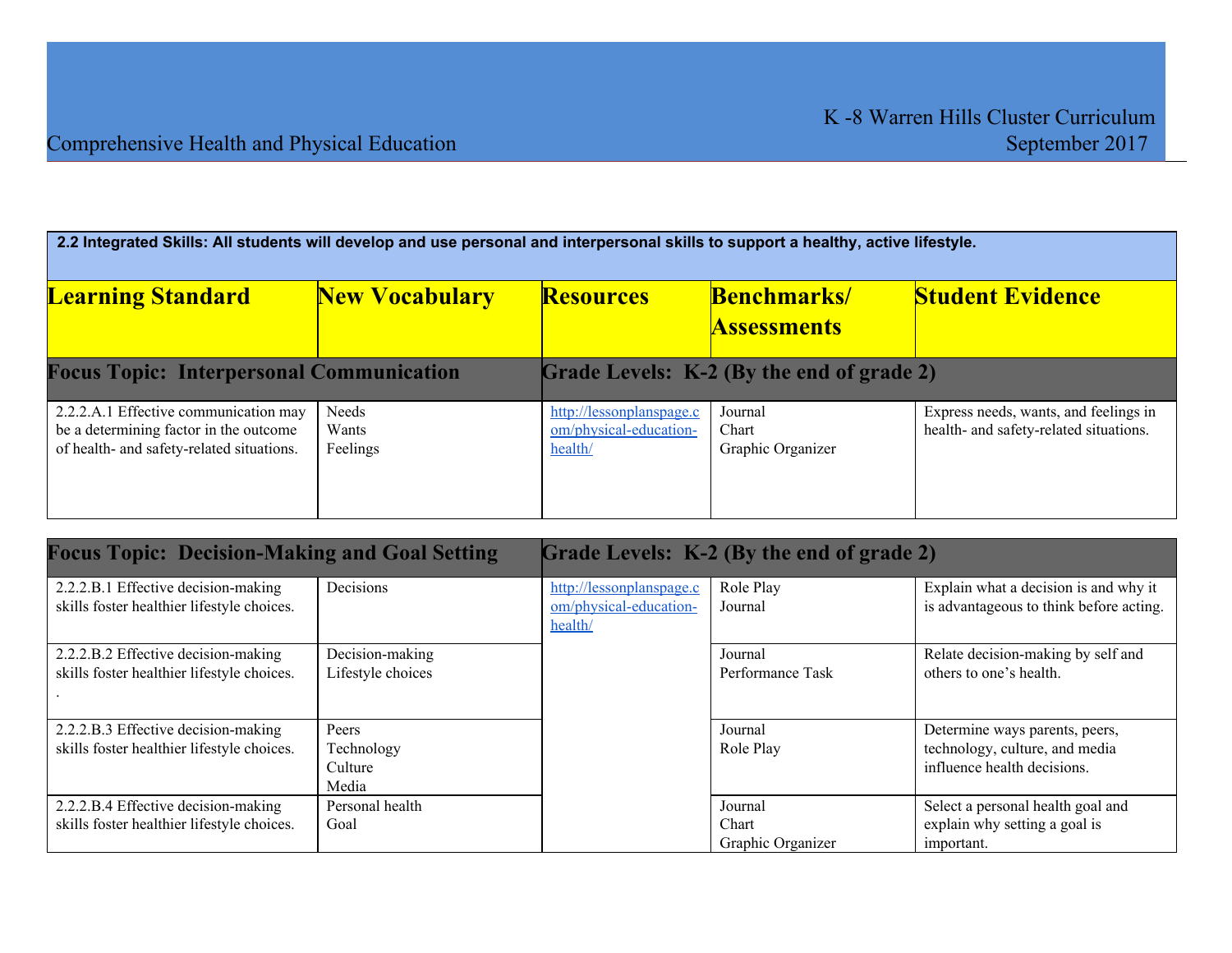## 2.2 Integrated Skills: All students will develop and use personal and interpersonal skills to support a healthy, active lifestyle.

| Learning Standard | New Vocabulary | Resources | Benchmarks/ Assessments | Student Evidence |
|---|---|---|---|---|
| **Focus Topic: Interpersonal Communication** | | **Grade Levels: K-2 (By the end of grade 2)** | | |
| 2.2.2.A.1 Effective communication may be a determining factor in the outcome of health- and safety-related situations. | Needs<br>Wants<br>Feelings | http://lessonplanspage.com/physical-education-health/ | Journal<br>Chart<br>Graphic Organizer | Express needs, wants, and feelings in health- and safety-related situations. |

| Learning Standard | New Vocabulary | Resources | Benchmarks/ Assessments | Student Evidence |
|---|---|---|---|---|
| **Focus Topic: Decision-Making and Goal Setting** | | **Grade Levels: K-2 (By the end of grade 2)** | | |
| 2.2.2.B.1 Effective decision-making skills foster healthier lifestyle choices. | Decisions | http://lessonplanspage.com/physical-education-health/ | Role Play<br>Journal | Explain what a decision is and why it is advantageous to think before acting. |
| 2.2.2.B.2 Effective decision-making skills foster healthier lifestyle choices.<br>. | Decision-making<br>Lifestyle choices | | Journal<br>Performance Task | Relate decision-making by self and others to one's health. |
| 2.2.2.B.3 Effective decision-making skills foster healthier lifestyle choices. | Peers<br>Technology<br>Culture<br>Media | | Journal<br>Role Play | Determine ways parents, peers, technology, culture, and media influence health decisions. |
| 2.2.2.B.4 Effective decision-making skills foster healthier lifestyle choices. | Personal health<br>Goal | | Journal<br>Chart<br>Graphic Organizer | Select a personal health goal and explain why setting a goal is important. |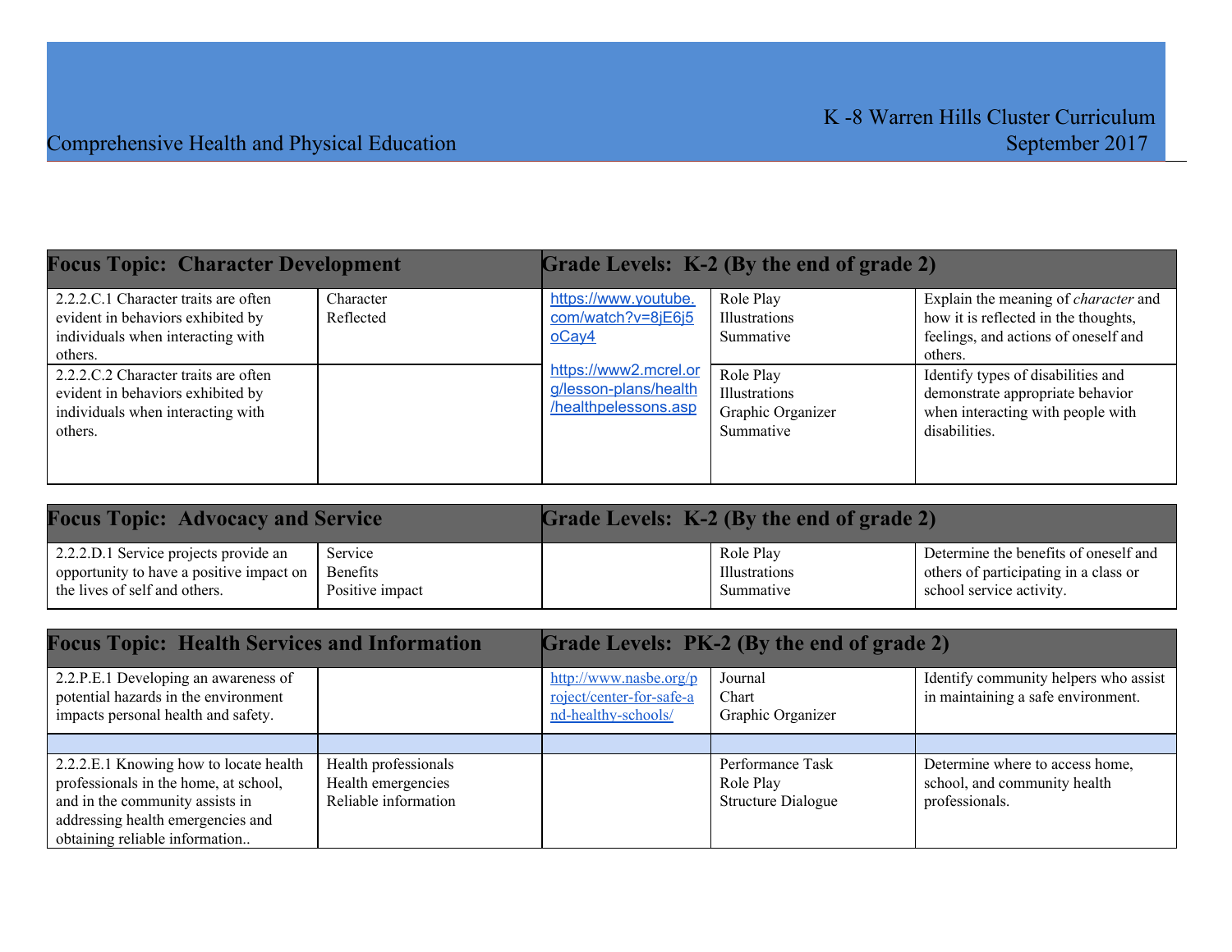| Focus Topic: Character Development | | Grade Levels: K-2 (By the end of grade 2) | | |
|---|---|---|---|---|
| 2.2.2.C.1 Character traits are often evident in behaviors exhibited by individuals when interacting with others. | Character<br>Reflected | https://www.youtube.com/watch?v=8jE6j5oCay4<br><br>https://www2.mcrel.org/lesson-plans/health/healthpelessons.asp | Role Play<br>Illustrations<br>Summative | Explain the meaning of *character* and how it is reflected in the thoughts, feelings, and actions of oneself and others. |
| 2.2.2.C.2 Character traits are often evident in behaviors exhibited by individuals when interacting with others. | | | Role Play<br>Illustrations<br>Graphic Organizer<br>Summative | Identify types of disabilities and demonstrate appropriate behavior when interacting with people with disabilities. |

| Focus Topic: Advocacy and Service | | Grade Levels: K-2 (By the end of grade 2) | | |
|---|---|---|---|---|
| 2.2.2.D.1 Service projects provide an opportunity to have a positive impact on the lives of self and others. | Service<br>Benefits<br>Positive impact | | Role Play<br>Illustrations<br>Summative | Determine the benefits of oneself and others of participating in a class or school service activity. |

| Focus Topic: Health Services and Information | | Grade Levels: PK-2 (By the end of grade 2) | | |
|---|---|---|---|---|
| 2.2.P.E.1 Developing an awareness of potential hazards in the environment impacts personal health and safety. | | http://www.nasbe.org/project/center-for-safe-and-healthy-schools/ | Journal<br>Chart<br>Graphic Organizer | Identify community helpers who assist in maintaining a safe environment. |
| | | | | |
| 2.2.2.E.1 Knowing how to locate health professionals in the home, at school, and in the community assists in addressing health emergencies and obtaining reliable information.. | Health professionals<br>Health emergencies<br>Reliable information | | Performance Task<br>Role Play<br>Structure Dialogue | Determine where to access home, school, and community health professionals. |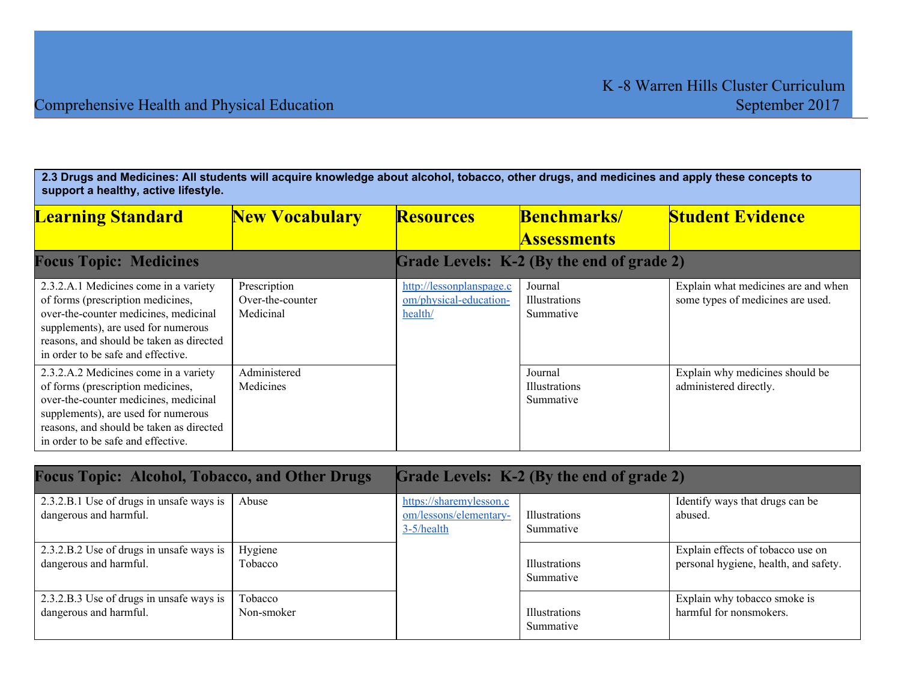## 2.3 Drugs and Medicines: All students will acquire knowledge about alcohol, tobacco, other drugs, and medicines and apply these concepts to support a healthy, active lifestyle.

| Learning Standard | New Vocabulary | Resources | Benchmarks/ Assessments | Student Evidence |
|---|---|---|---|---|
| **Focus Topic: Medicines** | | **Grade Levels: K-2 (By the end of grade 2)** | | |
| 2.3.2.A.1 Medicines come in a variety of forms (prescription medicines, over-the-counter medicines, medicinal supplements), are used for numerous reasons, and should be taken as directed in order to be safe and effective. | Prescription<br>Over-the-counter<br>Medicinal | http://lessonplanspage.com/physical-education-health/ | Journal<br>Illustrations<br>Summative | Explain what medicines are and when some types of medicines are used. |
| 2.3.2.A.2 Medicines come in a variety of forms (prescription medicines, over-the-counter medicines, medicinal supplements), are used for numerous reasons, and should be taken as directed in order to be safe and effective. | Administered<br>Medicines | | Journal<br>Illustrations<br>Summative | Explain why medicines should be administered directly. |

| Learning Standard | New Vocabulary | Resources | Benchmarks/ Assessments | Student Evidence |
|---|---|---|---|---|
| **Focus Topic: Alcohol, Tobacco, and Other Drugs** | | **Grade Levels: K-2 (By the end of grade 2)** | | |
| 2.3.2.B.1 Use of drugs in unsafe ways is dangerous and harmful. | Abuse | https://sharemylesson.com/lessons/elementary-3-5/health | Illustrations<br>Summative | Identify ways that drugs can be abused. |
| 2.3.2.B.2 Use of drugs in unsafe ways is dangerous and harmful. | Hygiene<br>Tobacco | | Illustrations<br>Summative | Explain effects of tobacco use on personal hygiene, health, and safety. |
| 2.3.2.B.3 Use of drugs in unsafe ways is dangerous and harmful. | Tobacco<br>Non-smoker | | Illustrations<br>Summative | Explain why tobacco smoke is harmful for nonsmokers. |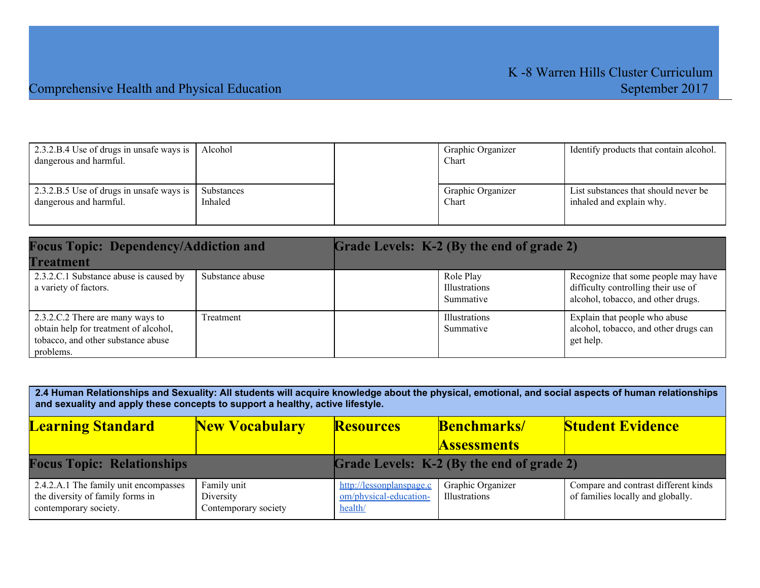| | | | | |
|---|---|---|---|---|
| 2.3.2.B.4 Use of drugs in unsafe ways is dangerous and harmful. | Alcohol | | Graphic Organizer<br>Chart | Identify products that contain alcohol. |
| 2.3.2.B.5 Use of drugs in unsafe ways is dangerous and harmful. | Substances<br>Inhaled | | Graphic Organizer<br>Chart | List substances that should never be inhaled and explain why. |

| **Focus Topic: Dependency/Addiction and Treatment** | | **Grade Levels: K-2 (By the end of grade 2)** | | |
|---|---|---|---|---|
| 2.3.2.C.1 Substance abuse is caused by a variety of factors. | Substance abuse | | Role Play<br>Illustrations<br>Summative | Recognize that some people may have difficulty controlling their use of alcohol, tobacco, and other drugs. |
| 2.3.2.C.2 There are many ways to obtain help for treatment of alcohol, tobacco, and other substance abuse problems. | Treatment | | Illustrations<br>Summative | Explain that people who abuse alcohol, tobacco, and other drugs can get help. |

**2.4 Human Relationships and Sexuality: All students will acquire knowledge about the physical, emotional, and social aspects of human relationships and sexuality and apply these concepts to support a healthy, active lifestyle.**

| **Learning Standard** | **New Vocabulary** | **Resources** | **Benchmarks/ Assessments** | **Student Evidence** |
|---|---|---|---|---|
| **Focus Topic: Relationships** | | **Grade Levels: K-2 (By the end of grade 2)** | | |
| 2.4.2.A.1 The family unit encompasses the diversity of family forms in contemporary society. | Family unit<br>Diversity<br>Contemporary society | http://lessonplanspage.com/physical-education-health/ | Graphic Organizer<br>Illustrations | Compare and contrast different kinds of families locally and globally. |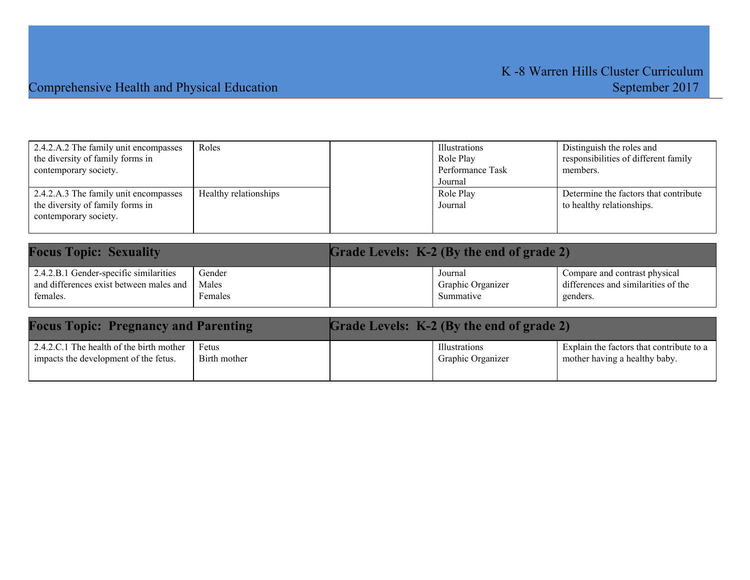| | | | | |
|---|---|---|---|---|
| 2.4.2.A.2 The family unit encompasses the diversity of family forms in contemporary society. | Roles | | Illustrations<br>Role Play<br>Performance Task<br>Journal | Distinguish the roles and responsibilities of different family members. |
| 2.4.2.A.3 The family unit encompasses the diversity of family forms in contemporary society. | Healthy relationships | | Role Play<br>Journal | Determine the factors that contribute to healthy relationships. |

| **Focus Topic: Sexuality** | | **Grade Levels: K-2 (By the end of grade 2)** | | |
|---|---|---|---|---|
| 2.4.2.B.1 Gender-specific similarities and differences exist between males and females. | Gender<br>Males<br>Females | | Journal<br>Graphic Organizer<br>Summative | Compare and contrast physical differences and similarities of the genders. |

| **Focus Topic: Pregnancy and Parenting** | | **Grade Levels: K-2 (By the end of grade 2)** | | |
|---|---|---|---|---|
| 2.4.2.C.1 The health of the birth mother impacts the development of the fetus. | Fetus<br>Birth mother | | Illustrations<br>Graphic Organizer | Explain the factors that contribute to a mother having a healthy baby. |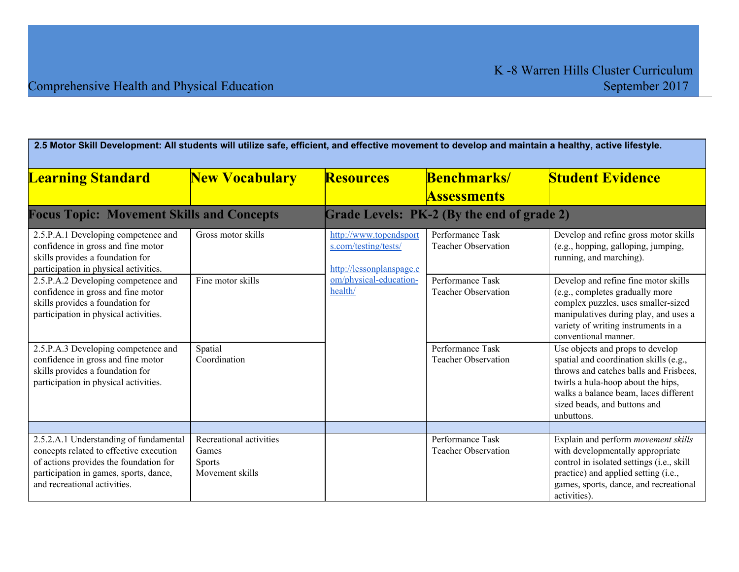K -8 Warren Hills Cluster Curriculum

Comprehensive Health and Physical Education

September 2017

| **2.5 Motor Skill Development: All students will utilize safe, efficient, and effective movement to develop and maintain a healthy, active lifestyle.** | | | | |
|---|---|---|---|---|
| **Learning Standard** | **New Vocabulary** | **Resources** | **Benchmarks/ Assessments** | **Student Evidence** |
| **Focus Topic: Movement Skills and Concepts** | | **Grade Levels: PK-2 (By the end of grade 2)** | | |
| 2.5.P.A.1 Developing competence and confidence in gross and fine motor skills provides a foundation for participation in physical activities. | Gross motor skills | http://www.topendsports.com/testing/tests/ <br> http://lessonplanspage.com/physical-education-health/ | Performance Task <br> Teacher Observation | Develop and refine gross motor skills (e.g., hopping, galloping, jumping, running, and marching). |
| 2.5.P.A.2 Developing competence and confidence in gross and fine motor skills provides a foundation for participation in physical activities. | Fine motor skills | | Performance Task <br> Teacher Observation | Develop and refine fine motor skills (e.g., completes gradually more complex puzzles, uses smaller-sized manipulatives during play, and uses a variety of writing instruments in a conventional manner. |
| 2.5.P.A.3 Developing competence and confidence in gross and fine motor skills provides a foundation for participation in physical activities. | Spatial <br> Coordination | | Performance Task <br> Teacher Observation | Use objects and props to develop spatial and coordination skills (e.g., throws and catches balls and Frisbees, twirls a hula-hoop about the hips, walks a balance beam, laces different sized beads, and buttons and unbuttons. |
| | | | | |
| 2.5.2.A.1 Understanding of fundamental concepts related to effective execution of actions provides the foundation for participation in games, sports, dance, and recreational activities. | Recreational activities <br> Games <br> Sports <br> Movement skills | | Performance Task <br> Teacher Observation | Explain and perform *movement skills* with developmentally appropriate control in isolated settings (i.e., skill practice) and applied setting (i.e., games, sports, dance, and recreational activities). |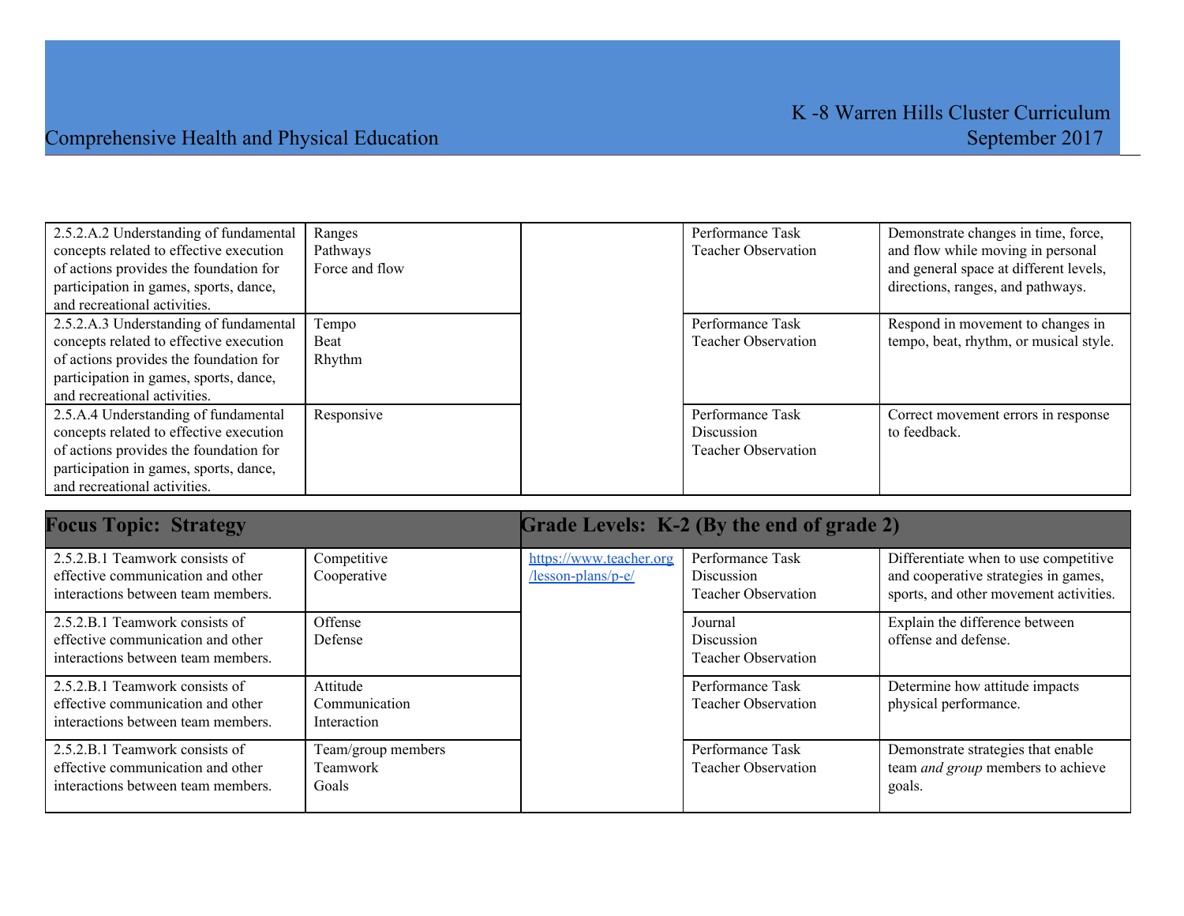| | | | | |
|---|---|---|---|---|
| 2.5.2.A.2 Understanding of fundamental concepts related to effective execution of actions provides the foundation for participation in games, sports, dance, and recreational activities. | Ranges<br>Pathways<br>Force and flow | | Performance Task<br>Teacher Observation | Demonstrate changes in time, force, and flow while moving in personal and general space at different levels, directions, ranges, and pathways. |
| 2.5.2.A.3 Understanding of fundamental concepts related to effective execution of actions provides the foundation for participation in games, sports, dance, and recreational activities. | Tempo<br>Beat<br>Rhythm | | Performance Task<br>Teacher Observation | Respond in movement to changes in tempo, beat, rhythm, or musical style. |
| 2.5.A.4 Understanding of fundamental concepts related to effective execution of actions provides the foundation for participation in games, sports, dance, and recreational activities. | Responsive | | Performance Task<br>Discussion<br>Teacher Observation | Correct movement errors in response to feedback. |

| **Focus Topic: Strategy** | | **Grade Levels: K-2 (By the end of grade 2)** | | |
|---|---|---|---|---|
| 2.5.2.B.1 Teamwork consists of effective communication and other interactions between team members. | Competitive<br>Cooperative | https://www.teacher.org/lesson-plans/p-e/ | Performance Task<br>Discussion<br>Teacher Observation | Differentiate when to use competitive and cooperative strategies in games, sports, and other movement activities. |
| 2.5.2.B.1 Teamwork consists of effective communication and other interactions between team members. | Offense<br>Defense | | Journal<br>Discussion<br>Teacher Observation | Explain the difference between offense and defense. |
| 2.5.2.B.1 Teamwork consists of effective communication and other interactions between team members. | Attitude<br>Communication<br>Interaction | | Performance Task<br>Teacher Observation | Determine how attitude impacts physical performance. |
| 2.5.2.B.1 Teamwork consists of effective communication and other interactions between team members. | Team/group members<br>Teamwork<br>Goals | | Performance Task<br>Teacher Observation | Demonstrate strategies that enable team *and group* members to achieve goals. |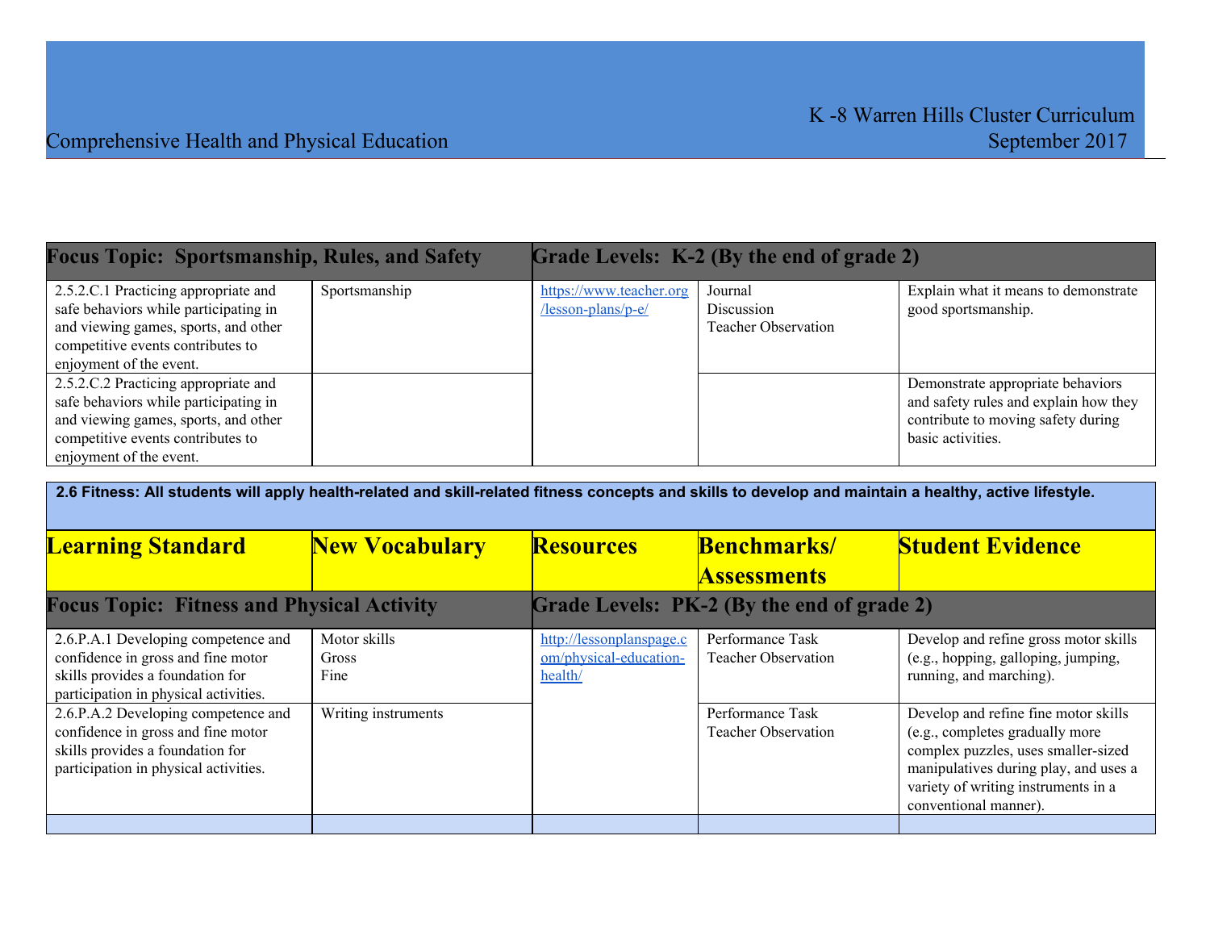| Focus Topic: Sportsmanship, Rules, and Safety | | Grade Levels: K-2 (By the end of grade 2) | | |
|---|---|---|---|---|
| 2.5.2.C.1 Practicing appropriate and safe behaviors while participating in and viewing games, sports, and other competitive events contributes to enjoyment of the event. | Sportsmanship | https://www.teacher.org/lesson-plans/p-e/ | Journal<br>Discussion<br>Teacher Observation | Explain what it means to demonstrate good sportsmanship. |
| 2.5.2.C.2 Practicing appropriate and safe behaviors while participating in and viewing games, sports, and other competitive events contributes to enjoyment of the event. | | | | Demonstrate appropriate behaviors and safety rules and explain how they contribute to moving safety during basic activities. |

**2.6 Fitness: All students will apply health-related and skill-related fitness concepts and skills to develop and maintain a healthy, active lifestyle.**

| Learning Standard | New Vocabulary | Resources | Benchmarks/ Assessments | Student Evidence |
|---|---|---|---|---|
| **Focus Topic: Fitness and Physical Activity** | | **Grade Levels: PK-2 (By the end of grade 2)** | | |
| 2.6.P.A.1 Developing competence and confidence in gross and fine motor skills provides a foundation for participation in physical activities. | Motor skills<br>Gross<br>Fine | http://lessonplanspage.com/physical-education-health/ | Performance Task<br>Teacher Observation | Develop and refine gross motor skills (e.g., hopping, galloping, jumping, running, and marching). |
| 2.6.P.A.2 Developing competence and confidence in gross and fine motor skills provides a foundation for participation in physical activities. | Writing instruments | | Performance Task<br>Teacher Observation | Develop and refine fine motor skills (e.g., completes gradually more complex puzzles, uses smaller-sized manipulatives during play, and uses a variety of writing instruments in a conventional manner). |
| | | | | |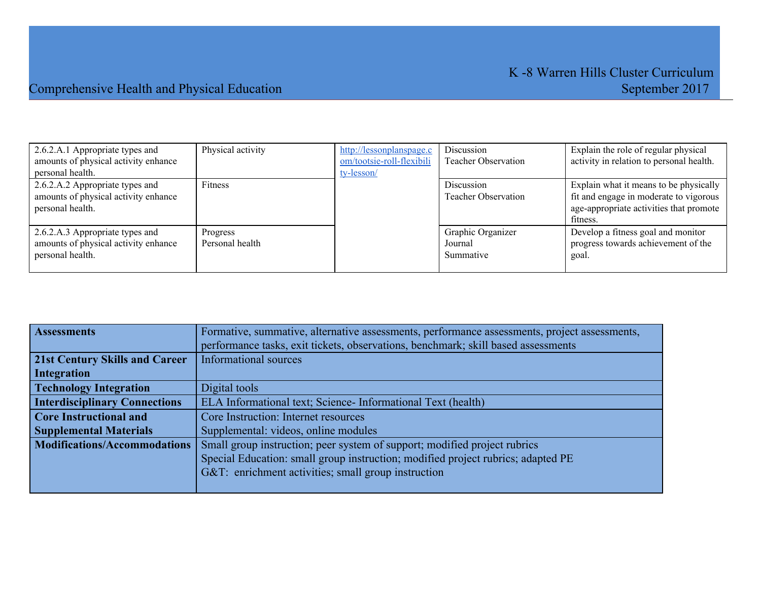| 2.6.2.A.1 Appropriate types and amounts of physical activity enhance personal health. | Physical activity | http://lessonplanspage.com/tootsie-roll-flexibility-lesson/ | Discussion<br>Teacher Observation | Explain the role of regular physical activity in relation to personal health. |
|---|---|---|---|---|
| 2.6.2.A.2 Appropriate types and amounts of physical activity enhance personal health. | Fitness | | Discussion<br>Teacher Observation | Explain what it means to be physically fit and engage in moderate to vigorous age-appropriate activities that promote fitness. |
| 2.6.2.A.3 Appropriate types and amounts of physical activity enhance personal health. | Progress<br>Personal health | | Graphic Organizer<br>Journal<br>Summative | Develop a fitness goal and monitor progress towards achievement of the goal. |

| **Assessments** | Formative, summative, alternative assessments, performance assessments, project assessments, performance tasks, exit tickets, observations, benchmark; skill based assessments |
|---|---|
| **21st Century Skills and Career Integration** | Informational sources |
| **Technology Integration** | Digital tools |
| **Interdisciplinary Connections** | ELA Informational text; Science- Informational Text (health) |
| **Core Instructional and Supplemental Materials** | Core Instruction: Internet resources<br>Supplemental: videos, online modules |
| **Modifications/Accommodations** | Small group instruction; peer system of support; modified project rubrics<br>Special Education: small group instruction; modified project rubrics; adapted PE<br>G&T: enrichment activities; small group instruction |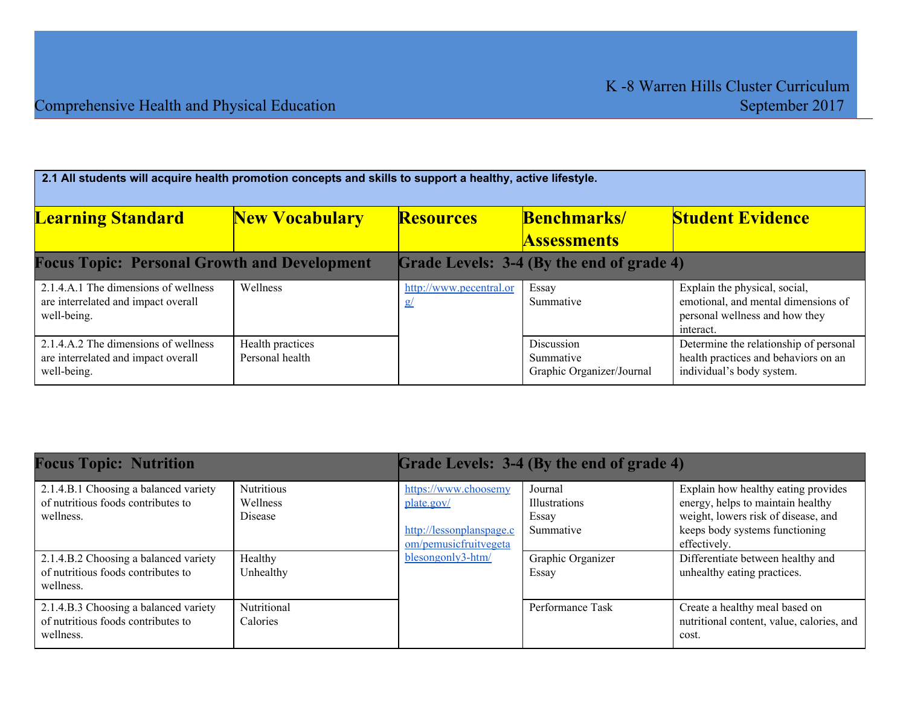K -8 Warren Hills Cluster Curriculum

Comprehensive Health and Physical Education

September 2017

| **2.1 All students will acquire health promotion concepts and skills to support a healthy, active lifestyle.** | | | | |
|---|---|---|---|---|
| **Learning Standard** | **New Vocabulary** | **Resources** | **Benchmarks/ Assessments** | **Student Evidence** |
| **Focus Topic: Personal Growth and Development** | | **Grade Levels: 3-4 (By the end of grade 4)** | | |
| 2.1.4.A.1 The dimensions of wellness are interrelated and impact overall well-being. | Wellness | http://www.pecentral.org/ | Essay<br>Summative | Explain the physical, social, emotional, and mental dimensions of personal wellness and how they interact. |
| 2.1.4.A.2 The dimensions of wellness are interrelated and impact overall well-being. | Health practices<br>Personal health | | Discussion<br>Summative<br>Graphic Organizer/Journal | Determine the relationship of personal health practices and behaviors on an individual's body system. |

| **Focus Topic: Nutrition** | | **Grade Levels: 3-4 (By the end of grade 4)** | | |
|---|---|---|---|---|
| 2.1.4.B.1 Choosing a balanced variety of nutritious foods contributes to wellness. | Nutritious<br>Wellness<br>Disease | https://www.choosemyplate.gov/<br><br>http://lessonplanspage.com/pemusicfruitvegetablesongonly3-htm/ | Journal<br>Illustrations<br>Essay<br>Summative | Explain how healthy eating provides energy, helps to maintain healthy weight, lowers risk of disease, and keeps body systems functioning effectively. |
| 2.1.4.B.2 Choosing a balanced variety of nutritious foods contributes to wellness. | Healthy<br>Unhealthy | | Graphic Organizer<br>Essay | Differentiate between healthy and unhealthy eating practices. |
| 2.1.4.B.3 Choosing a balanced variety of nutritious foods contributes to wellness. | Nutritional<br>Calories | | Performance Task | Create a healthy meal based on nutritional content, value, calories, and cost. |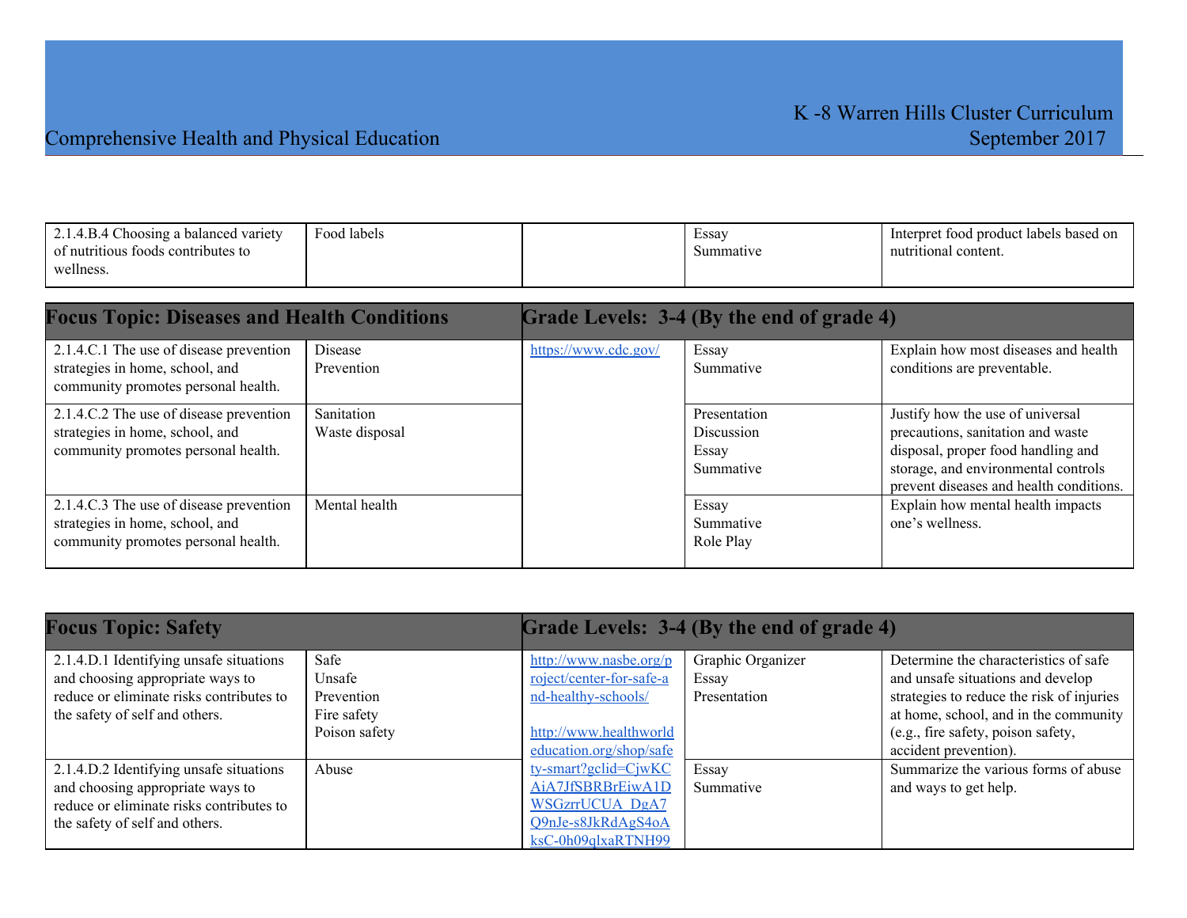| 2.1.4.B.4 Choosing a balanced variety of nutritious foods contributes to wellness. | Food labels | | Essay<br>Summative | Interpret food product labels based on nutritional content. |
|---|---|---|---|---|

| **Focus Topic: Diseases and Health Conditions** | | **Grade Levels: 3-4 (By the end of grade 4)** | | |
|---|---|---|---|---|
| 2.1.4.C.1 The use of disease prevention strategies in home, school, and community promotes personal health. | Disease<br>Prevention | https://www.cdc.gov/ | Essay<br>Summative | Explain how most diseases and health conditions are preventable. |
| 2.1.4.C.2 The use of disease prevention strategies in home, school, and community promotes personal health. | Sanitation<br>Waste disposal | | Presentation<br>Discussion<br>Essay<br>Summative | Justify how the use of universal precautions, sanitation and waste disposal, proper food handling and storage, and environmental controls prevent diseases and health conditions. |
| 2.1.4.C.3 The use of disease prevention strategies in home, school, and community promotes personal health. | Mental health | | Essay<br>Summative<br>Role Play | Explain how mental health impacts one's wellness. |

| **Focus Topic: Safety** | | **Grade Levels: 3-4 (By the end of grade 4)** | | |
|---|---|---|---|---|
| 2.1.4.D.1 Identifying unsafe situations and choosing appropriate ways to reduce or eliminate risks contributes to the safety of self and others. | Safe<br>Unsafe<br>Prevention<br>Fire safety<br>Poison safety | http://www.nasbe.org/project/center-for-safe-and-healthy-schools/<br><br>http://www.healthworldeducation.org/shop/safety-smart?gclid=CjwKCAiA7JfSBRBrEiwA1DWSGzrrUCUA_DgA7Q9nJe-s8JkRdAgS4oAksC-0h09qlxaRTNH99 | Graphic Organizer<br>Essay<br>Presentation | Determine the characteristics of safe and unsafe situations and develop strategies to reduce the risk of injuries at home, school, and in the community (e.g., fire safety, poison safety, accident prevention). |
| 2.1.4.D.2 Identifying unsafe situations and choosing appropriate ways to reduce or eliminate risks contributes to the safety of self and others. | Abuse | | Essay<br>Summative | Summarize the various forms of abuse and ways to get help. |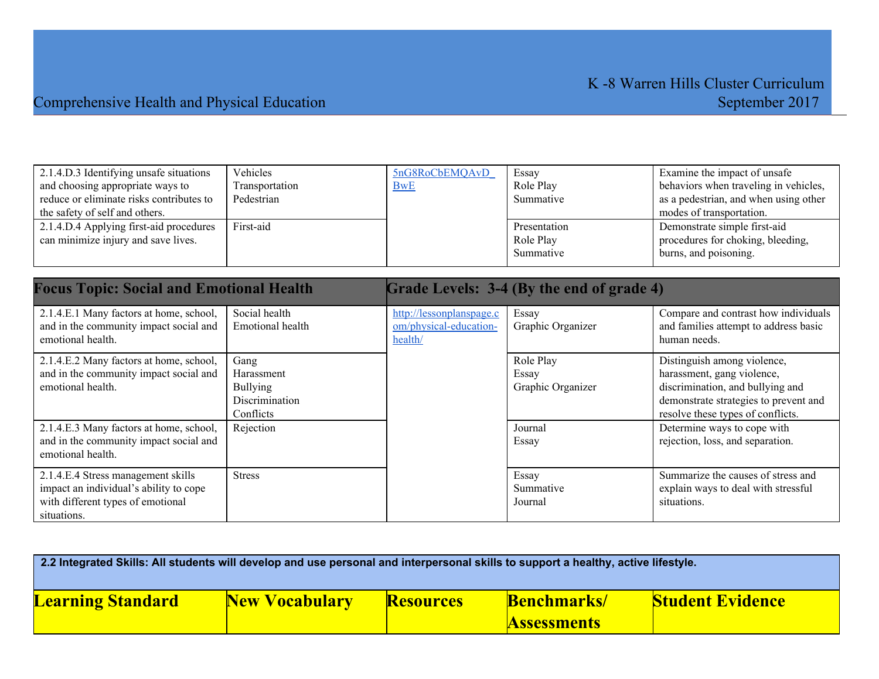| | | | | |
|---|---|---|---|---|
| 2.1.4.D.3 Identifying unsafe situations and choosing appropriate ways to reduce or eliminate risks contributes to the safety of self and others. | Vehicles<br>Transportation<br>Pedestrian | 5nG8RoCbEMQAvD_BwE | Essay<br>Role Play<br>Summative | Examine the impact of unsafe behaviors when traveling in vehicles, as a pedestrian, and when using other modes of transportation. |
| 2.1.4.D.4 Applying first-aid procedures can minimize injury and save lives. | First-aid | | Presentation<br>Role Play<br>Summative | Demonstrate simple first-aid procedures for choking, bleeding, burns, and poisoning. |

| **Focus Topic: Social and Emotional Health** | | **Grade Levels: 3-4 (By the end of grade 4)** | | |
|---|---|---|---|---|
| 2.1.4.E.1 Many factors at home, school, and in the community impact social and emotional health. | Social health<br>Emotional health | http://lessonplanspage.com/physical-education-health/ | Essay<br>Graphic Organizer | Compare and contrast how individuals and families attempt to address basic human needs. |
| 2.1.4.E.2 Many factors at home, school, and in the community impact social and emotional health. | Gang<br>Harassment<br>Bullying<br>Discrimination<br>Conflicts | | Role Play<br>Essay<br>Graphic Organizer | Distinguish among violence, harassment, gang violence, discrimination, and bullying and demonstrate strategies to prevent and resolve these types of conflicts. |
| 2.1.4.E.3 Many factors at home, school, and in the community impact social and emotional health. | Rejection | | Journal<br>Essay | Determine ways to cope with rejection, loss, and separation. |
| 2.1.4.E.4 Stress management skills impact an individual's ability to cope with different types of emotional situations. | Stress | | Essay<br>Summative<br>Journal | Summarize the causes of stress and explain ways to deal with stressful situations. |

**2.2 Integrated Skills: All students will develop and use personal and interpersonal skills to support a healthy, active lifestyle.**

| **Learning Standard** | **New Vocabulary** | **Resources** | **Benchmarks/ Assessments** | **Student Evidence** |
|---|---|---|---|---|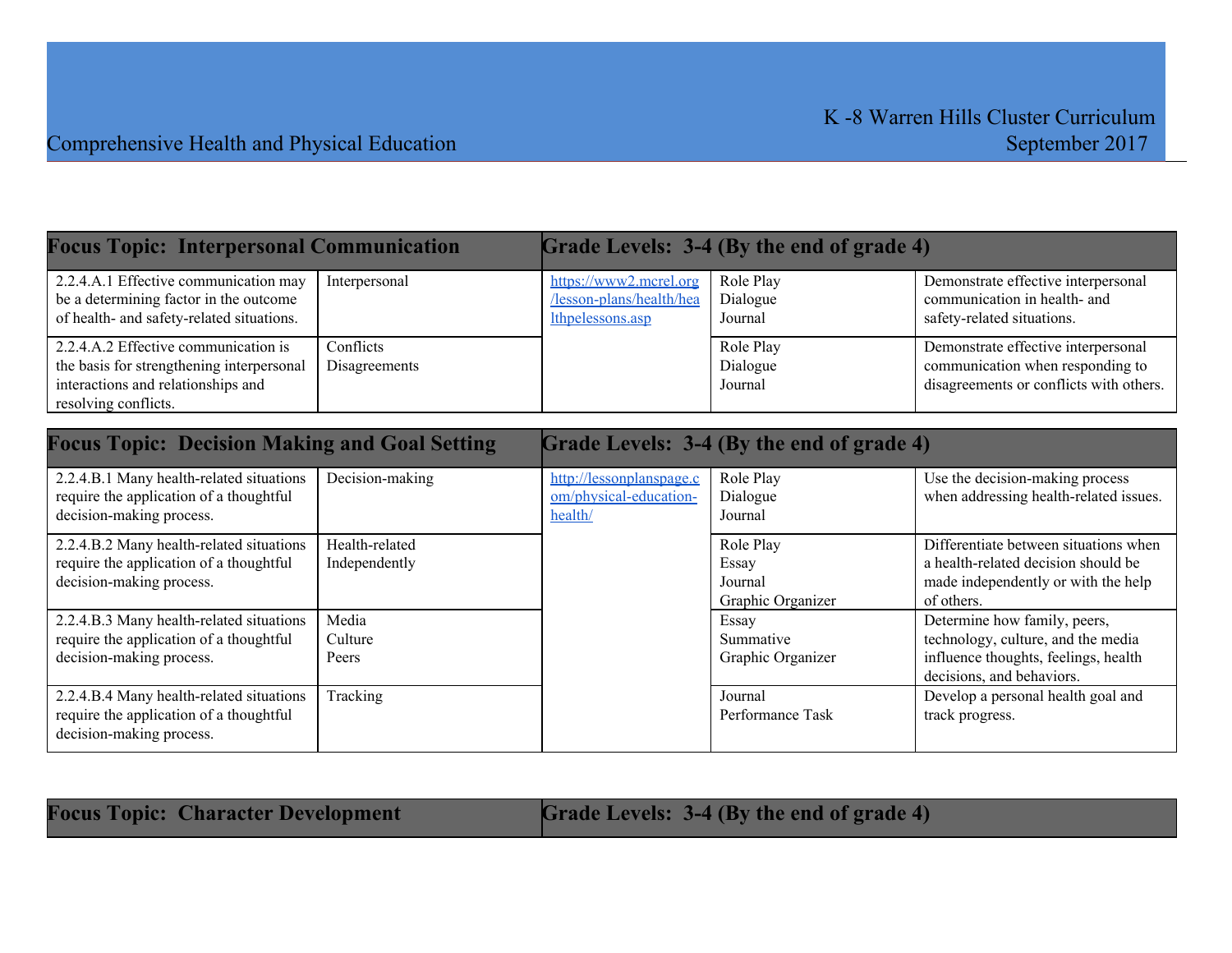| Focus Topic: Interpersonal Communication | | Grade Levels: 3-4 (By the end of grade 4) | | |
|---|---|---|---|---|
| 2.2.4.A.1 Effective communication may be a determining factor in the outcome of health- and safety-related situations. | Interpersonal | https://www2.mcrel.org/lesson-plans/health/healthpelessons.asp | Role Play<br>Dialogue<br>Journal | Demonstrate effective interpersonal communication in health- and safety-related situations. |
| 2.2.4.A.2 Effective communication is the basis for strengthening interpersonal interactions and relationships and resolving conflicts. | Conflicts<br>Disagreements | | Role Play<br>Dialogue<br>Journal | Demonstrate effective interpersonal communication when responding to disagreements or conflicts with others. |

| Focus Topic: Decision Making and Goal Setting | | Grade Levels: 3-4 (By the end of grade 4) | | |
|---|---|---|---|---|
| 2.2.4.B.1 Many health-related situations require the application of a thoughtful decision-making process. | Decision-making | http://lessonplanspage.com/physical-education-health/ | Role Play<br>Dialogue<br>Journal | Use the decision-making process when addressing health-related issues. |
| 2.2.4.B.2 Many health-related situations require the application of a thoughtful decision-making process. | Health-related<br>Independently | | Role Play<br>Essay<br>Journal<br>Graphic Organizer | Differentiate between situations when a health-related decision should be made independently or with the help of others. |
| 2.2.4.B.3 Many health-related situations require the application of a thoughtful decision-making process. | Media<br>Culture<br>Peers | | Essay<br>Summative<br>Graphic Organizer | Determine how family, peers, technology, culture, and the media influence thoughts, feelings, health decisions, and behaviors. |
| 2.2.4.B.4 Many health-related situations require the application of a thoughtful decision-making process. | Tracking | | Journal<br>Performance Task | Develop a personal health goal and track progress. |

| Focus Topic: Character Development | Grade Levels: 3-4 (By the end of grade 4) |
|---|---|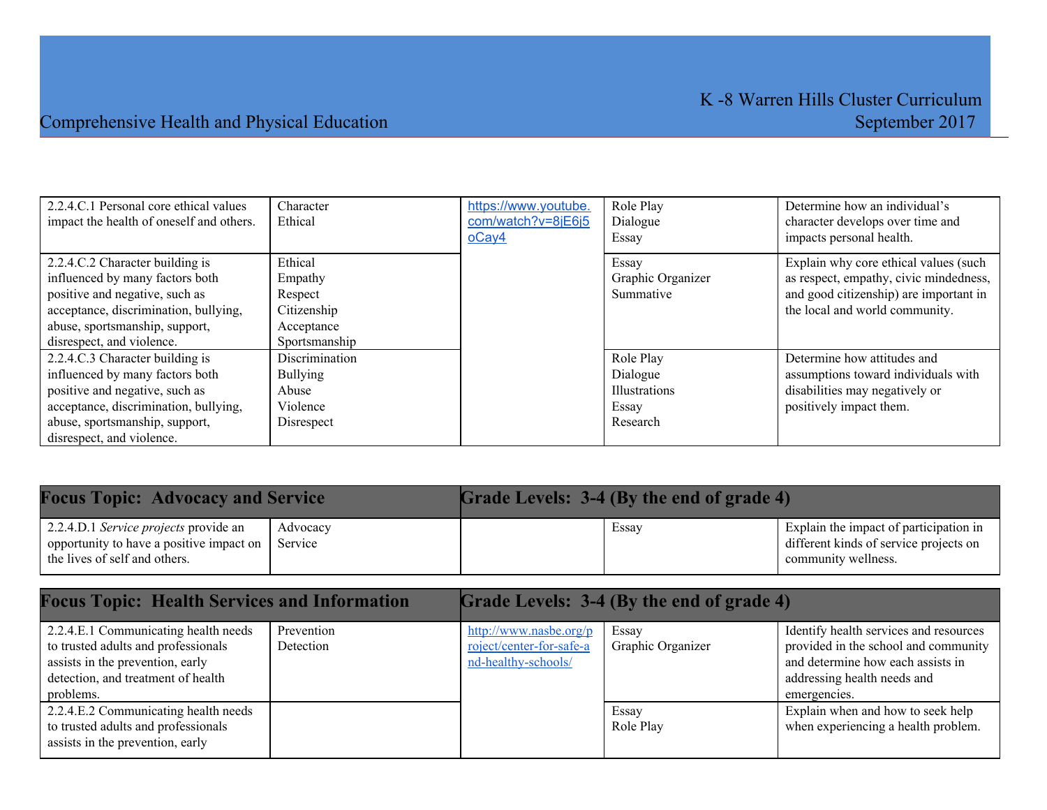| | | | | |
|---|---|---|---|---|
| 2.2.4.C.1 Personal core ethical values impact the health of oneself and others. | Character<br>Ethical | https://www.youtube.com/watch?v=8jE6j5oCay4 | Role Play<br>Dialogue<br>Essay | Determine how an individual's character develops over time and impacts personal health. |
| 2.2.4.C.2 Character building is influenced by many factors both positive and negative, such as acceptance, discrimination, bullying, abuse, sportsmanship, support, disrespect, and violence. | Ethical<br>Empathy<br>Respect<br>Citizenship<br>Acceptance<br>Sportsmanship | | Essay<br>Graphic Organizer<br>Summative | Explain why core ethical values (such as respect, empathy, civic mindedness, and good citizenship) are important in the local and world community. |
| 2.2.4.C.3 Character building is influenced by many factors both positive and negative, such as acceptance, discrimination, bullying, abuse, sportsmanship, support, disrespect, and violence. | Discrimination<br>Bullying<br>Abuse<br>Violence<br>Disrespect | | Role Play<br>Dialogue<br>Illustrations<br>Essay<br>Research | Determine how attitudes and assumptions toward individuals with disabilities may negatively or positively impact them. |

| **Focus Topic: Advocacy and Service** | | **Grade Levels: 3-4 (By the end of grade 4)** | | |
|---|---|---|---|---|
| 2.2.4.D.1 *Service projects* provide an opportunity to have a positive impact on the lives of self and others. | Advocacy<br>Service | | Essay | Explain the impact of participation in different kinds of service projects on community wellness. |

| **Focus Topic: Health Services and Information** | | **Grade Levels: 3-4 (By the end of grade 4)** | | |
|---|---|---|---|---|
| 2.2.4.E.1 Communicating health needs to trusted adults and professionals assists in the prevention, early detection, and treatment of health problems. | Prevention<br>Detection | http://www.nasbe.org/project/center-for-safe-and-healthy-schools/ | Essay<br>Graphic Organizer | Identify health services and resources provided in the school and community and determine how each assists in addressing health needs and emergencies. |
| 2.2.4.E.2 Communicating health needs to trusted adults and professionals assists in the prevention, early | | | Essay<br>Role Play | Explain when and how to seek help when experiencing a health problem. |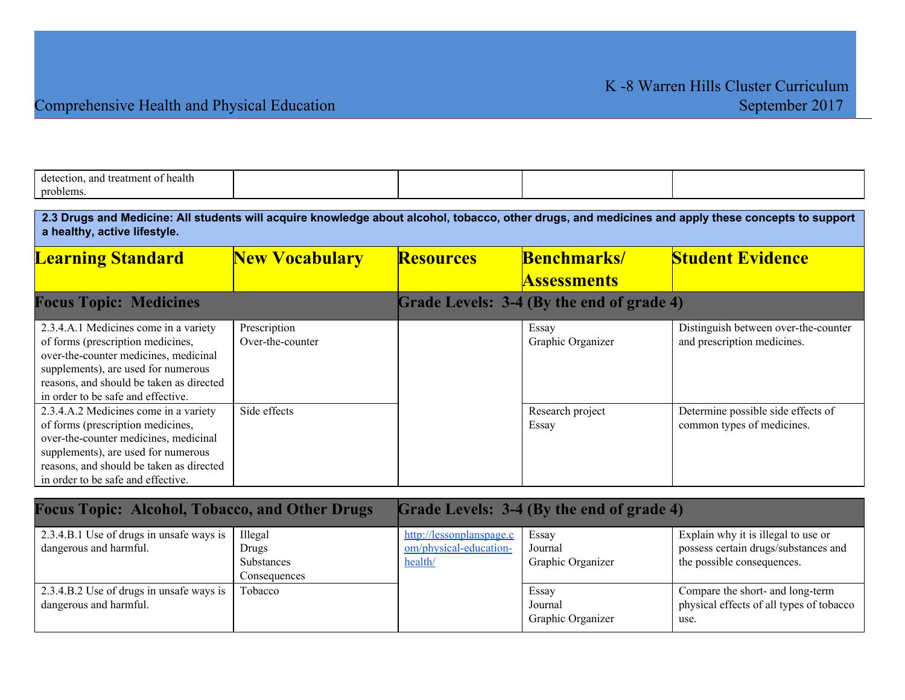| detection, and treatment of health problems. | | | | |
|---|---|---|---|---|

**2.3 Drugs and Medicine: All students will acquire knowledge about alcohol, tobacco, other drugs, and medicines and apply these concepts to support a healthy, active lifestyle.**

| Learning Standard | New Vocabulary | Resources | Benchmarks/ Assessments | Student Evidence |
|---|---|---|---|---|
| **Focus Topic: Medicines** | | **Grade Levels: 3-4 (By the end of grade 4)** | | |
| 2.3.4.A.1 Medicines come in a variety of forms (prescription medicines, over-the-counter medicines, medicinal supplements), are used for numerous reasons, and should be taken as directed in order to be safe and effective. | Prescription<br>Over-the-counter | | Essay<br>Graphic Organizer | Distinguish between over-the-counter and prescription medicines. |
| 2.3.4.A.2 Medicines come in a variety of forms (prescription medicines, over-the-counter medicines, medicinal supplements), are used for numerous reasons, and should be taken as directed in order to be safe and effective. | Side effects | | Research project<br>Essay | Determine possible side effects of common types of medicines. |

| Focus Topic: Alcohol, Tobacco, and Other Drugs | | Grade Levels: 3-4 (By the end of grade 4) | | |
|---|---|---|---|---|
| 2.3.4.B.1 Use of drugs in unsafe ways is dangerous and harmful. | Illegal<br>Drugs<br>Substances<br>Consequences | http://lessonplanspage.com/physical-education-health/ | Essay<br>Journal<br>Graphic Organizer | Explain why it is illegal to use or possess certain drugs/substances and the possible consequences. |
| 2.3.4.B.2 Use of drugs in unsafe ways is dangerous and harmful. | Tobacco | | Essay<br>Journal<br>Graphic Organizer | Compare the short- and long-term physical effects of all types of tobacco use. |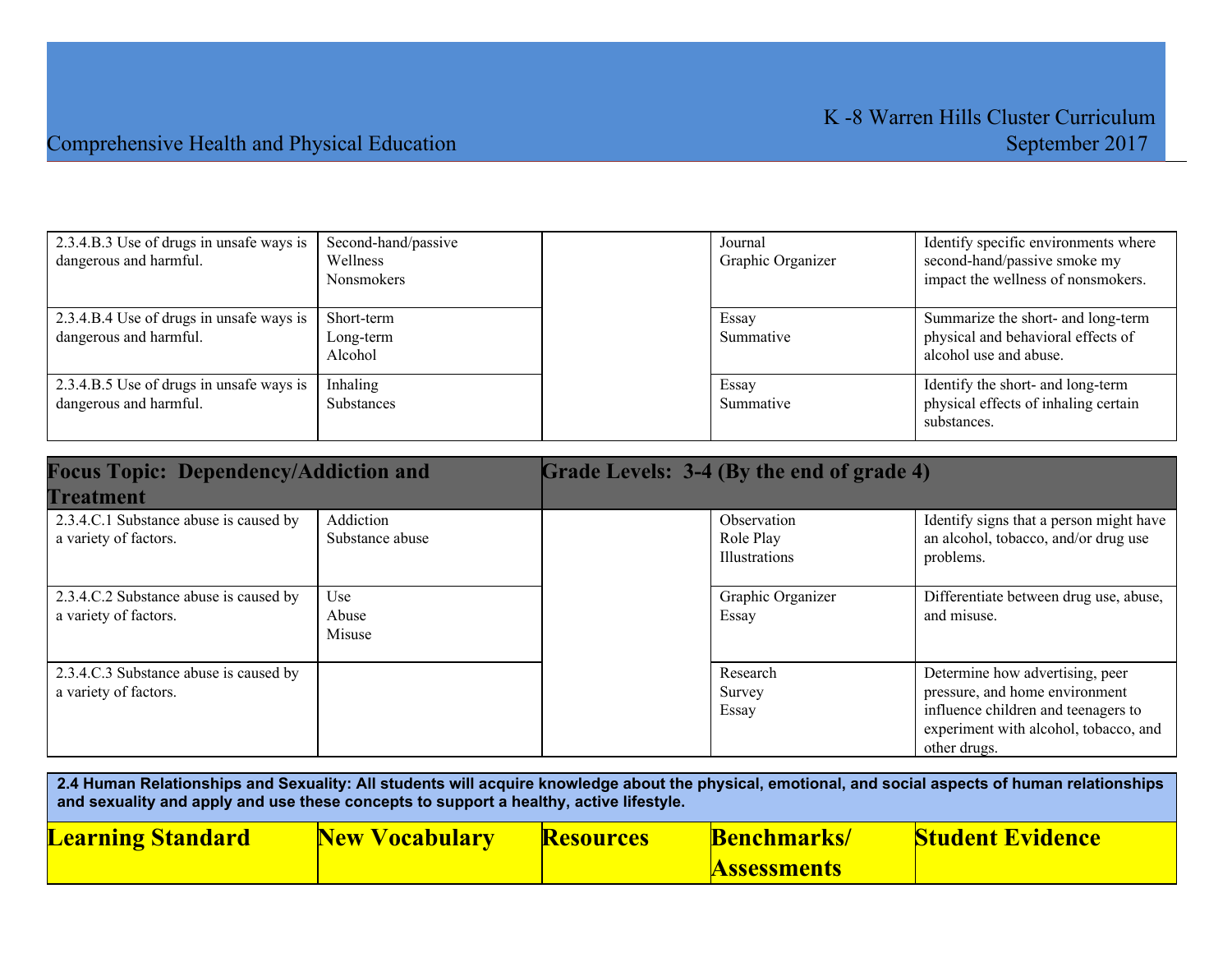| | | | | |
|---|---|---|---|---|
| 2.3.4.B.3 Use of drugs in unsafe ways is dangerous and harmful. | Second-hand/passive<br>Wellness<br>Nonsmokers | | Journal<br>Graphic Organizer | Identify specific environments where second-hand/passive smoke my impact the wellness of nonsmokers. |
| 2.3.4.B.4 Use of drugs in unsafe ways is dangerous and harmful. | Short-term<br>Long-term<br>Alcohol | | Essay<br>Summative | Summarize the short- and long-term physical and behavioral effects of alcohol use and abuse. |
| 2.3.4.B.5 Use of drugs in unsafe ways is dangerous and harmful. | Inhaling<br>Substances | | Essay<br>Summative | Identify the short- and long-term physical effects of inhaling certain substances. |

| **Focus Topic: Dependency/Addiction and Treatment** | | **Grade Levels: 3-4 (By the end of grade 4)** | | |
|---|---|---|---|---|
| 2.3.4.C.1 Substance abuse is caused by a variety of factors. | Addiction<br>Substance abuse | | Observation<br>Role Play<br>Illustrations | Identify signs that a person might have an alcohol, tobacco, and/or drug use problems. |
| 2.3.4.C.2 Substance abuse is caused by a variety of factors. | Use<br>Abuse<br>Misuse | | Graphic Organizer<br>Essay | Differentiate between drug use, abuse, and misuse. |
| 2.3.4.C.3 Substance abuse is caused by a variety of factors. | | | Research<br>Survey<br>Essay | Determine how advertising, peer pressure, and home environment influence children and teenagers to experiment with alcohol, tobacco, and other drugs. |

**2.4 Human Relationships and Sexuality: All students will acquire knowledge about the physical, emotional, and social aspects of human relationships and sexuality and apply and use these concepts to support a healthy, active lifestyle.**

| **Learning Standard** | **New Vocabulary** | **Resources** | **Benchmarks/ Assessments** | **Student Evidence** |
|---|---|---|---|---|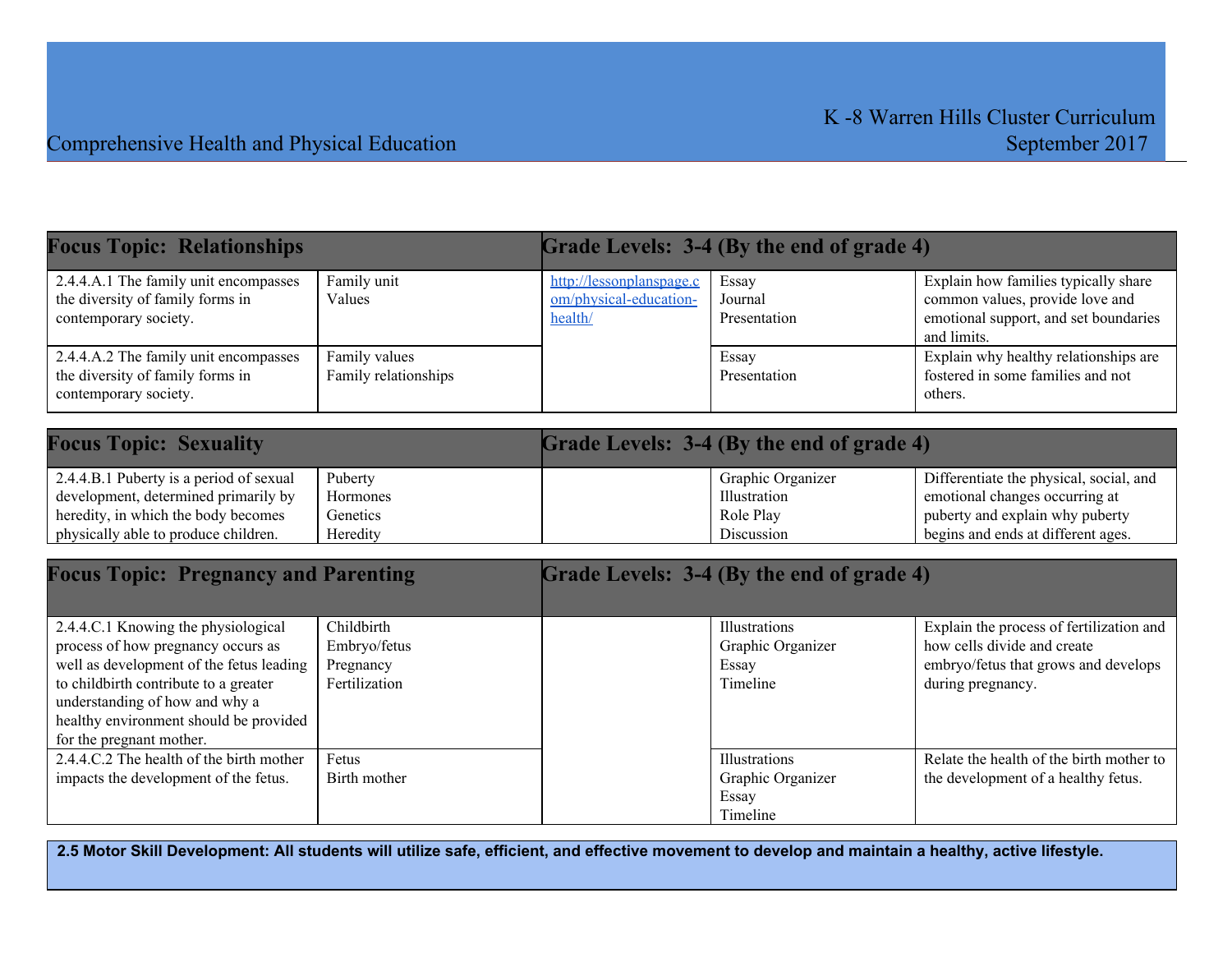| Focus Topic: Relationships | | Grade Levels: 3-4 (By the end of grade 4) | | |
|---|---|---|---|---|
| 2.4.4.A.1 The family unit encompasses the diversity of family forms in contemporary society. | Family unit<br>Values | http://lessonplanspage.com/physical-education-health/ | Essay<br>Journal<br>Presentation | Explain how families typically share common values, provide love and emotional support, and set boundaries and limits. |
| 2.4.4.A.2 The family unit encompasses the diversity of family forms in contemporary society. | Family values<br>Family relationships | | Essay<br>Presentation | Explain why healthy relationships are fostered in some families and not others. |

| Focus Topic: Sexuality | | Grade Levels: 3-4 (By the end of grade 4) | | |
|---|---|---|---|---|
| 2.4.4.B.1 Puberty is a period of sexual development, determined primarily by heredity, in which the body becomes physically able to produce children. | Puberty<br>Hormones<br>Genetics<br>Heredity | | Graphic Organizer<br>Illustration<br>Role Play<br>Discussion | Differentiate the physical, social, and emotional changes occurring at puberty and explain why puberty begins and ends at different ages. |

| Focus Topic: Pregnancy and Parenting | | Grade Levels: 3-4 (By the end of grade 4) | | |
|---|---|---|---|---|
| 2.4.4.C.1 Knowing the physiological process of how pregnancy occurs as well as development of the fetus leading to childbirth contribute to a greater understanding of how and why a healthy environment should be provided for the pregnant mother. | Childbirth<br>Embryo/fetus<br>Pregnancy<br>Fertilization | | Illustrations<br>Graphic Organizer<br>Essay<br>Timeline | Explain the process of fertilization and how cells divide and create embryo/fetus that grows and develops during pregnancy. |
| 2.4.4.C.2 The health of the birth mother impacts the development of the fetus. | Fetus<br>Birth mother | | Illustrations<br>Graphic Organizer<br>Essay<br>Timeline | Relate the health of the birth mother to the development of a healthy fetus. |

**2.5 Motor Skill Development: All students will utilize safe, efficient, and effective movement to develop and maintain a healthy, active lifestyle.**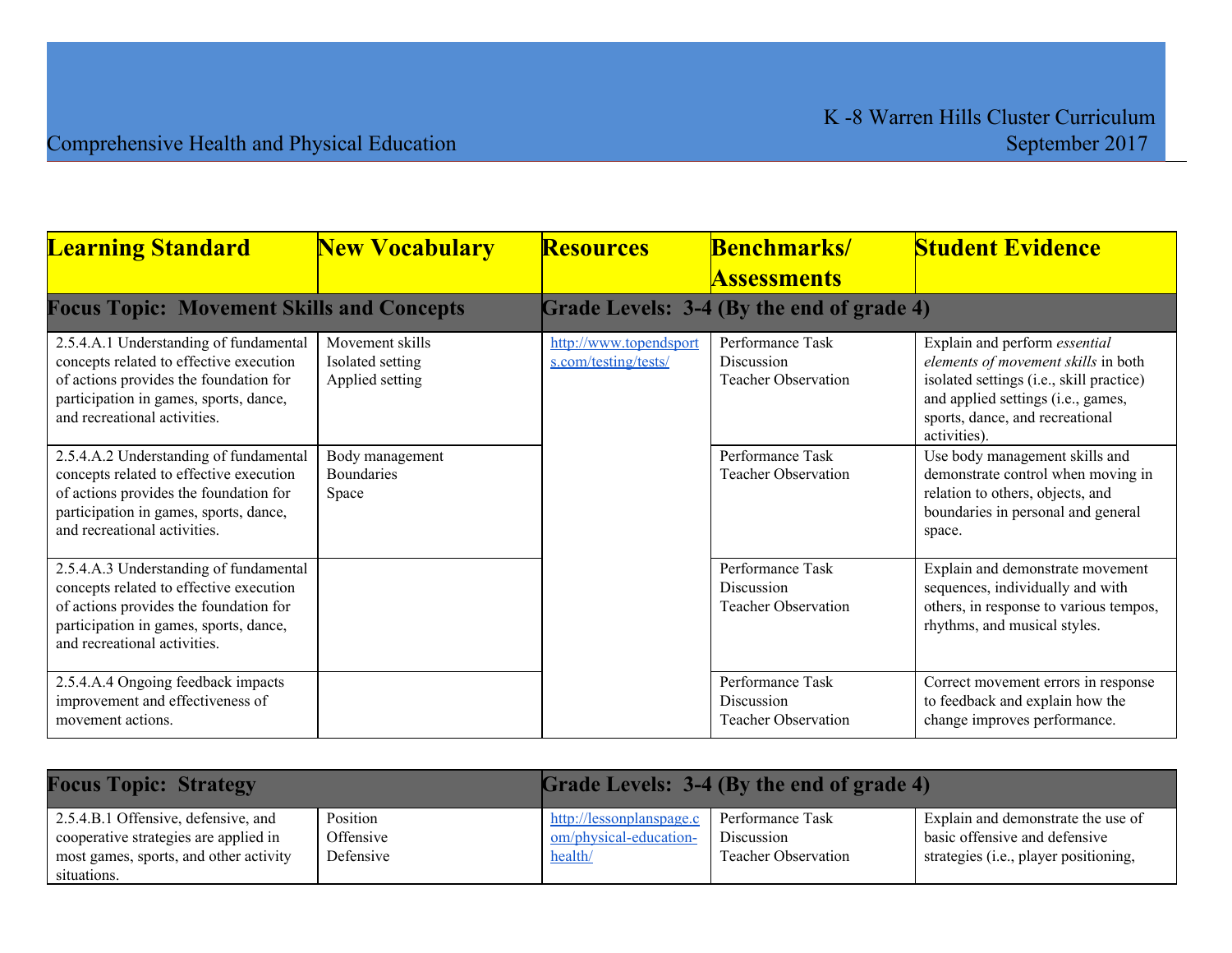| Learning Standard | New Vocabulary | Resources | Benchmarks/ Assessments | Student Evidence |
|---|---|---|---|---|
| **Focus Topic: Movement Skills and Concepts** | | **Grade Levels: 3-4 (By the end of grade 4)** | | |
| 2.5.4.A.1 Understanding of fundamental concepts related to effective execution of actions provides the foundation for participation in games, sports, dance, and recreational activities. | Movement skills<br>Isolated setting<br>Applied setting | http://www.topendsports.com/testing/tests/ | Performance Task<br>Discussion<br>Teacher Observation | Explain and perform *essential elements of movement skills* in both isolated settings (i.e., skill practice) and applied settings (i.e., games, sports, dance, and recreational activities). |
| 2.5.4.A.2 Understanding of fundamental concepts related to effective execution of actions provides the foundation for participation in games, sports, dance, and recreational activities. | Body management<br>Boundaries<br>Space | | Performance Task<br>Teacher Observation | Use body management skills and demonstrate control when moving in relation to others, objects, and boundaries in personal and general space. |
| 2.5.4.A.3 Understanding of fundamental concepts related to effective execution of actions provides the foundation for participation in games, sports, dance, and recreational activities. | | | Performance Task<br>Discussion<br>Teacher Observation | Explain and demonstrate movement sequences, individually and with others, in response to various tempos, rhythms, and musical styles. |
| 2.5.4.A.4 Ongoing feedback impacts improvement and effectiveness of movement actions. | | | Performance Task<br>Discussion<br>Teacher Observation | Correct movement errors in response to feedback and explain how the change improves performance. |

| Focus Topic: Strategy | | Grade Levels: 3-4 (By the end of grade 4) | | |
|---|---|---|---|---|
| 2.5.4.B.1 Offensive, defensive, and cooperative strategies are applied in most games, sports, and other activity situations. | Position<br>Offensive<br>Defensive | http://lessonplanspage.com/physical-education-health/ | Performance Task<br>Discussion<br>Teacher Observation | Explain and demonstrate the use of basic offensive and defensive strategies (i.e., player positioning, |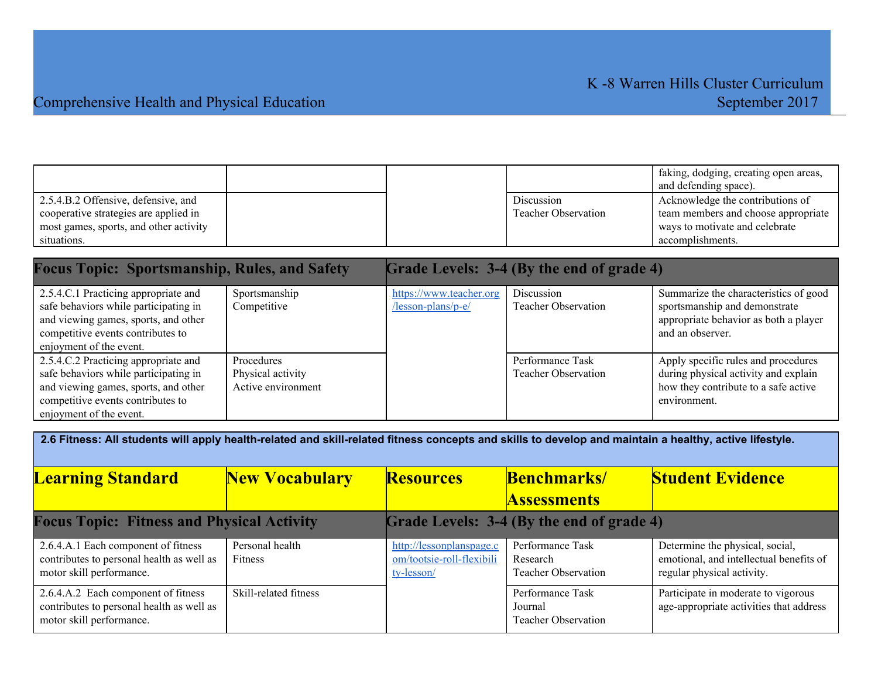| | | | | faking, dodging, creating open areas, and defending space). |
|---|---|---|---|---|
| 2.5.4.B.2 Offensive, defensive, and cooperative strategies are applied in most games, sports, and other activity situations. | | | Discussion<br>Teacher Observation | Acknowledge the contributions of team members and choose appropriate ways to motivate and celebrate accomplishments. |

| **Focus Topic: Sportsmanship, Rules, and Safety** | | **Grade Levels: 3-4 (By the end of grade 4)** | | |
|---|---|---|---|---|
| 2.5.4.C.1 Practicing appropriate and safe behaviors while participating in and viewing games, sports, and other competitive events contributes to enjoyment of the event. | Sportsmanship<br>Competitive | https://www.teacher.org/lesson-plans/p-e/ | Discussion<br>Teacher Observation | Summarize the characteristics of good sportsmanship and demonstrate appropriate behavior as both a player and an observer. |
| 2.5.4.C.2 Practicing appropriate and safe behaviors while participating in and viewing games, sports, and other competitive events contributes to enjoyment of the event. | Procedures<br>Physical activity<br>Active environment | | Performance Task<br>Teacher Observation | Apply specific rules and procedures during physical activity and explain how they contribute to a safe active environment. |

**2.6 Fitness: All students will apply health-related and skill-related fitness concepts and skills to develop and maintain a healthy, active lifestyle.**

| **Learning Standard** | **New Vocabulary** | **Resources** | **Benchmarks/ Assessments** | **Student Evidence** |
|---|---|---|---|---|
| **Focus Topic: Fitness and Physical Activity** | | **Grade Levels: 3-4 (By the end of grade 4)** | | |
| 2.6.4.A.1 Each component of fitness contributes to personal health as well as motor skill performance. | Personal health<br>Fitness | http://lessonplanspage.com/tootsie-roll-flexibility-lesson/ | Performance Task<br>Research<br>Teacher Observation | Determine the physical, social, emotional, and intellectual benefits of regular physical activity. |
| 2.6.4.A.2 Each component of fitness contributes to personal health as well as motor skill performance. | Skill-related fitness | | Performance Task<br>Journal<br>Teacher Observation | Participate in moderate to vigorous age-appropriate activities that address |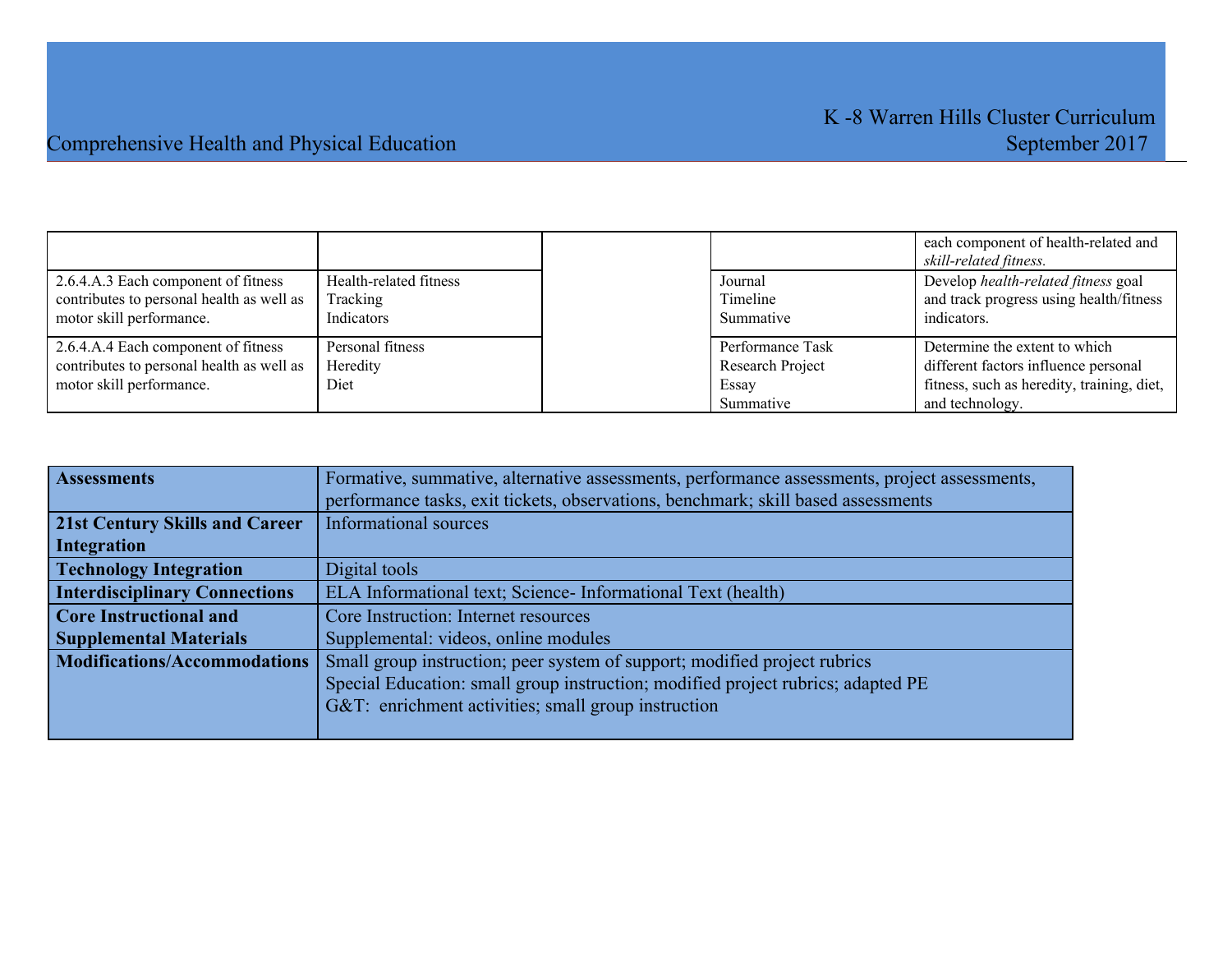| | | | | |
|---|---|---|---|---|
| | | | | each component of health-related and *skill-related fitness.* |
| 2.6.4.A.3 Each component of fitness contributes to personal health as well as motor skill performance. | Health-related fitness<br>Tracking<br>Indicators | | Journal<br>Timeline<br>Summative | Develop *health-related fitness* goal and track progress using health/fitness indicators. |
| 2.6.4.A.4 Each component of fitness contributes to personal health as well as motor skill performance. | Personal fitness<br>Heredity<br>Diet | | Performance Task<br>Research Project<br>Essay<br>Summative | Determine the extent to which different factors influence personal fitness, such as heredity, training, diet, and technology. |

| | |
|---|---|
| **Assessments** | Formative, summative, alternative assessments, performance assessments, project assessments, performance tasks, exit tickets, observations, benchmark; skill based assessments |
| **21st Century Skills and Career Integration** | Informational sources |
| **Technology Integration** | Digital tools |
| **Interdisciplinary Connections** | ELA Informational text; Science- Informational Text (health) |
| **Core Instructional and Supplemental Materials** | Core Instruction: Internet resources<br>Supplemental: videos, online modules |
| **Modifications/Accommodations** | Small group instruction; peer system of support; modified project rubrics<br>Special Education: small group instruction; modified project rubrics; adapted PE<br>G&T: enrichment activities; small group instruction |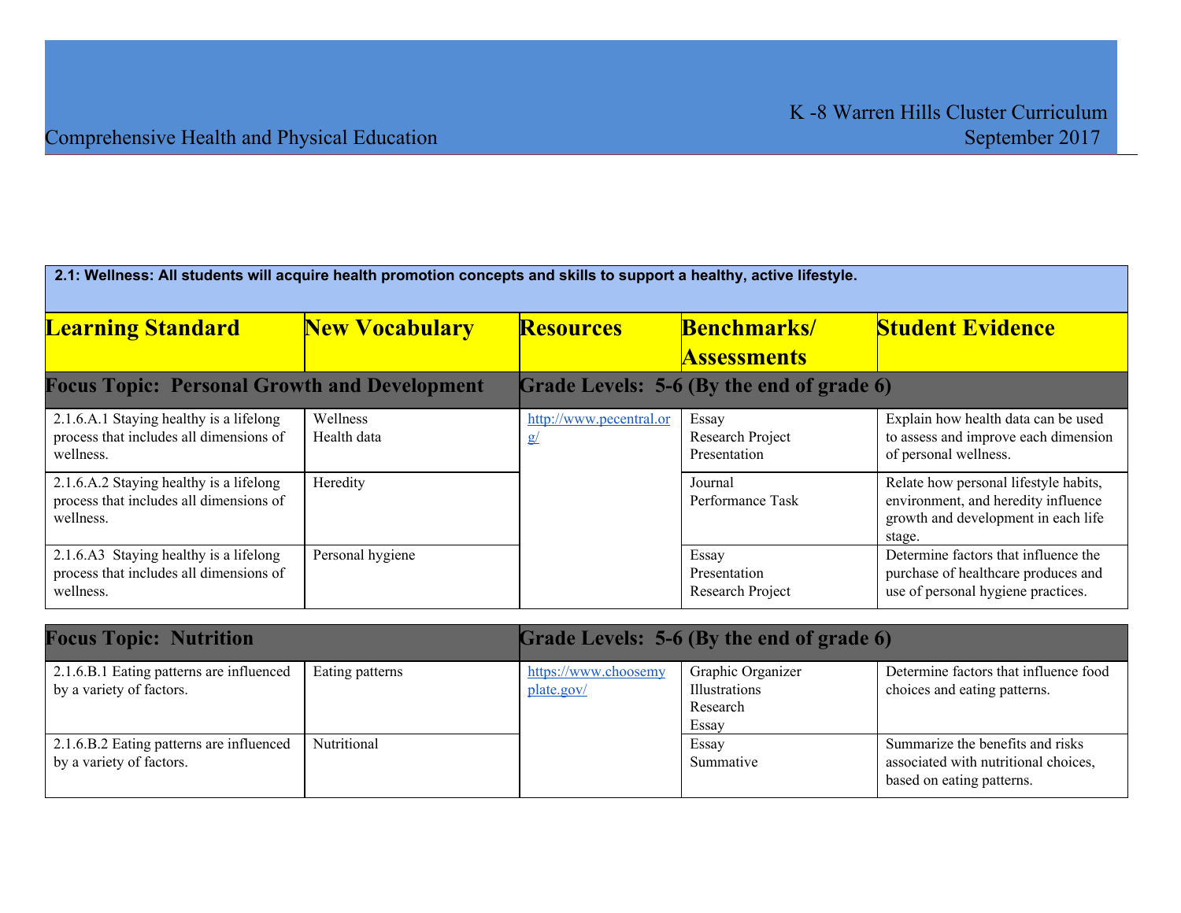| 2.1: Wellness: All students will acquire health promotion concepts and skills to support a healthy, active lifestyle. | | | | |
|---|---|---|---|---|
| **Learning Standard** | **New Vocabulary** | **Resources** | **Benchmarks/ Assessments** | **Student Evidence** |
| **Focus Topic: Personal Growth and Development** | | **Grade Levels: 5-6 (By the end of grade 6)** | | |
| 2.1.6.A.1 Staying healthy is a lifelong process that includes all dimensions of wellness. | Wellness<br>Health data | http://www.pecentral.org/ | Essay<br>Research Project<br>Presentation | Explain how health data can be used to assess and improve each dimension of personal wellness. |
| 2.1.6.A.2 Staying healthy is a lifelong process that includes all dimensions of wellness. | Heredity | | Journal<br>Performance Task | Relate how personal lifestyle habits, environment, and heredity influence growth and development in each life stage. |
| 2.1.6.A3 Staying healthy is a lifelong process that includes all dimensions of wellness. | Personal hygiene | | Essay<br>Presentation<br>Research Project | Determine factors that influence the purchase of healthcare produces and use of personal hygiene practices. |
| **Focus Topic: Nutrition** | | **Grade Levels: 5-6 (By the end of grade 6)** | | |
| 2.1.6.B.1 Eating patterns are influenced by a variety of factors. | Eating patterns | https://www.choosemyplate.gov/ | Graphic Organizer<br>Illustrations<br>Research<br>Essay | Determine factors that influence food choices and eating patterns. |
| 2.1.6.B.2 Eating patterns are influenced by a variety of factors. | Nutritional | | Essay<br>Summative | Summarize the benefits and risks associated with nutritional choices, based on eating patterns. |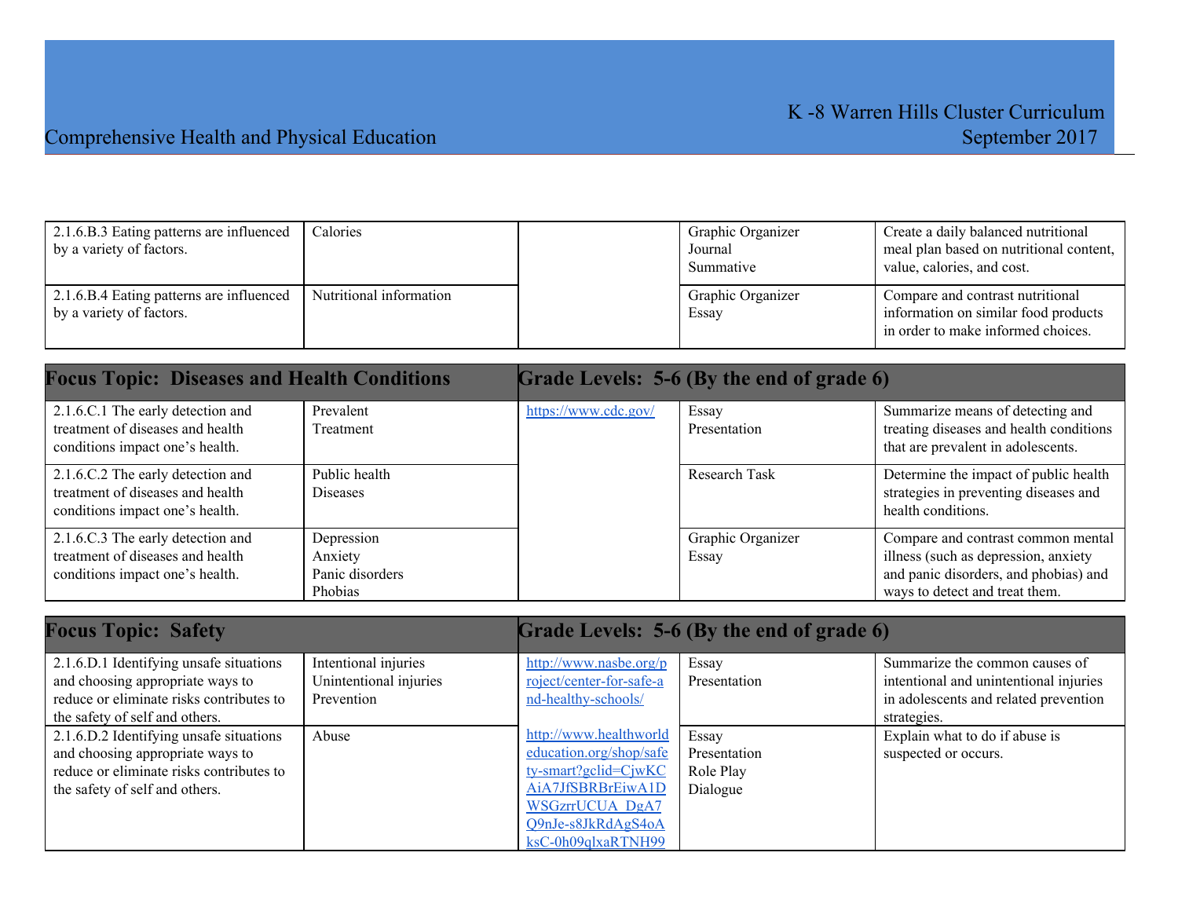| | | | | |
|---|---|---|---|---|
| 2.1.6.B.3 Eating patterns are influenced by a variety of factors. | Calories | | Graphic Organizer<br>Journal<br>Summative | Create a daily balanced nutritional meal plan based on nutritional content, value, calories, and cost. |
| 2.1.6.B.4 Eating patterns are influenced by a variety of factors. | Nutritional information | | Graphic Organizer<br>Essay | Compare and contrast nutritional information on similar food products in order to make informed choices. |

| **Focus Topic: Diseases and Health Conditions** | | **Grade Levels: 5-6 (By the end of grade 6)** | | |
|---|---|---|---|---|
| 2.1.6.C.1 The early detection and treatment of diseases and health conditions impact one's health. | Prevalent<br>Treatment | https://www.cdc.gov/ | Essay<br>Presentation | Summarize means of detecting and treating diseases and health conditions that are prevalent in adolescents. |
| 2.1.6.C.2 The early detection and treatment of diseases and health conditions impact one's health. | Public health<br>Diseases | | Research Task | Determine the impact of public health strategies in preventing diseases and health conditions. |
| 2.1.6.C.3 The early detection and treatment of diseases and health conditions impact one's health. | Depression<br>Anxiety<br>Panic disorders<br>Phobias | | Graphic Organizer<br>Essay | Compare and contrast common mental illness (such as depression, anxiety and panic disorders, and phobias) and ways to detect and treat them. |

| **Focus Topic: Safety** | | **Grade Levels: 5-6 (By the end of grade 6)** | | |
|---|---|---|---|---|
| 2.1.6.D.1 Identifying unsafe situations and choosing appropriate ways to reduce or eliminate risks contributes to the safety of self and others. | Intentional injuries<br>Unintentional injuries<br>Prevention | http://www.nasbe.org/project/center-for-safe-and-healthy-schools/ | Essay<br>Presentation | Summarize the common causes of intentional and unintentional injuries in adolescents and related prevention strategies. |
| 2.1.6.D.2 Identifying unsafe situations and choosing appropriate ways to reduce or eliminate risks contributes to the safety of self and others. | Abuse | http://www.healthworldeducation.org/shop/safety-smart?gclid=CjwKCAiA7JfSBRBrEiwA1DWSGzrrUCUA_DgA7Q9nJe-s8JkRdAgS4oAksC-0h09qlxaRTNH99 | Essay<br>Presentation<br>Role Play<br>Dialogue | Explain what to do if abuse is suspected or occurs. |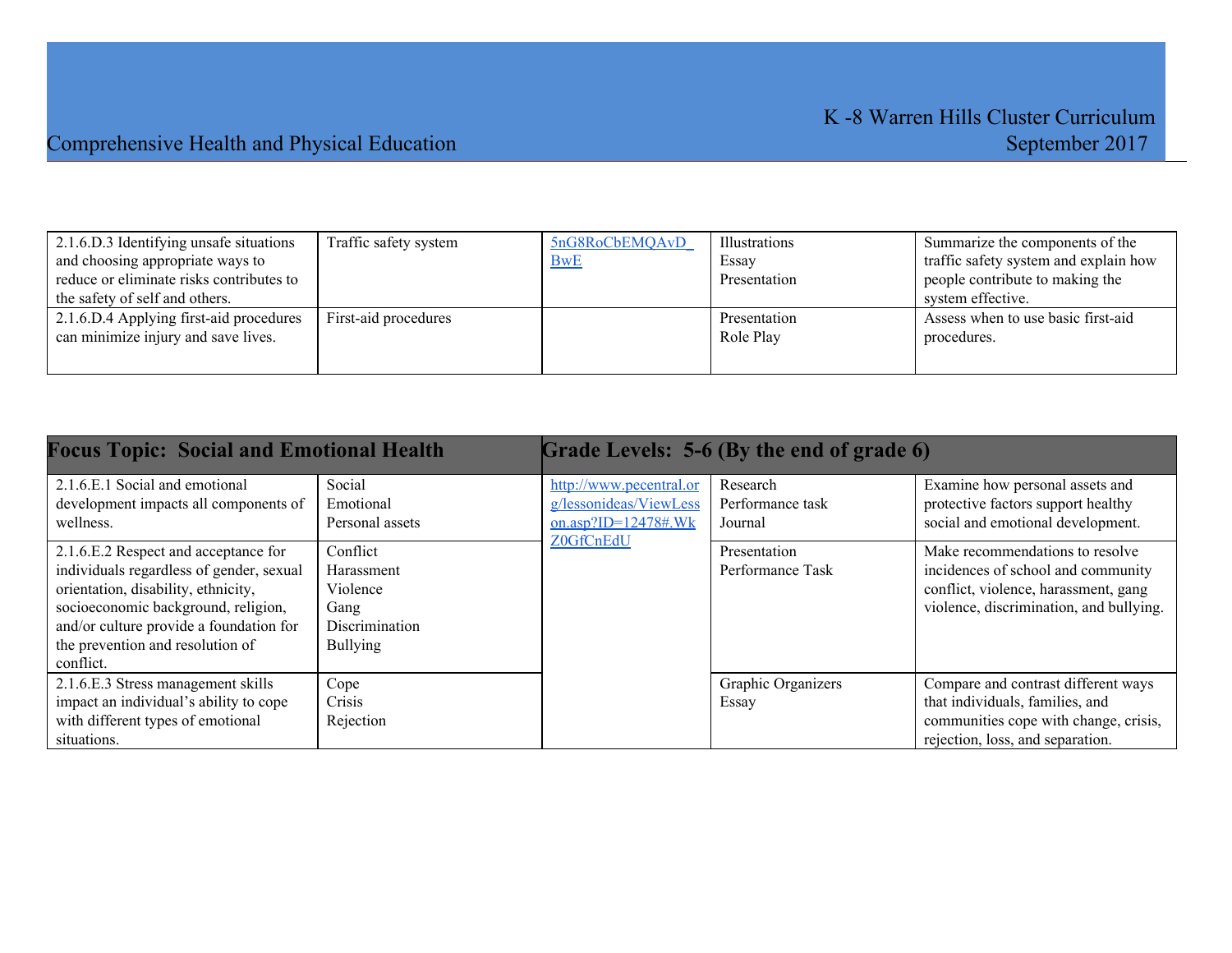| | | | | |
|---|---|---|---|---|
| 2.1.6.D.3 Identifying unsafe situations and choosing appropriate ways to reduce or eliminate risks contributes to the safety of self and others. | Traffic safety system | 5nG8RoCbEMQAvD_BwE | Illustrations<br>Essay<br>Presentation | Summarize the components of the traffic safety system and explain how people contribute to making the system effective. |
| 2.1.6.D.4 Applying first-aid procedures can minimize injury and save lives. | First-aid procedures | | Presentation<br>Role Play | Assess when to use basic first-aid procedures. |

| **Focus Topic: Social and Emotional Health** | | **Grade Levels: 5-6 (By the end of grade 6)** | | |
|---|---|---|---|---|
| 2.1.6.E.1 Social and emotional development impacts all components of wellness. | Social<br>Emotional<br>Personal assets | http://www.pecentral.org/lessonideas/ViewLesson.asp?ID=12478#.WkZ0GfCnEdU | Research<br>Performance task<br>Journal | Examine how personal assets and protective factors support healthy social and emotional development. |
| 2.1.6.E.2 Respect and acceptance for individuals regardless of gender, sexual orientation, disability, ethnicity, socioeconomic background, religion, and/or culture provide a foundation for the prevention and resolution of conflict. | Conflict<br>Harassment<br>Violence<br>Gang<br>Discrimination<br>Bullying | | Presentation<br>Performance Task | Make recommendations to resolve incidences of school and community conflict, violence, harassment, gang violence, discrimination, and bullying. |
| 2.1.6.E.3 Stress management skills impact an individual's ability to cope with different types of emotional situations. | Cope<br>Crisis<br>Rejection | | Graphic Organizers<br>Essay | Compare and contrast different ways that individuals, families, and communities cope with change, crisis, rejection, loss, and separation. |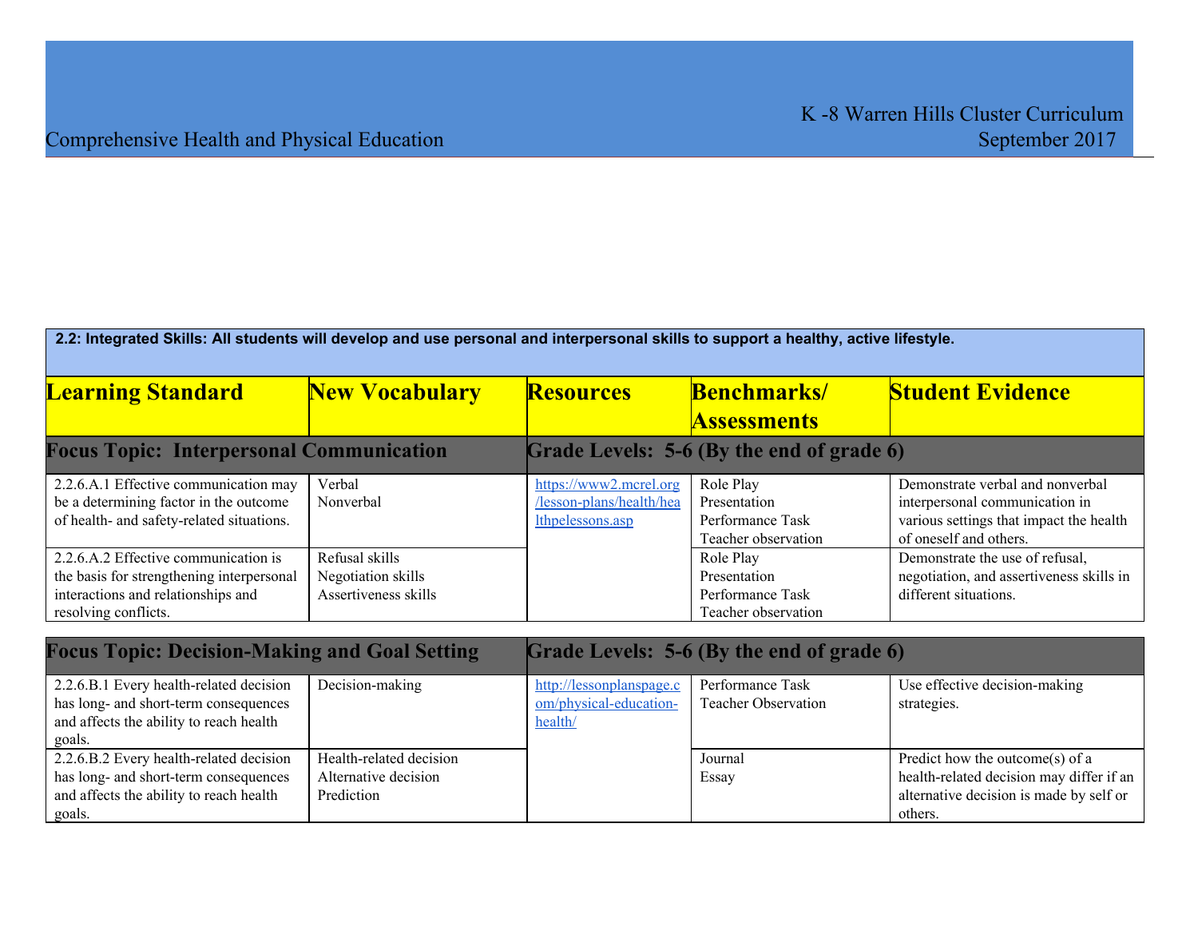## 2.2: Integrated Skills: All students will develop and use personal and interpersonal skills to support a healthy, active lifestyle.

| Learning Standard | New Vocabulary | Resources | Benchmarks/ Assessments | Student Evidence |
|---|---|---|---|---|
| **Focus Topic: Interpersonal Communication** | | **Grade Levels: 5-6 (By the end of grade 6)** | | |
| 2.2.6.A.1 Effective communication may be a determining factor in the outcome of health- and safety-related situations. | Verbal<br>Nonverbal | https://www2.mcrel.org/lesson-plans/health/healthpelessons.asp | Role Play<br>Presentation<br>Performance Task<br>Teacher observation | Demonstrate verbal and nonverbal interpersonal communication in various settings that impact the health of oneself and others. |
| 2.2.6.A.2 Effective communication is the basis for strengthening interpersonal interactions and relationships and resolving conflicts. | Refusal skills<br>Negotiation skills<br>Assertiveness skills | | Role Play<br>Presentation<br>Performance Task<br>Teacher observation | Demonstrate the use of refusal, negotiation, and assertiveness skills in different situations. |
| **Focus Topic: Decision-Making and Goal Setting** | | **Grade Levels: 5-6 (By the end of grade 6)** | | |
| 2.2.6.B.1 Every health-related decision has long- and short-term consequences and affects the ability to reach health goals. | Decision-making | http://lessonplanspage.com/physical-education-health/ | Performance Task<br>Teacher Observation | Use effective decision-making strategies. |
| 2.2.6.B.2 Every health-related decision has long- and short-term consequences and affects the ability to reach health goals. | Health-related decision<br>Alternative decision<br>Prediction | | Journal<br>Essay | Predict how the outcome(s) of a health-related decision may differ if an alternative decision is made by self or others. |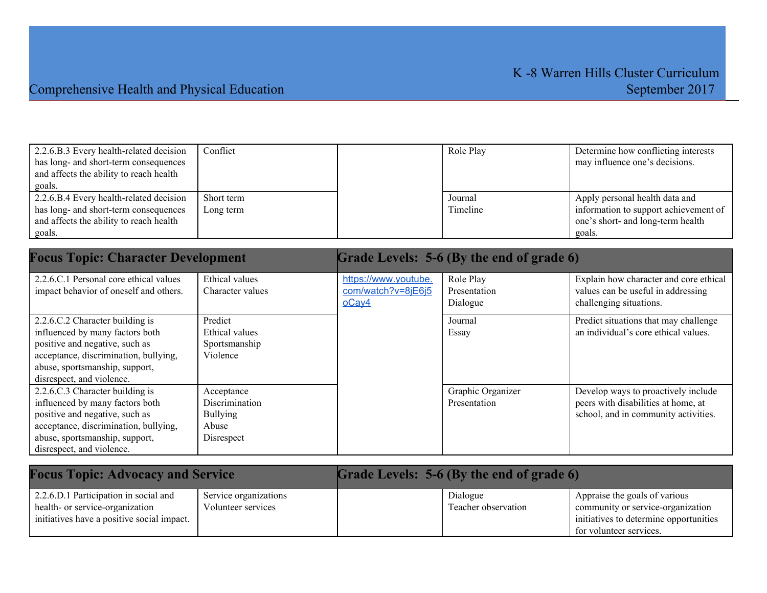| | | | | |
|---|---|---|---|---|
| 2.2.6.B.3 Every health-related decision has long- and short-term consequences and affects the ability to reach health goals. | Conflict | | Role Play | Determine how conflicting interests may influence one's decisions. |
| 2.2.6.B.4 Every health-related decision has long- and short-term consequences and affects the ability to reach health goals. | Short term<br>Long term | | Journal<br>Timeline | Apply personal health data and information to support achievement of one's short- and long-term health goals. |

| **Focus Topic: Character Development** | | **Grade Levels: 5-6 (By the end of grade 6)** | | |
|---|---|---|---|---|
| 2.2.6.C.1 Personal core ethical values impact behavior of oneself and others. | Ethical values<br>Character values | https://www.youtube.com/watch?v=8jE6j5oCay4 | Role Play<br>Presentation<br>Dialogue | Explain how character and core ethical values can be useful in addressing challenging situations. |
| 2.2.6.C.2 Character building is influenced by many factors both positive and negative, such as acceptance, discrimination, bullying, abuse, sportsmanship, support, disrespect, and violence. | Predict<br>Ethical values<br>Sportsmanship<br>Violence | | Journal<br>Essay | Predict situations that may challenge an individual's core ethical values. |
| 2.2.6.C.3 Character building is influenced by many factors both positive and negative, such as acceptance, discrimination, bullying, abuse, sportsmanship, support, disrespect, and violence. | Acceptance<br>Discrimination<br>Bullying<br>Abuse<br>Disrespect | | Graphic Organizer<br>Presentation | Develop ways to proactively include peers with disabilities at home, at school, and in community activities. |

| **Focus Topic: Advocacy and Service** | | **Grade Levels: 5-6 (By the end of grade 6)** | | |
|---|---|---|---|---|
| 2.2.6.D.1 Participation in social and health- or service-organization initiatives have a positive social impact. | Service organizations<br>Volunteer services | | Dialogue<br>Teacher observation | Appraise the goals of various community or service-organization initiatives to determine opportunities for volunteer services. |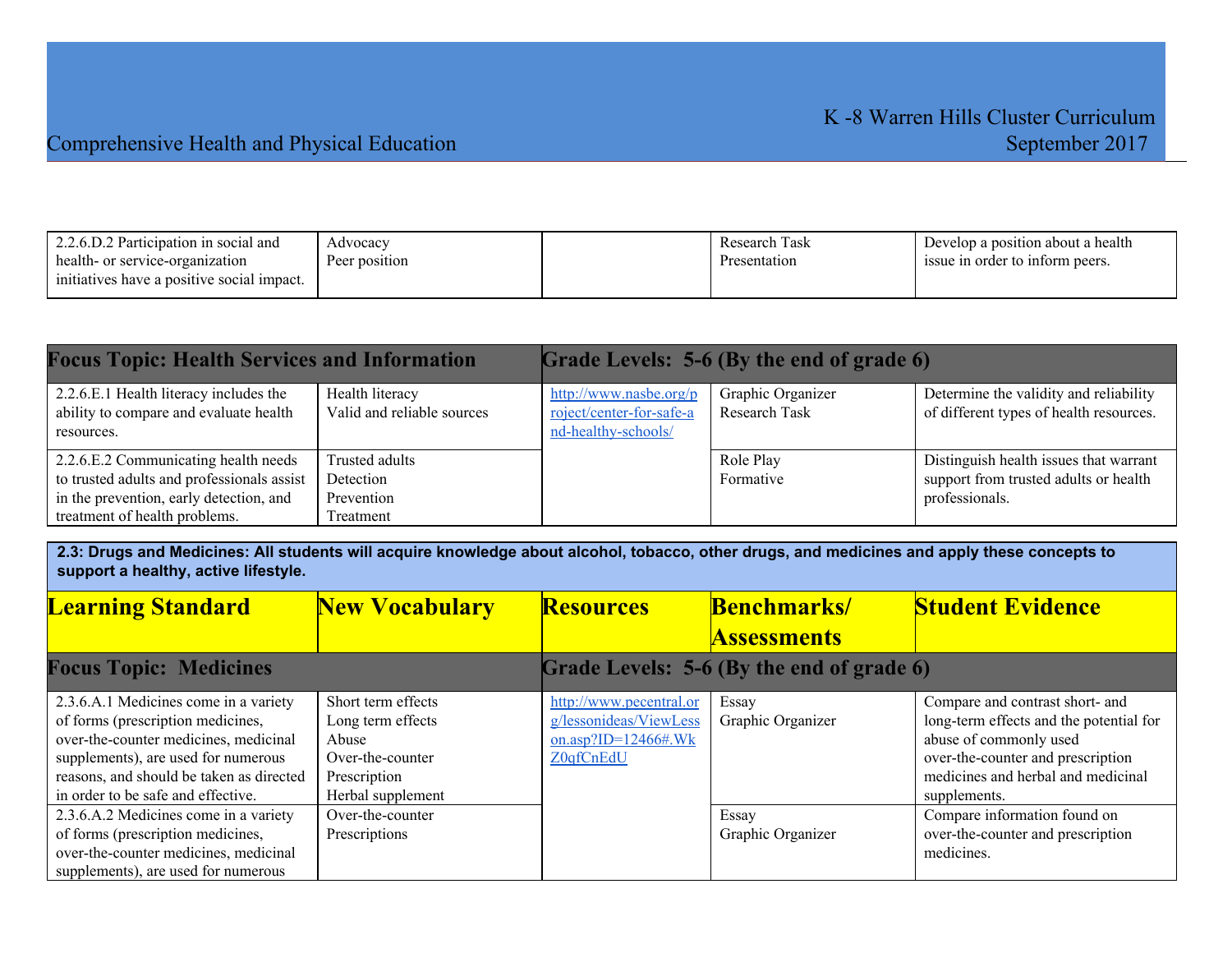| | | | | |
|---|---|---|---|---|
| 2.2.6.D.2 Participation in social and health- or service-organization initiatives have a positive social impact. | Advocacy<br>Peer position | | Research Task<br>Presentation | Develop a position about a health issue in order to inform peers. |

| **Focus Topic: Health Services and Information** | | **Grade Levels: 5-6 (By the end of grade 6)** | | |
|---|---|---|---|---|
| 2.2.6.E.1 Health literacy includes the ability to compare and evaluate health resources. | Health literacy<br>Valid and reliable sources | http://www.nasbe.org/project/center-for-safe-and-healthy-schools/ | Graphic Organizer<br>Research Task | Determine the validity and reliability of different types of health resources. |
| 2.2.6.E.2 Communicating health needs to trusted adults and professionals assist in the prevention, early detection, and treatment of health problems. | Trusted adults<br>Detection<br>Prevention<br>Treatment | | Role Play<br>Formative | Distinguish health issues that warrant support from trusted adults or health professionals. |

**2.3: Drugs and Medicines: All students will acquire knowledge about alcohol, tobacco, other drugs, and medicines and apply these concepts to support a healthy, active lifestyle.**

| Learning Standard | New Vocabulary | Resources | Benchmarks/ Assessments | Student Evidence |
|---|---|---|---|---|
| **Focus Topic: Medicines** | | **Grade Levels: 5-6 (By the end of grade 6)** | | |
| 2.3.6.A.1 Medicines come in a variety of forms (prescription medicines, over-the-counter medicines, medicinal supplements), are used for numerous reasons, and should be taken as directed in order to be safe and effective. | Short term effects<br>Long term effects<br>Abuse<br>Over-the-counter<br>Prescription<br>Herbal supplement | http://www.pecentral.org/lessonideas/ViewLesson.asp?ID=12466#.WkZ0qfCnEdU | Essay<br>Graphic Organizer | Compare and contrast short- and long-term effects and the potential for abuse of commonly used over-the-counter and prescription medicines and herbal and medicinal supplements. |
| 2.3.6.A.2 Medicines come in a variety of forms (prescription medicines, over-the-counter medicines, medicinal supplements), are used for numerous | Over-the-counter<br>Prescriptions | | Essay<br>Graphic Organizer | Compare information found on over-the-counter and prescription medicines. |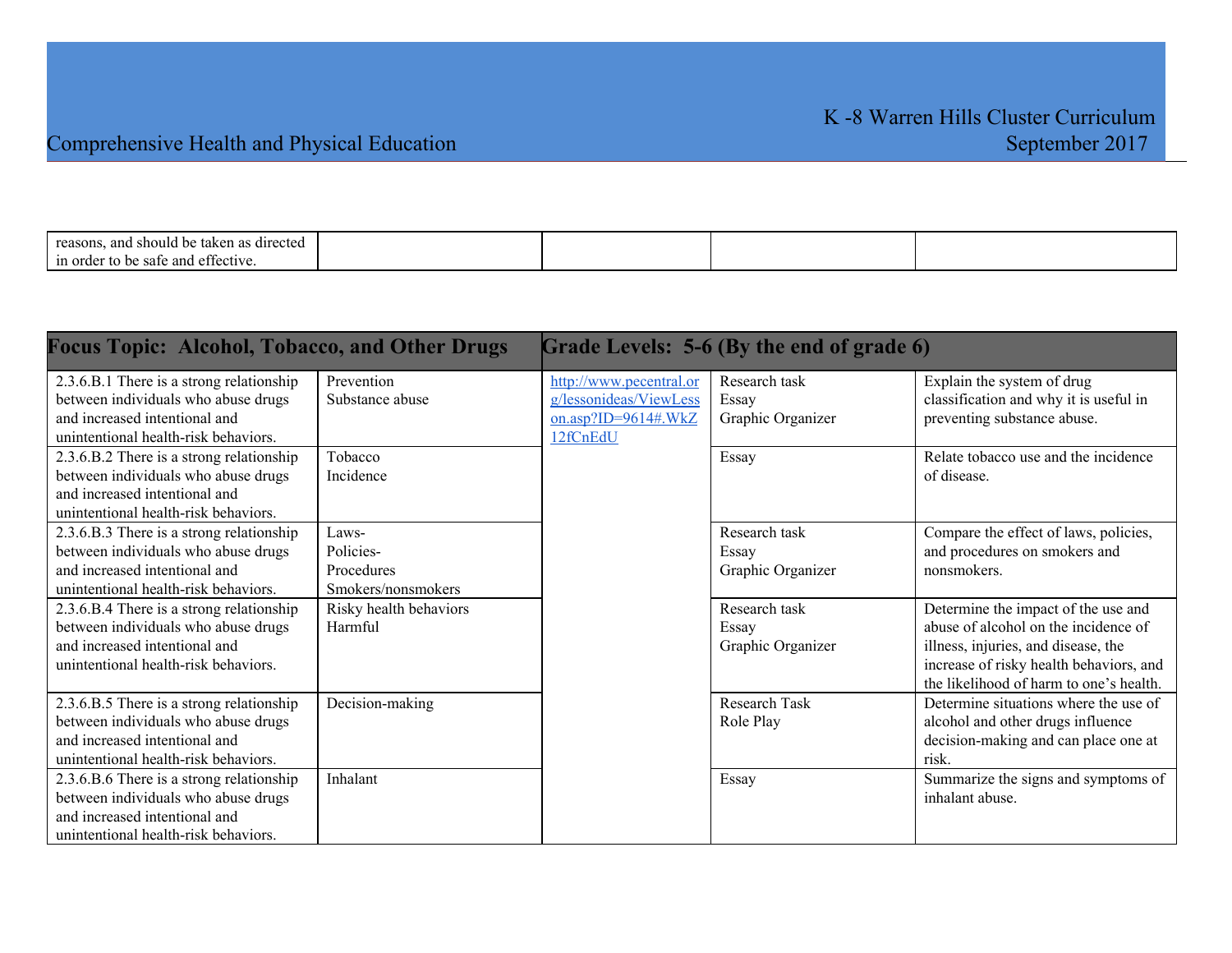| reasons, and should be taken as directed in order to be safe and effective. | | | | |
|---|---|---|---|---|

| **Focus Topic: Alcohol, Tobacco, and Other Drugs** | | **Grade Levels: 5-6 (By the end of grade 6)** | | |
|---|---|---|---|---|
| 2.3.6.B.1 There is a strong relationship between individuals who abuse drugs and increased intentional and unintentional health-risk behaviors. | Prevention<br>Substance abuse | http://www.pecentral.org/lessonideas/ViewLesson.asp?ID=9614#.WkZ12fCnEdU | Research task<br>Essay<br>Graphic Organizer | Explain the system of drug classification and why it is useful in preventing substance abuse. |
| 2.3.6.B.2 There is a strong relationship between individuals who abuse drugs and increased intentional and unintentional health-risk behaviors. | Tobacco<br>Incidence | | Essay | Relate tobacco use and the incidence of disease. |
| 2.3.6.B.3 There is a strong relationship between individuals who abuse drugs and increased intentional and unintentional health-risk behaviors. | Laws-<br>Policies-<br>Procedures<br>Smokers/nonsmokers | | Research task<br>Essay<br>Graphic Organizer | Compare the effect of laws, policies, and procedures on smokers and nonsmokers. |
| 2.3.6.B.4 There is a strong relationship between individuals who abuse drugs and increased intentional and unintentional health-risk behaviors. | Risky health behaviors<br>Harmful | | Research task<br>Essay<br>Graphic Organizer | Determine the impact of the use and abuse of alcohol on the incidence of illness, injuries, and disease, the increase of risky health behaviors, and the likelihood of harm to one's health. |
| 2.3.6.B.5 There is a strong relationship between individuals who abuse drugs and increased intentional and unintentional health-risk behaviors. | Decision-making | | Research Task<br>Role Play | Determine situations where the use of alcohol and other drugs influence decision-making and can place one at risk. |
| 2.3.6.B.6 There is a strong relationship between individuals who abuse drugs and increased intentional and unintentional health-risk behaviors. | Inhalant | | Essay | Summarize the signs and symptoms of inhalant abuse. |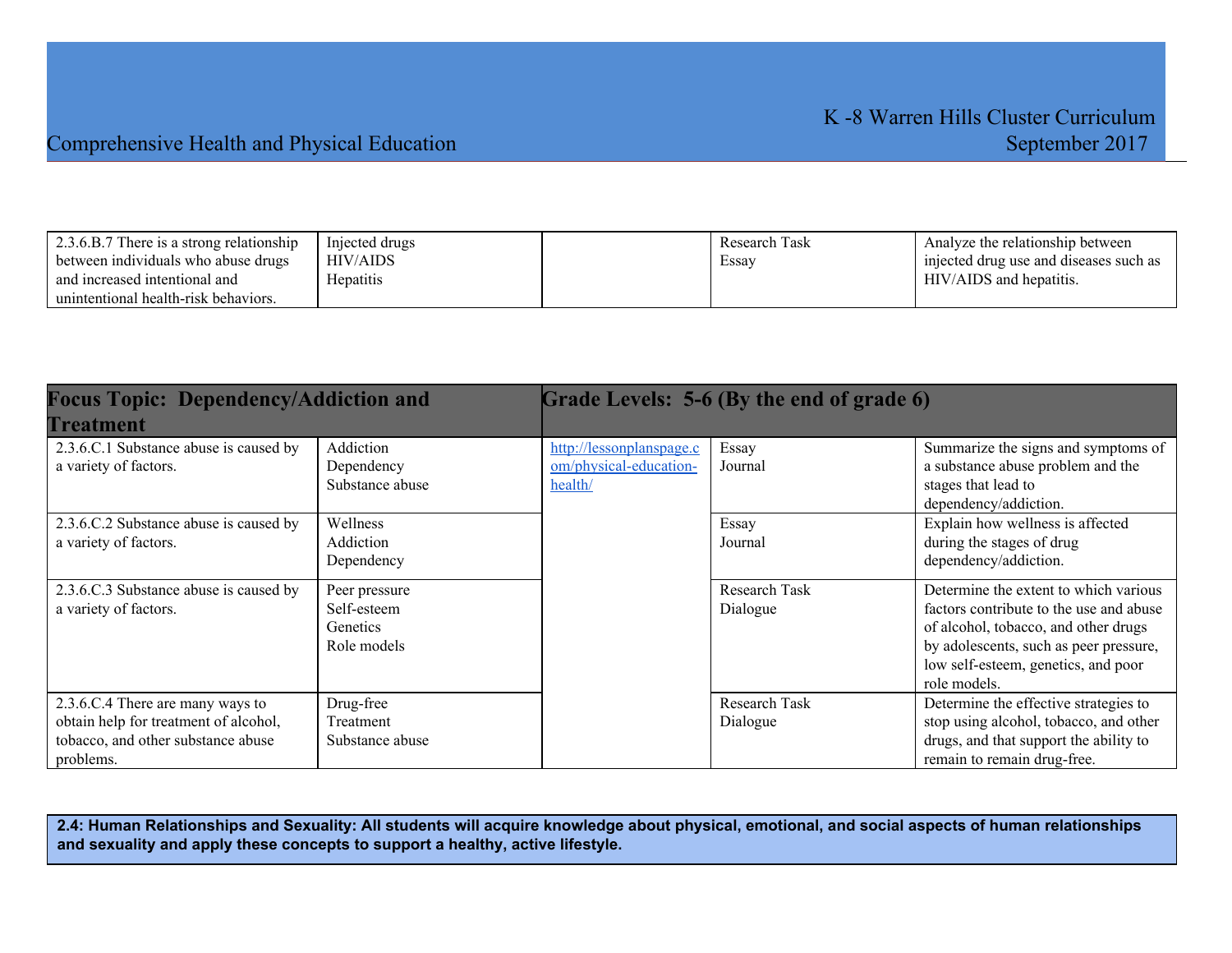| | | | | |
|---|---|---|---|---|
| 2.3.6.B.7 There is a strong relationship between individuals who abuse drugs and increased intentional and unintentional health-risk behaviors. | Injected drugs<br>HIV/AIDS<br>Hepatitis | | Research Task<br>Essay | Analyze the relationship between injected drug use and diseases such as HIV/AIDS and hepatitis. |

| **Focus Topic: Dependency/Addiction and Treatment** | | **Grade Levels: 5-6 (By the end of grade 6)** | | |
|---|---|---|---|---|
| 2.3.6.C.1 Substance abuse is caused by a variety of factors. | Addiction<br>Dependency<br>Substance abuse | http://lessonplanspage.com/physical-education-health/ | Essay<br>Journal | Summarize the signs and symptoms of a substance abuse problem and the stages that lead to dependency/addiction. |
| 2.3.6.C.2 Substance abuse is caused by a variety of factors. | Wellness<br>Addiction<br>Dependency | | Essay<br>Journal | Explain how wellness is affected during the stages of drug dependency/addiction. |
| 2.3.6.C.3 Substance abuse is caused by a variety of factors. | Peer pressure<br>Self-esteem<br>Genetics<br>Role models | | Research Task<br>Dialogue | Determine the extent to which various factors contribute to the use and abuse of alcohol, tobacco, and other drugs by adolescents, such as peer pressure, low self-esteem, genetics, and poor role models. |
| 2.3.6.C.4 There are many ways to obtain help for treatment of alcohol, tobacco, and other substance abuse problems. | Drug-free<br>Treatment<br>Substance abuse | | Research Task<br>Dialogue | Determine the effective strategies to stop using alcohol, tobacco, and other drugs, and that support the ability to remain to remain drug-free. |

**2.4: Human Relationships and Sexuality: All students will acquire knowledge about physical, emotional, and social aspects of human relationships and sexuality and apply these concepts to support a healthy, active lifestyle.**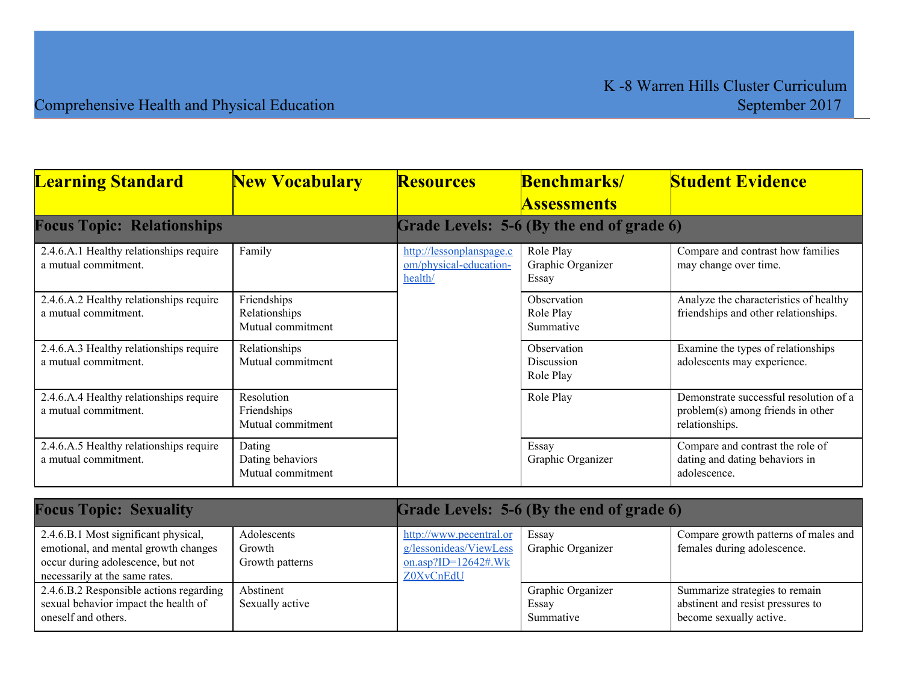| Learning Standard | New Vocabulary | Resources | Benchmarks/ Assessments | Student Evidence |
|---|---|---|---|---|
| **Focus Topic: Relationships** | | **Grade Levels: 5-6 (By the end of grade 6)** | | |
| 2.4.6.A.1 Healthy relationships require a mutual commitment. | Family | http://lessonplanspage.com/physical-education-health/ | Role Play<br>Graphic Organizer<br>Essay | Compare and contrast how families may change over time. |
| 2.4.6.A.2 Healthy relationships require a mutual commitment. | Friendships<br>Relationships<br>Mutual commitment | | Observation<br>Role Play<br>Summative | Analyze the characteristics of healthy friendships and other relationships. |
| 2.4.6.A.3 Healthy relationships require a mutual commitment. | Relationships<br>Mutual commitment | | Observation<br>Discussion<br>Role Play | Examine the types of relationships adolescents may experience. |
| 2.4.6.A.4 Healthy relationships require a mutual commitment. | Resolution<br>Friendships<br>Mutual commitment | | Role Play | Demonstrate successful resolution of a problem(s) among friends in other relationships. |
| 2.4.6.A.5 Healthy relationships require a mutual commitment. | Dating<br>Dating behaviors<br>Mutual commitment | | Essay<br>Graphic Organizer | Compare and contrast the role of dating and dating behaviors in adolescence. |

| Learning Standard | New Vocabulary | Resources | Benchmarks/ Assessments | Student Evidence |
|---|---|---|---|---|
| **Focus Topic: Sexuality** | | **Grade Levels: 5-6 (By the end of grade 6)** | | |
| 2.4.6.B.1 Most significant physical, emotional, and mental growth changes occur during adolescence, but not necessarily at the same rates. | Adolescents<br>Growth<br>Growth patterns | http://www.pecentral.org/lessonideas/ViewLesson.asp?ID=12642#.WkZ0XvCnEdU | Essay<br>Graphic Organizer | Compare growth patterns of males and females during adolescence. |
| 2.4.6.B.2 Responsible actions regarding sexual behavior impact the health of oneself and others. | Abstinent<br>Sexually active | | Graphic Organizer<br>Essay<br>Summative | Summarize strategies to remain abstinent and resist pressures to become sexually active. |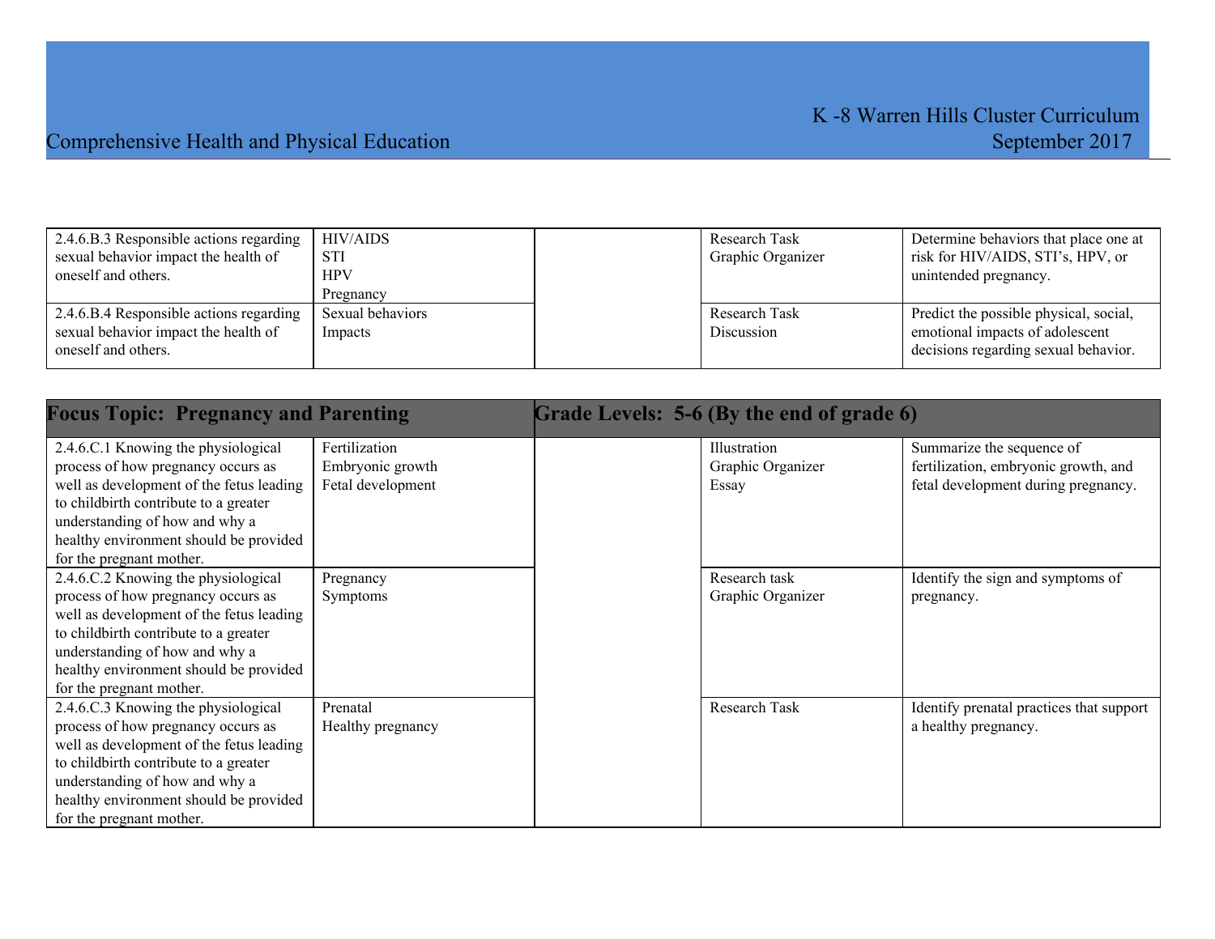| | | | | |
|---|---|---|---|---|
| 2.4.6.B.3 Responsible actions regarding sexual behavior impact the health of oneself and others. | HIV/AIDS<br>STI<br>HPV<br>Pregnancy | | Research Task<br>Graphic Organizer | Determine behaviors that place one at risk for HIV/AIDS, STI's, HPV, or unintended pregnancy. |
| 2.4.6.B.4 Responsible actions regarding sexual behavior impact the health of oneself and others. | Sexual behaviors<br>Impacts | | Research Task<br>Discussion | Predict the possible physical, social, emotional impacts of adolescent decisions regarding sexual behavior. |

| **Focus Topic: Pregnancy and Parenting** | | **Grade Levels: 5-6 (By the end of grade 6)** | | |
|---|---|---|---|---|
| 2.4.6.C.1 Knowing the physiological process of how pregnancy occurs as well as development of the fetus leading to childbirth contribute to a greater understanding of how and why a healthy environment should be provided for the pregnant mother. | Fertilization<br>Embryonic growth<br>Fetal development | | Illustration<br>Graphic Organizer<br>Essay | Summarize the sequence of fertilization, embryonic growth, and fetal development during pregnancy. |
| 2.4.6.C.2 Knowing the physiological process of how pregnancy occurs as well as development of the fetus leading to childbirth contribute to a greater understanding of how and why a healthy environment should be provided for the pregnant mother. | Pregnancy<br>Symptoms | | Research task<br>Graphic Organizer | Identify the sign and symptoms of pregnancy. |
| 2.4.6.C.3 Knowing the physiological process of how pregnancy occurs as well as development of the fetus leading to childbirth contribute to a greater understanding of how and why a healthy environment should be provided for the pregnant mother. | Prenatal<br>Healthy pregnancy | | Research Task | Identify prenatal practices that support a healthy pregnancy. |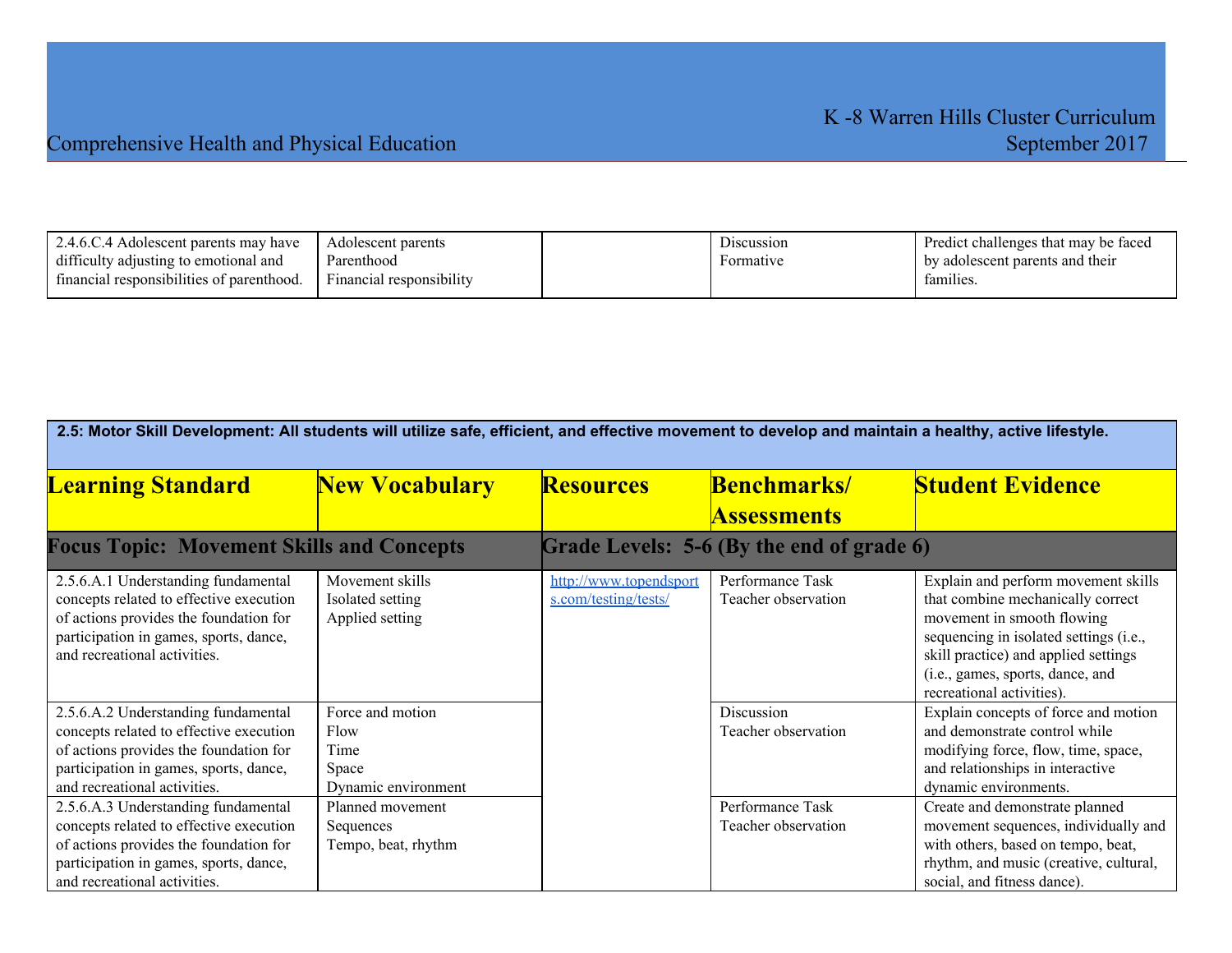| 2.4.6.C.4 Adolescent parents may have difficulty adjusting to emotional and financial responsibilities of parenthood. | Adolescent parents<br>Parenthood<br>Financial responsibility | | Discussion<br>Formative | Predict challenges that may be faced by adolescent parents and their families. |
|---|---|---|---|---|

| 2.5: Motor Skill Development: All students will utilize safe, efficient, and effective movement to develop and maintain a healthy, active lifestyle. | | | | |
|---|---|---|---|---|
| **Learning Standard** | **New Vocabulary** | **Resources** | **Benchmarks/ Assessments** | **Student Evidence** |
| **Focus Topic: Movement Skills and Concepts** | | **Grade Levels: 5-6 (By the end of grade 6)** | | |
| 2.5.6.A.1 Understanding fundamental concepts related to effective execution of actions provides the foundation for participation in games, sports, dance, and recreational activities. | Movement skills<br>Isolated setting<br>Applied setting | http://www.topendsports.com/testing/tests/ | Performance Task<br>Teacher observation | Explain and perform movement skills that combine mechanically correct movement in smooth flowing sequencing in isolated settings (i.e., skill practice) and applied settings (i.e., games, sports, dance, and recreational activities). |
| 2.5.6.A.2 Understanding fundamental concepts related to effective execution of actions provides the foundation for participation in games, sports, dance, and recreational activities. | Force and motion<br>Flow<br>Time<br>Space<br>Dynamic environment | | Discussion<br>Teacher observation | Explain concepts of force and motion and demonstrate control while modifying force, flow, time, space, and relationships in interactive dynamic environments. |
| 2.5.6.A.3 Understanding fundamental concepts related to effective execution of actions provides the foundation for participation in games, sports, dance, and recreational activities. | Planned movement<br>Sequences<br>Tempo, beat, rhythm | | Performance Task<br>Teacher observation | Create and demonstrate planned movement sequences, individually and with others, based on tempo, beat, rhythm, and music (creative, cultural, social, and fitness dance). |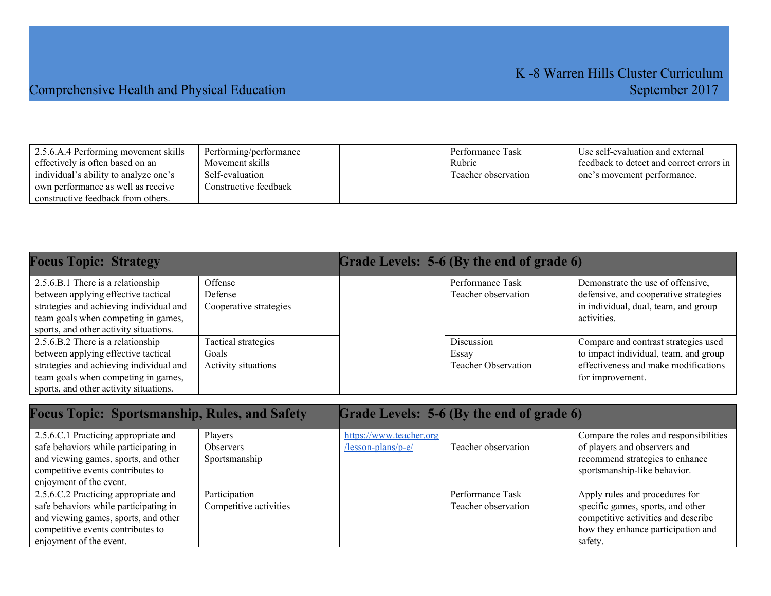| 2.5.6.A.4 Performing movement skills effectively is often based on an individual's ability to analyze one's own performance as well as receive constructive feedback from others. | Performing/performance<br>Movement skills<br>Self-evaluation<br>Constructive feedback | | Performance Task<br>Rubric<br>Teacher observation | Use self-evaluation and external feedback to detect and correct errors in one's movement performance. |
|---|---|---|---|---|

| **Focus Topic: Strategy** | | **Grade Levels: 5-6 (By the end of grade 6)** | | |
|---|---|---|---|---|
| 2.5.6.B.1 There is a relationship between applying effective tactical strategies and achieving individual and team goals when competing in games, sports, and other activity situations. | Offense<br>Defense<br>Cooperative strategies | | Performance Task<br>Teacher observation | Demonstrate the use of offensive, defensive, and cooperative strategies in individual, dual, team, and group activities. |
| 2.5.6.B.2 There is a relationship between applying effective tactical strategies and achieving individual and team goals when competing in games, sports, and other activity situations. | Tactical strategies<br>Goals<br>Activity situations | | Discussion<br>Essay<br>Teacher Observation | Compare and contrast strategies used to impact individual, team, and group effectiveness and make modifications for improvement. |

| **Focus Topic: Sportsmanship, Rules, and Safety** | | **Grade Levels: 5-6 (By the end of grade 6)** | | |
|---|---|---|---|---|
| 2.5.6.C.1 Practicing appropriate and safe behaviors while participating in and viewing games, sports, and other competitive events contributes to enjoyment of the event. | Players<br>Observers<br>Sportsmanship | https://www.teacher.org/lesson-plans/p-e/ | Teacher observation | Compare the roles and responsibilities of players and observers and recommend strategies to enhance sportsmanship-like behavior. |
| 2.5.6.C.2 Practicing appropriate and safe behaviors while participating in and viewing games, sports, and other competitive events contributes to enjoyment of the event. | Participation<br>Competitive activities | | Performance Task<br>Teacher observation | Apply rules and procedures for specific games, sports, and other competitive activities and describe how they enhance participation and safety. |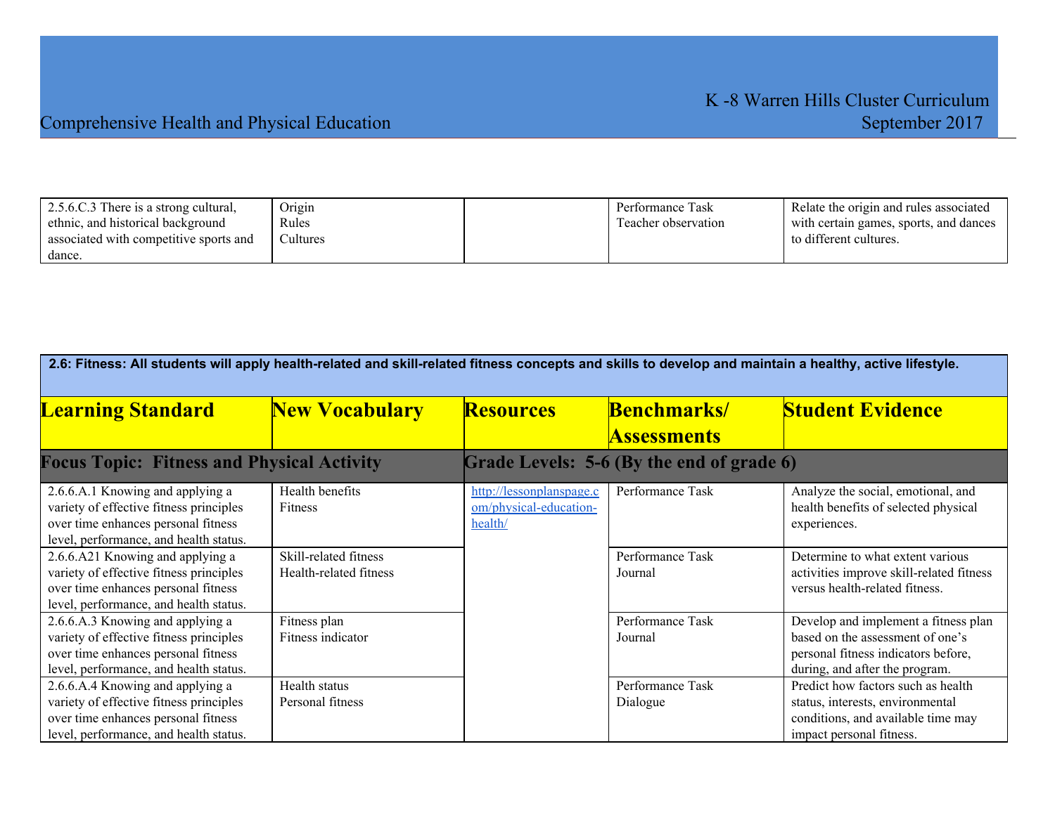| 2.5.6.C.3 There is a strong cultural, ethnic, and historical background associated with competitive sports and dance. | Origin<br>Rules<br>Cultures | | Performance Task<br>Teacher observation | Relate the origin and rules associated with certain games, sports, and dances to different cultures. |
|---|---|---|---|---|

**2.6: Fitness: All students will apply health-related and skill-related fitness concepts and skills to develop and maintain a healthy, active lifestyle.**

| Learning Standard | New Vocabulary | Resources | Benchmarks/ Assessments | Student Evidence |
|---|---|---|---|---|
| **Focus Topic: Fitness and Physical Activity** | | **Grade Levels: 5-6 (By the end of grade 6)** | | |
| 2.6.6.A.1 Knowing and applying a variety of effective fitness principles over time enhances personal fitness level, performance, and health status. | Health benefits<br>Fitness | http://lessonplanspage.com/physical-education-health/ | Performance Task | Analyze the social, emotional, and health benefits of selected physical experiences. |
| 2.6.6.A21 Knowing and applying a variety of effective fitness principles over time enhances personal fitness level, performance, and health status. | Skill-related fitness<br>Health-related fitness | | Performance Task<br>Journal | Determine to what extent various activities improve skill-related fitness versus health-related fitness. |
| 2.6.6.A.3 Knowing and applying a variety of effective fitness principles over time enhances personal fitness level, performance, and health status. | Fitness plan<br>Fitness indicator | | Performance Task<br>Journal | Develop and implement a fitness plan based on the assessment of one's personal fitness indicators before, during, and after the program. |
| 2.6.6.A.4 Knowing and applying a variety of effective fitness principles over time enhances personal fitness level, performance, and health status. | Health status<br>Personal fitness | | Performance Task<br>Dialogue | Predict how factors such as health status, interests, environmental conditions, and available time may impact personal fitness. |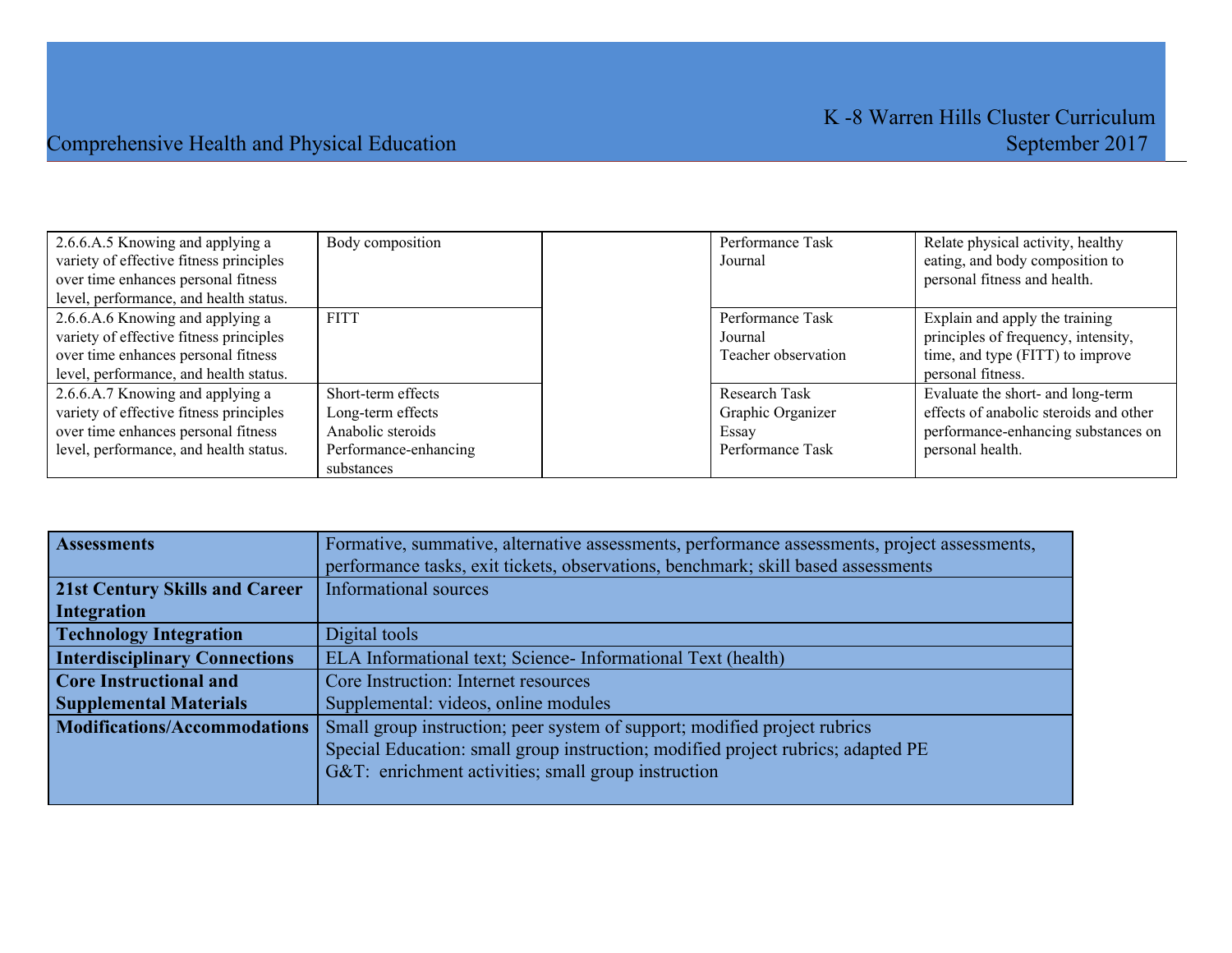| | | | | |
|---|---|---|---|---|
| 2.6.6.A.5 Knowing and applying a variety of effective fitness principles over time enhances personal fitness level, performance, and health status. | Body composition | | Performance Task<br>Journal | Relate physical activity, healthy eating, and body composition to personal fitness and health. |
| 2.6.6.A.6 Knowing and applying a variety of effective fitness principles over time enhances personal fitness level, performance, and health status. | FITT | | Performance Task<br>Journal<br>Teacher observation | Explain and apply the training principles of frequency, intensity, time, and type (FITT) to improve personal fitness. |
| 2.6.6.A.7 Knowing and applying a variety of effective fitness principles over time enhances personal fitness level, performance, and health status. | Short-term effects<br>Long-term effects<br>Anabolic steroids<br>Performance-enhancing substances | | Research Task<br>Graphic Organizer<br>Essay<br>Performance Task | Evaluate the short- and long-term effects of anabolic steroids and other performance-enhancing substances on personal health. |

| | |
|---|---|
| **Assessments** | Formative, summative, alternative assessments, performance assessments, project assessments, performance tasks, exit tickets, observations, benchmark; skill based assessments |
| **21st Century Skills and Career Integration** | Informational sources |
| **Technology Integration** | Digital tools |
| **Interdisciplinary Connections** | ELA Informational text; Science- Informational Text (health) |
| **Core Instructional and Supplemental Materials** | Core Instruction: Internet resources<br>Supplemental: videos, online modules |
| **Modifications/Accommodations** | Small group instruction; peer system of support; modified project rubrics<br>Special Education: small group instruction; modified project rubrics; adapted PE<br>G&T: enrichment activities; small group instruction |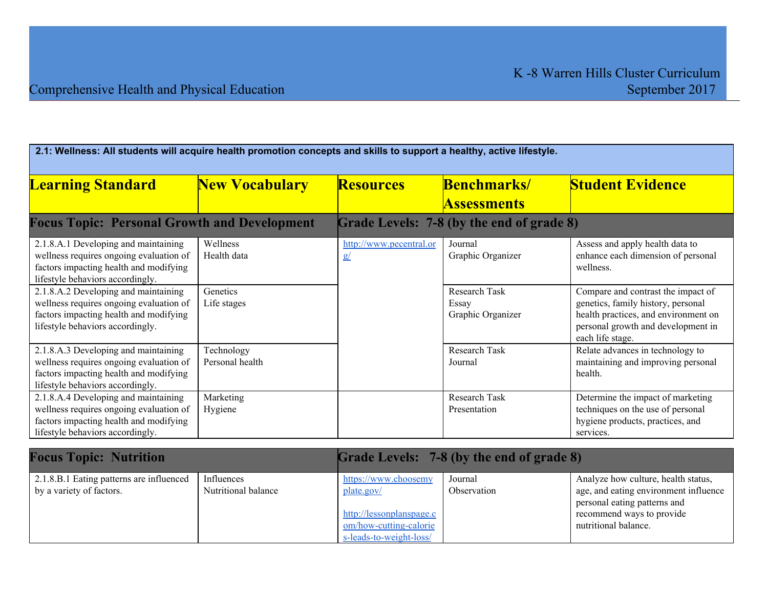**2.1: Wellness: All students will acquire health promotion concepts and skills to support a healthy, active lifestyle.**

| Learning Standard | New Vocabulary | Resources | Benchmarks/ Assessments | Student Evidence |
|---|---|---|---|---|
| **Focus Topic: Personal Growth and Development** | | **Grade Levels: 7-8 (by the end of grade 8)** | | |
| 2.1.8.A.1 Developing and maintaining wellness requires ongoing evaluation of factors impacting health and modifying lifestyle behaviors accordingly. | Wellness<br>Health data | http://www.pecentral.org/ | Journal<br>Graphic Organizer | Assess and apply health data to enhance each dimension of personal wellness. |
| 2.1.8.A.2 Developing and maintaining wellness requires ongoing evaluation of factors impacting health and modifying lifestyle behaviors accordingly. | Genetics<br>Life stages | | Research Task<br>Essay<br>Graphic Organizer | Compare and contrast the impact of genetics, family history, personal health practices, and environment on personal growth and development in each life stage. |
| 2.1.8.A.3 Developing and maintaining wellness requires ongoing evaluation of factors impacting health and modifying lifestyle behaviors accordingly. | Technology<br>Personal health | | Research Task<br>Journal | Relate advances in technology to maintaining and improving personal health. |
| 2.1.8.A.4 Developing and maintaining wellness requires ongoing evaluation of factors impacting health and modifying lifestyle behaviors accordingly. | Marketing<br>Hygiene | | Research Task<br>Presentation | Determine the impact of marketing techniques on the use of personal hygiene products, practices, and services. |

| Learning Standard | New Vocabulary | Resources | Benchmarks/ Assessments | Student Evidence |
|---|---|---|---|---|
| **Focus Topic: Nutrition** | | **Grade Levels: 7-8 (by the end of grade 8)** | | |
| 2.1.8.B.1 Eating patterns are influenced by a variety of factors. | Influences<br>Nutritional balance | https://www.choosemyplate.gov/<br><br>http://lessonplanspage.com/how-cutting-calories-leads-to-weight-loss/ | Journal<br>Observation | Analyze how culture, health status, age, and eating environment influence personal eating patterns and recommend ways to provide nutritional balance. |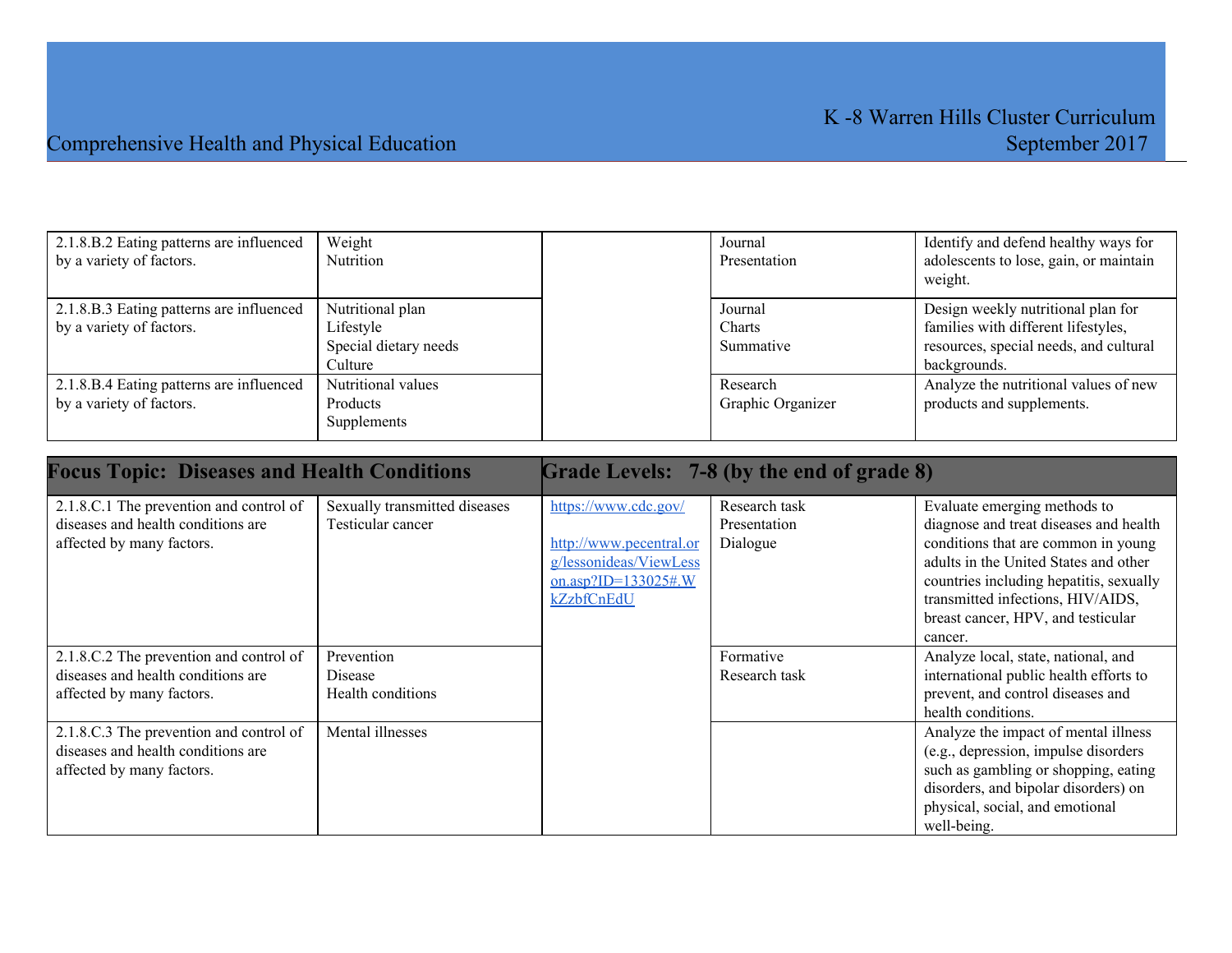| | | | | |
|---|---|---|---|---|
| 2.1.8.B.2 Eating patterns are influenced by a variety of factors. | Weight<br>Nutrition | | Journal<br>Presentation | Identify and defend healthy ways for adolescents to lose, gain, or maintain weight. |
| 2.1.8.B.3 Eating patterns are influenced by a variety of factors. | Nutritional plan<br>Lifestyle<br>Special dietary needs<br>Culture | | Journal<br>Charts<br>Summative | Design weekly nutritional plan for families with different lifestyles, resources, special needs, and cultural backgrounds. |
| 2.1.8.B.4 Eating patterns are influenced by a variety of factors. | Nutritional values<br>Products<br>Supplements | | Research<br>Graphic Organizer | Analyze the nutritional values of new products and supplements. |

| **Focus Topic: Diseases and Health Conditions** | | **Grade Levels: 7-8 (by the end of grade 8)** | | |
|---|---|---|---|---|
| 2.1.8.C.1 The prevention and control of diseases and health conditions are affected by many factors. | Sexually transmitted diseases<br>Testicular cancer | https://www.cdc.gov/<br><br>http://www.pecentral.org/lessonideas/ViewLesson.asp?ID=133025#.WkZzbfCnEdU | Research task<br>Presentation<br>Dialogue | Evaluate emerging methods to diagnose and treat diseases and health conditions that are common in young adults in the United States and other countries including hepatitis, sexually transmitted infections, HIV/AIDS, breast cancer, HPV, and testicular cancer. |
| 2.1.8.C.2 The prevention and control of diseases and health conditions are affected by many factors. | Prevention<br>Disease<br>Health conditions | | Formative<br>Research task | Analyze local, state, national, and international public health efforts to prevent, and control diseases and health conditions. |
| 2.1.8.C.3 The prevention and control of diseases and health conditions are affected by many factors. | Mental illnesses | | | Analyze the impact of mental illness (e.g., depression, impulse disorders such as gambling or shopping, eating disorders, and bipolar disorders) on physical, social, and emotional well-being. |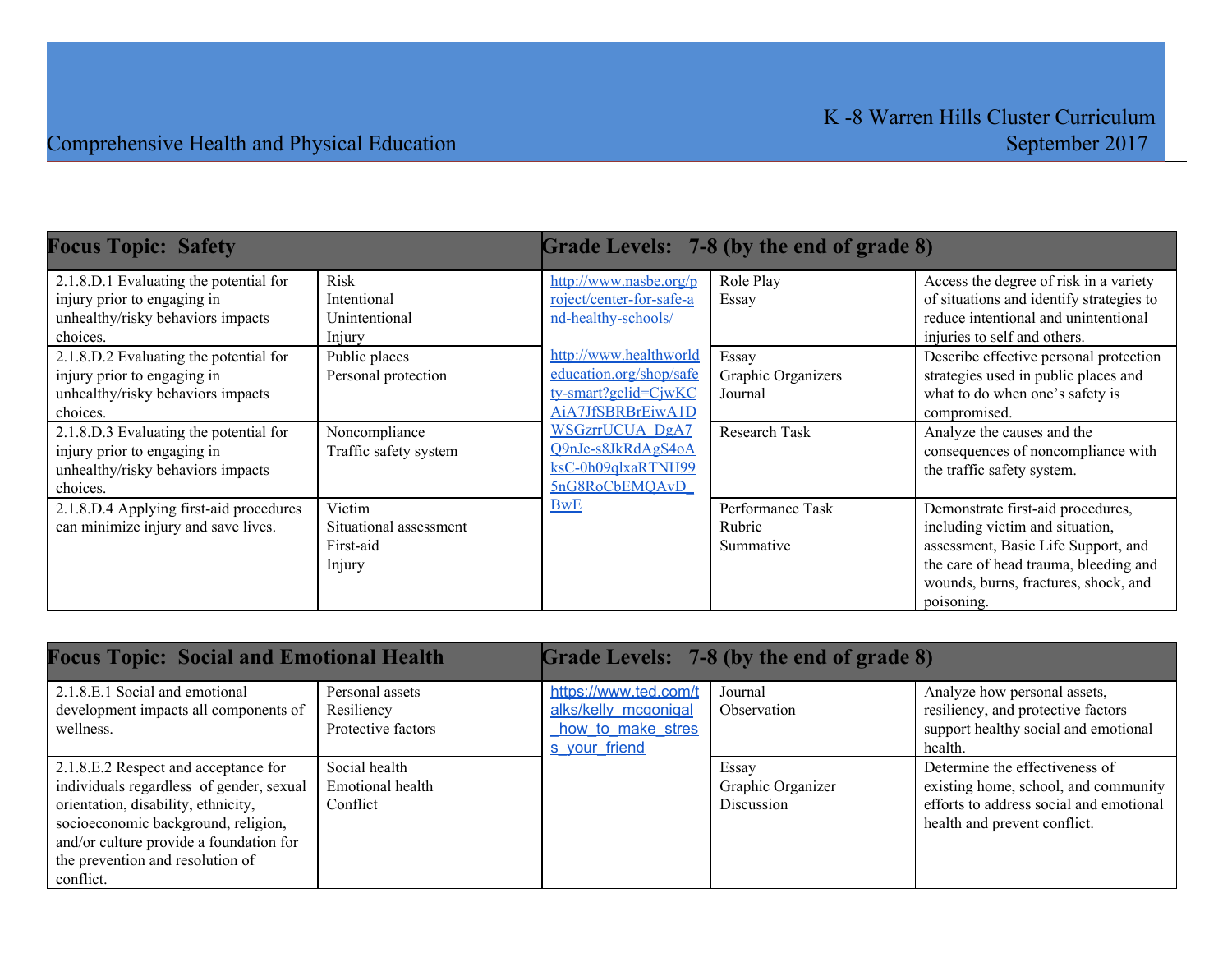| Focus Topic: Safety | | Grade Levels: 7-8 (by the end of grade 8) | | |
|---|---|---|---|---|
| 2.1.8.D.1 Evaluating the potential for injury prior to engaging in unhealthy/risky behaviors impacts choices. | Risk<br>Intentional<br>Unintentional<br>Injury | http://www.nasbe.org/project/center-for-safe-and-healthy-schools/<br><br>http://www.healthworldeducation.org/shop/safety-smart?gclid=CjwKCAiA7JfSBRBrEiwA1DWSGzrrUCUA_DgA7Q9nJe-s8JkRdAgS4oAksC-0h09qlxaRTNH995nG8RoCbEMQAvD_BwE | Role Play<br>Essay | Access the degree of risk in a variety of situations and identify strategies to reduce intentional and unintentional injuries to self and others. |
| 2.1.8.D.2 Evaluating the potential for injury prior to engaging in unhealthy/risky behaviors impacts choices. | Public places<br>Personal protection | | Essay<br>Graphic Organizers<br>Journal | Describe effective personal protection strategies used in public places and what to do when one's safety is compromised. |
| 2.1.8.D.3 Evaluating the potential for injury prior to engaging in unhealthy/risky behaviors impacts choices. | Noncompliance<br>Traffic safety system | | Research Task | Analyze the causes and the consequences of noncompliance with the traffic safety system. |
| 2.1.8.D.4 Applying first-aid procedures can minimize injury and save lives. | Victim<br>Situational assessment<br>First-aid<br>Injury | | Performance Task<br>Rubric<br>Summative | Demonstrate first-aid procedures, including victim and situation, assessment, Basic Life Support, and the care of head trauma, bleeding and wounds, burns, fractures, shock, and poisoning. |

| Focus Topic: Social and Emotional Health | | Grade Levels: 7-8 (by the end of grade 8) | | |
|---|---|---|---|---|
| 2.1.8.E.1 Social and emotional development impacts all components of wellness. | Personal assets<br>Resiliency<br>Protective factors | https://www.ted.com/talks/kelly_mcgonigal_how_to_make_stress_your_friend | Journal<br>Observation | Analyze how personal assets, resiliency, and protective factors support healthy social and emotional health. |
| 2.1.8.E.2 Respect and acceptance for individuals regardless of gender, sexual orientation, disability, ethnicity, socioeconomic background, religion, and/or culture provide a foundation for the prevention and resolution of conflict. | Social health<br>Emotional health<br>Conflict | | Essay<br>Graphic Organizer<br>Discussion | Determine the effectiveness of existing home, school, and community efforts to address social and emotional health and prevent conflict. |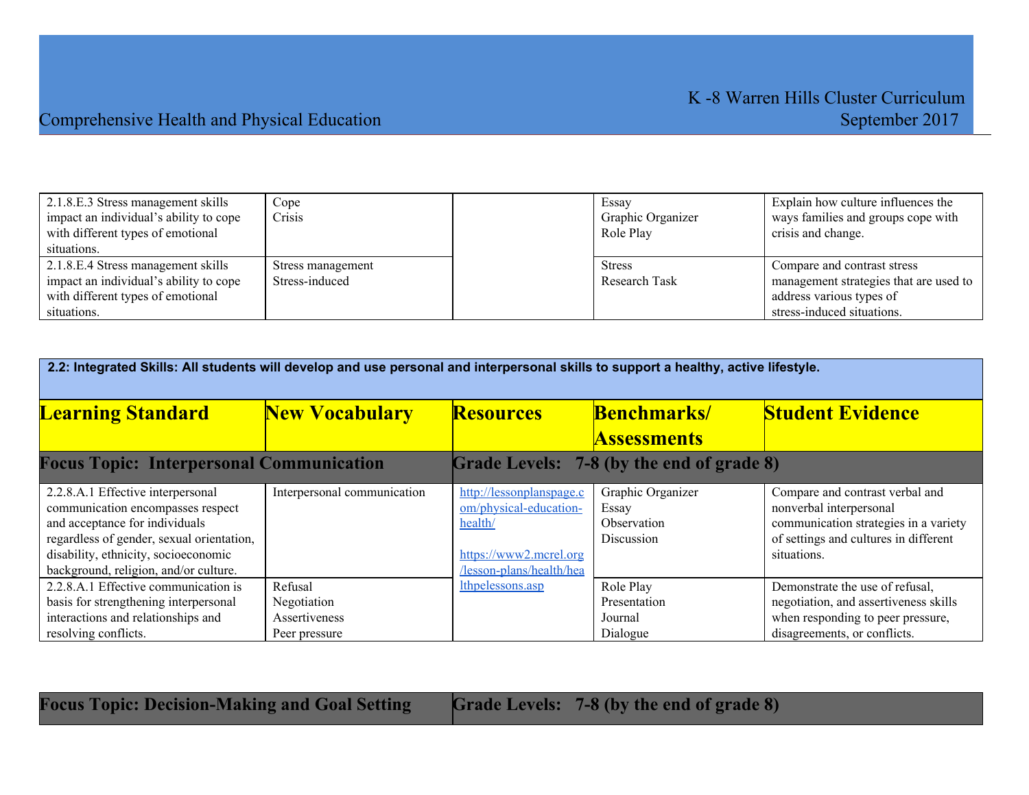| | | | | |
|---|---|---|---|---|
| 2.1.8.E.3 Stress management skills impact an individual's ability to cope with different types of emotional situations. | Cope<br>Crisis | | Essay<br>Graphic Organizer<br>Role Play | Explain how culture influences the ways families and groups cope with crisis and change. |
| 2.1.8.E.4 Stress management skills impact an individual's ability to cope with different types of emotional situations. | Stress management<br>Stress-induced | | Stress<br>Research Task | Compare and contrast stress management strategies that are used to address various types of stress-induced situations. |

**2.2: Integrated Skills: All students will develop and use personal and interpersonal skills to support a healthy, active lifestyle.**

| Learning Standard | New Vocabulary | Resources | Benchmarks/ Assessments | Student Evidence |
|---|---|---|---|---|
| **Focus Topic: Interpersonal Communication** | | **Grade Levels: 7-8 (by the end of grade 8)** | | |
| 2.2.8.A.1 Effective interpersonal communication encompasses respect and acceptance for individuals regardless of gender, sexual orientation, disability, ethnicity, socioeconomic background, religion, and/or culture. | Interpersonal communication | http://lessonplanspage.com/physical-education-health/<br><br>https://www2.mcrel.org/lesson-plans/health/healthpelessons.asp | Graphic Organizer<br>Essay<br>Observation<br>Discussion | Compare and contrast verbal and nonverbal interpersonal communication strategies in a variety of settings and cultures in different situations. |
| 2.2.8.A.1 Effective communication is basis for strengthening interpersonal interactions and relationships and resolving conflicts. | Refusal<br>Negotiation<br>Assertiveness<br>Peer pressure | | Role Play<br>Presentation<br>Journal<br>Dialogue | Demonstrate the use of refusal, negotiation, and assertiveness skills when responding to peer pressure, disagreements, or conflicts. |

| **Focus Topic: Decision-Making and Goal Setting** | **Grade Levels: 7-8 (by the end of grade 8)** |
|---|---|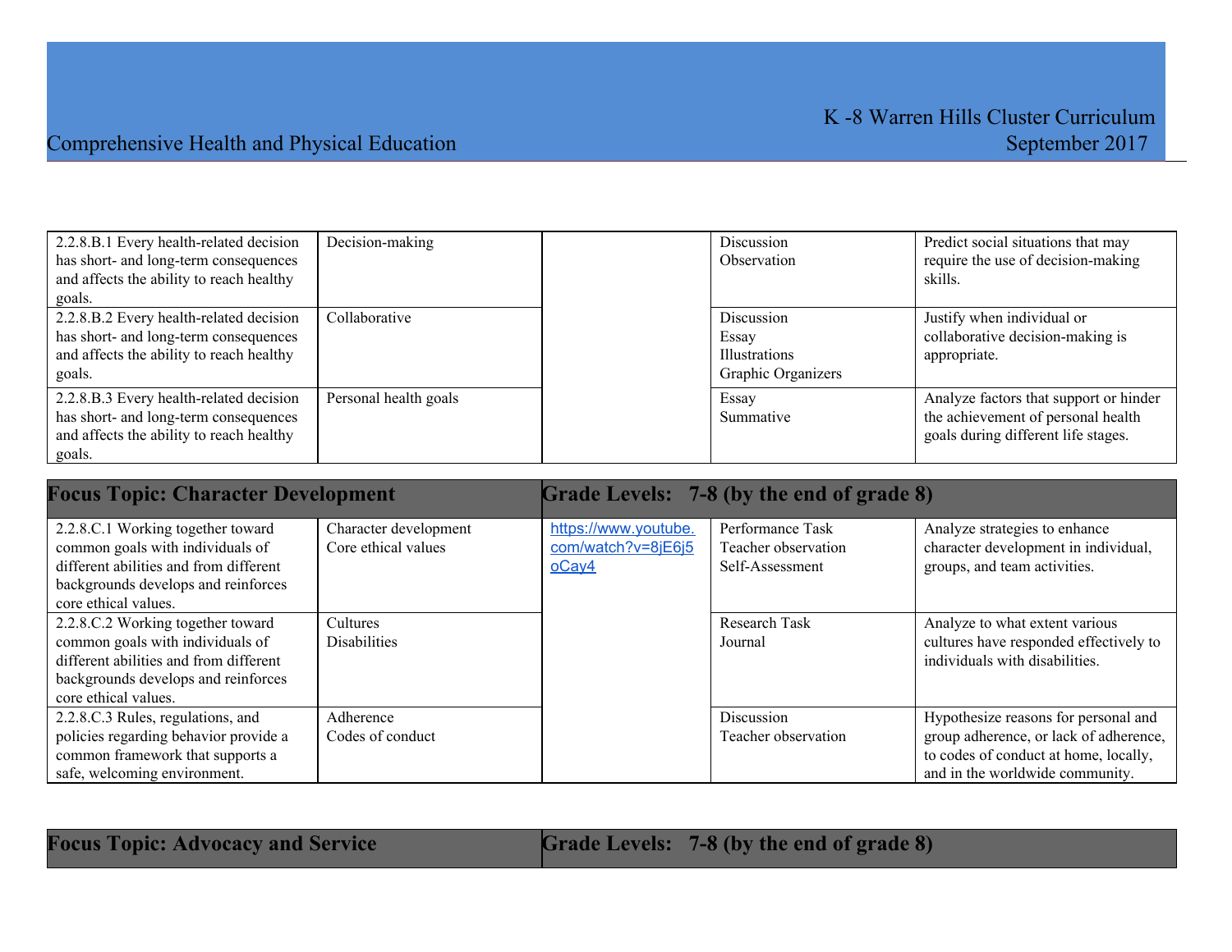| | | | | |
|---|---|---|---|---|
| 2.2.8.B.1 Every health-related decision has short- and long-term consequences and affects the ability to reach healthy goals. | Decision-making | | Discussion<br>Observation | Predict social situations that may require the use of decision-making skills. |
| 2.2.8.B.2 Every health-related decision has short- and long-term consequences and affects the ability to reach healthy goals. | Collaborative | | Discussion<br>Essay<br>Illustrations<br>Graphic Organizers | Justify when individual or collaborative decision-making is appropriate. |
| 2.2.8.B.3 Every health-related decision has short- and long-term consequences and affects the ability to reach healthy goals. | Personal health goals | | Essay<br>Summative | Analyze factors that support or hinder the achievement of personal health goals during different life stages. |

| **Focus Topic: Character Development** | | **Grade Levels: 7-8 (by the end of grade 8)** | | |
|---|---|---|---|---|
| 2.2.8.C.1 Working together toward common goals with individuals of different abilities and from different backgrounds develops and reinforces core ethical values. | Character development<br>Core ethical values | https://www.youtube.com/watch?v=8jE6j5oCay4 | Performance Task<br>Teacher observation<br>Self-Assessment | Analyze strategies to enhance character development in individual, groups, and team activities. |
| 2.2.8.C.2 Working together toward common goals with individuals of different abilities and from different backgrounds develops and reinforces core ethical values. | Cultures<br>Disabilities | | Research Task<br>Journal | Analyze to what extent various cultures have responded effectively to individuals with disabilities. |
| 2.2.8.C.3 Rules, regulations, and policies regarding behavior provide a common framework that supports a safe, welcoming environment. | Adherence<br>Codes of conduct | | Discussion<br>Teacher observation | Hypothesize reasons for personal and group adherence, or lack of adherence, to codes of conduct at home, locally, and in the worldwide community. |

| **Focus Topic: Advocacy and Service** | **Grade Levels: 7-8 (by the end of grade 8)** |
|---|---|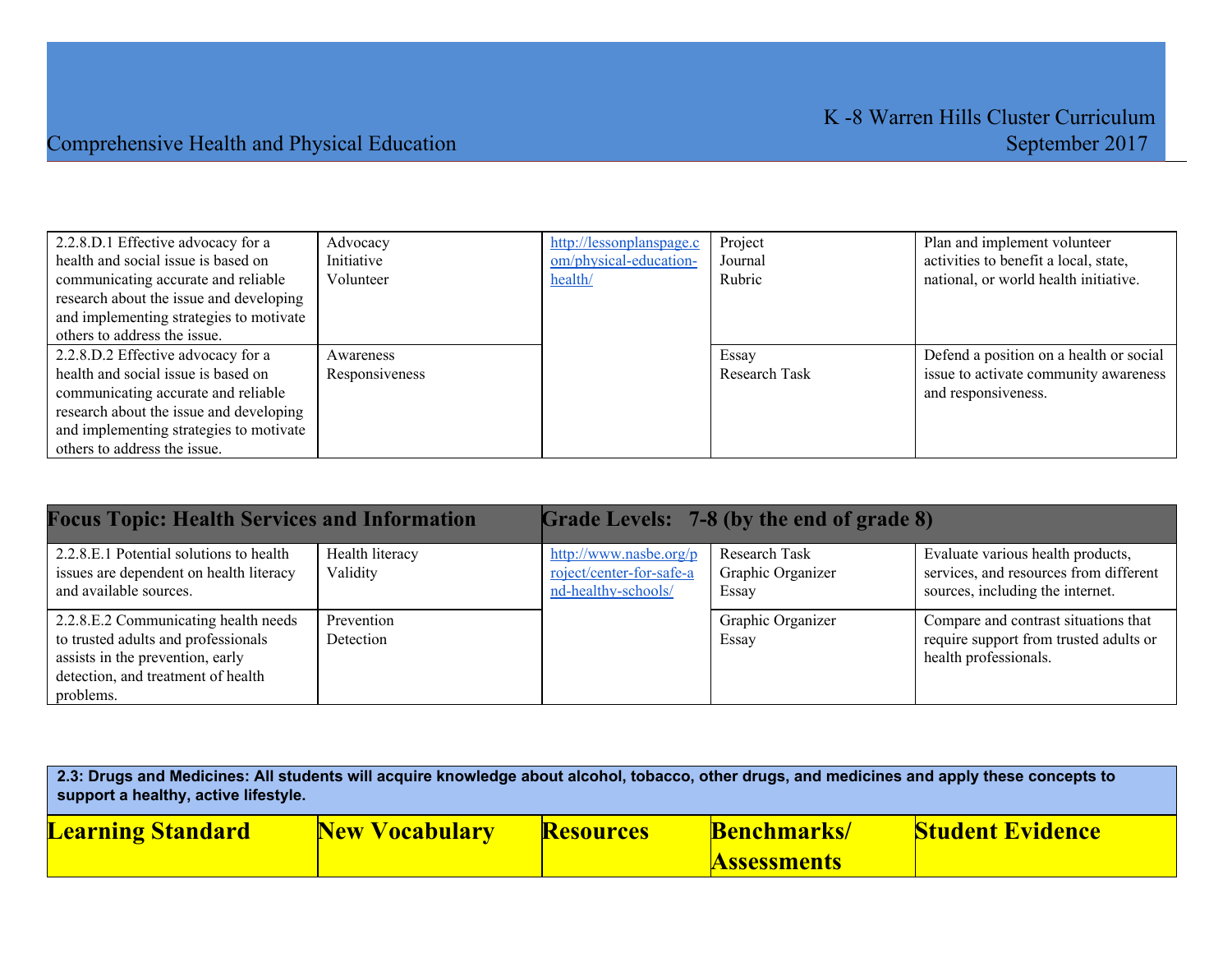| 2.2.8.D.1 Effective advocacy for a health and social issue is based on communicating accurate and reliable research about the issue and developing and implementing strategies to motivate others to address the issue. | Advocacy<br>Initiative<br>Volunteer | http://lessonplanspage.com/physical-education-health/ | Project<br>Journal<br>Rubric | Plan and implement volunteer activities to benefit a local, state, national, or world health initiative. |
|---|---|---|---|---|
| 2.2.8.D.2 Effective advocacy for a health and social issue is based on communicating accurate and reliable research about the issue and developing and implementing strategies to motivate others to address the issue. | Awareness<br>Responsiveness | | Essay<br>Research Task | Defend a position on a health or social issue to activate community awareness and responsiveness. |

| **Focus Topic: Health Services and Information** | | **Grade Levels: 7-8 (by the end of grade 8)** | | |
|---|---|---|---|---|
| 2.2.8.E.1 Potential solutions to health issues are dependent on health literacy and available sources. | Health literacy<br>Validity | http://www.nasbe.org/project/center-for-safe-and-healthy-schools/ | Research Task<br>Graphic Organizer<br>Essay | Evaluate various health products, services, and resources from different sources, including the internet. |
| 2.2.8.E.2 Communicating health needs to trusted adults and professionals assists in the prevention, early detection, and treatment of health problems. | Prevention<br>Detection | | Graphic Organizer<br>Essay | Compare and contrast situations that require support from trusted adults or health professionals. |

**2.3: Drugs and Medicines: All students will acquire knowledge about alcohol, tobacco, other drugs, and medicines and apply these concepts to support a healthy, active lifestyle.**

| Learning Standard | New Vocabulary | Resources | Benchmarks/ Assessments | Student Evidence |
|---|---|---|---|---|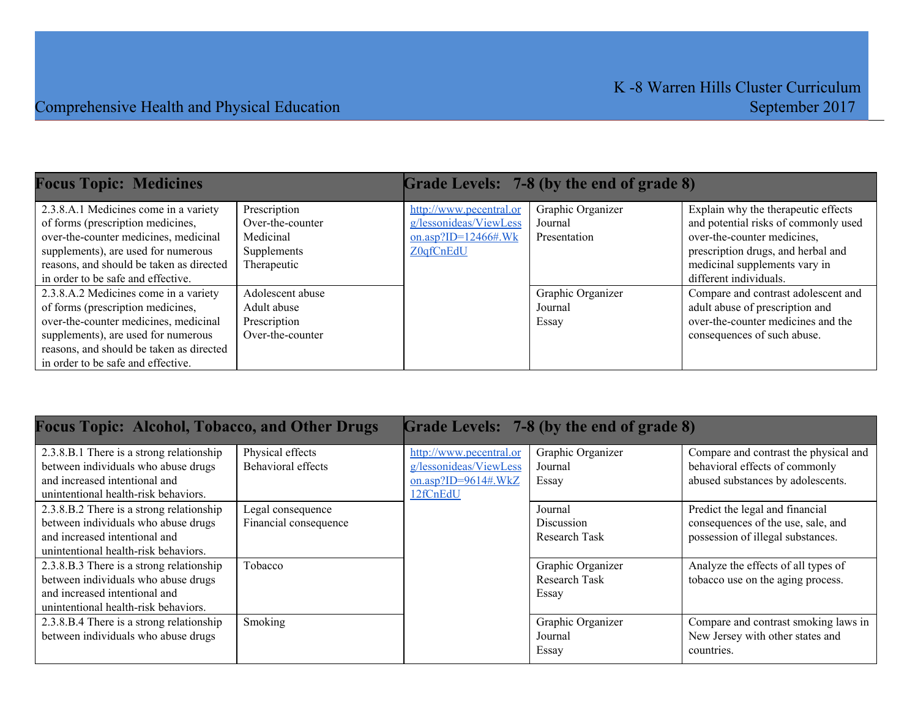| Focus Topic: Medicines | | Grade Levels: 7-8 (by the end of grade 8) | | |
|---|---|---|---|---|
| 2.3.8.A.1 Medicines come in a variety of forms (prescription medicines, over-the-counter medicines, medicinal supplements), are used for numerous reasons, and should be taken as directed in order to be safe and effective. | Prescription<br>Over-the-counter<br>Medicinal<br>Supplements<br>Therapeutic | http://www.pecentral.org/lessonideas/ViewLesson.asp?ID=12466#.WkZ0qfCnEdU | Graphic Organizer<br>Journal<br>Presentation | Explain why the therapeutic effects and potential risks of commonly used over-the-counter medicines, prescription drugs, and herbal and medicinal supplements vary in different individuals. |
| 2.3.8.A.2 Medicines come in a variety of forms (prescription medicines, over-the-counter medicines, medicinal supplements), are used for numerous reasons, and should be taken as directed in order to be safe and effective. | Adolescent abuse<br>Adult abuse<br>Prescription<br>Over-the-counter | | Graphic Organizer<br>Journal<br>Essay | Compare and contrast adolescent and adult abuse of prescription and over-the-counter medicines and the consequences of such abuse. |

| Focus Topic: Alcohol, Tobacco, and Other Drugs | | Grade Levels: 7-8 (by the end of grade 8) | | |
|---|---|---|---|---|
| 2.3.8.B.1 There is a strong relationship between individuals who abuse drugs and increased intentional and unintentional health-risk behaviors. | Physical effects<br>Behavioral effects | http://www.pecentral.org/lessonideas/ViewLesson.asp?ID=9614#.WkZ12fCnEdU | Graphic Organizer<br>Journal<br>Essay | Compare and contrast the physical and behavioral effects of commonly abused substances by adolescents. |
| 2.3.8.B.2 There is a strong relationship between individuals who abuse drugs and increased intentional and unintentional health-risk behaviors. | Legal consequence<br>Financial consequence | | Journal<br>Discussion<br>Research Task | Predict the legal and financial consequences of the use, sale, and possession of illegal substances. |
| 2.3.8.B.3 There is a strong relationship between individuals who abuse drugs and increased intentional and unintentional health-risk behaviors. | Tobacco | | Graphic Organizer<br>Research Task<br>Essay | Analyze the effects of all types of tobacco use on the aging process. |
| 2.3.8.B.4 There is a strong relationship between individuals who abuse drugs | Smoking | | Graphic Organizer<br>Journal<br>Essay | Compare and contrast smoking laws in New Jersey with other states and countries. |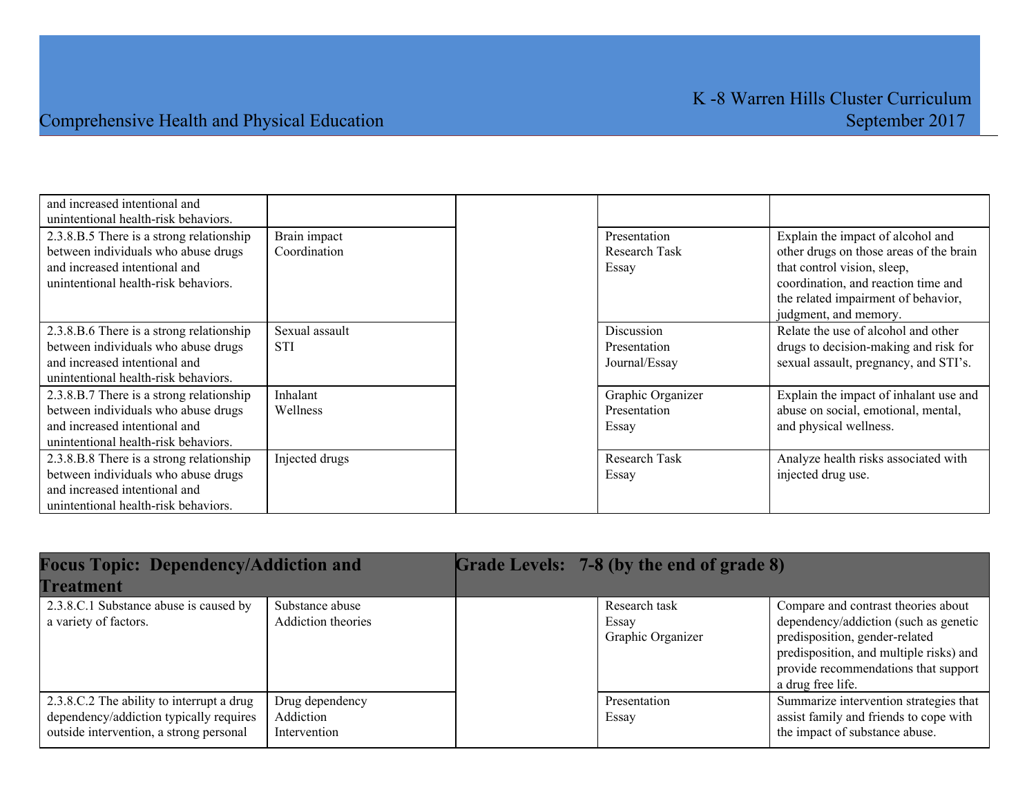| | | | | |
|---|---|---|---|---|
| and increased intentional and unintentional health-risk behaviors. | | | | |
| 2.3.8.B.5 There is a strong relationship between individuals who abuse drugs and increased intentional and unintentional health-risk behaviors. | Brain impact<br>Coordination | | Presentation<br>Research Task<br>Essay | Explain the impact of alcohol and other drugs on those areas of the brain that control vision, sleep, coordination, and reaction time and the related impairment of behavior, judgment, and memory. |
| 2.3.8.B.6 There is a strong relationship between individuals who abuse drugs and increased intentional and unintentional health-risk behaviors. | Sexual assault<br>STI | | Discussion<br>Presentation<br>Journal/Essay | Relate the use of alcohol and other drugs to decision-making and risk for sexual assault, pregnancy, and STI's. |
| 2.3.8.B.7 There is a strong relationship between individuals who abuse drugs and increased intentional and unintentional health-risk behaviors. | Inhalant<br>Wellness | | Graphic Organizer<br>Presentation<br>Essay | Explain the impact of inhalant use and abuse on social, emotional, mental, and physical wellness. |
| 2.3.8.B.8 There is a strong relationship between individuals who abuse drugs and increased intentional and unintentional health-risk behaviors. | Injected drugs | | Research Task<br>Essay | Analyze health risks associated with injected drug use. |

| **Focus Topic: Dependency/Addiction and Treatment** | | **Grade Levels: 7-8 (by the end of grade 8)** | | |
|---|---|---|---|---|
| 2.3.8.C.1 Substance abuse is caused by a variety of factors. | Substance abuse<br>Addiction theories | | Research task<br>Essay<br>Graphic Organizer | Compare and contrast theories about dependency/addiction (such as genetic predisposition, gender-related predisposition, and multiple risks) and provide recommendations that support a drug free life. |
| 2.3.8.C.2 The ability to interrupt a drug dependency/addiction typically requires outside intervention, a strong personal | Drug dependency<br>Addiction<br>Intervention | | Presentation<br>Essay | Summarize intervention strategies that assist family and friends to cope with the impact of substance abuse. |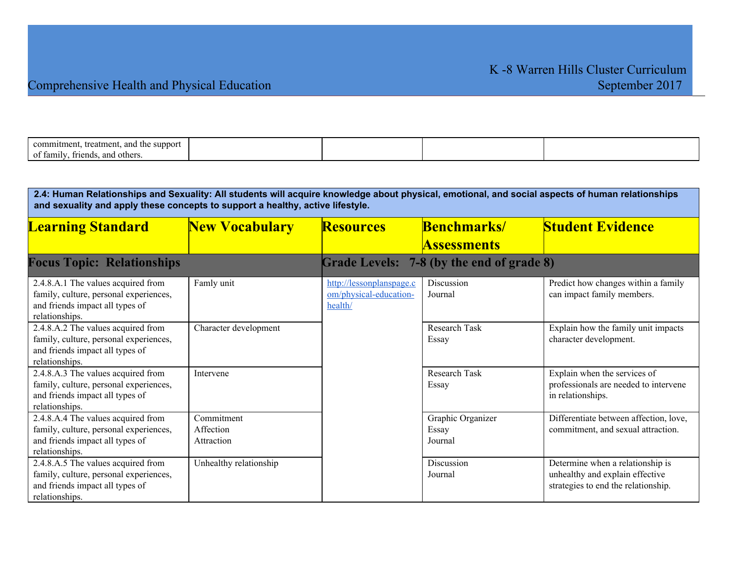| commitment, treatment, and the support of family, friends, and others. | | | | |
|---|---|---|---|---|

| **2.4: Human Relationships and Sexuality: All students will acquire knowledge about physical, emotional, and social aspects of human relationships and sexuality and apply these concepts to support a healthy, active lifestyle.** | | | | |
|---|---|---|---|---|
| **Learning Standard** | **New Vocabulary** | **Resources** | **Benchmarks/ Assessments** | **Student Evidence** |
| **Focus Topic: Relationships** | | **Grade Levels: 7-8 (by the end of grade 8)** | | |
| 2.4.8.A.1 The values acquired from family, culture, personal experiences, and friends impact all types of relationships. | Famly unit | http://lessonplanspage.com/physical-education-health/ | Discussion<br>Journal | Predict how changes within a family can impact family members. |
| 2.4.8.A.2 The values acquired from family, culture, personal experiences, and friends impact all types of relationships. | Character development | | Research Task<br>Essay | Explain how the family unit impacts character development. |
| 2.4.8.A.3 The values acquired from family, culture, personal experiences, and friends impact all types of relationships. | Intervene | | Research Task<br>Essay | Explain when the services of professionals are needed to intervene in relationships. |
| 2.4.8.A.4 The values acquired from family, culture, personal experiences, and friends impact all types of relationships. | Commitment<br>Affection<br>Attraction | | Graphic Organizer<br>Essay<br>Journal | Differentiate between affection, love, commitment, and sexual attraction. |
| 2.4.8.A.5 The values acquired from family, culture, personal experiences, and friends impact all types of relationships. | Unhealthy relationship | | Discussion<br>Journal | Determine when a relationship is unhealthy and explain effective strategies to end the relationship. |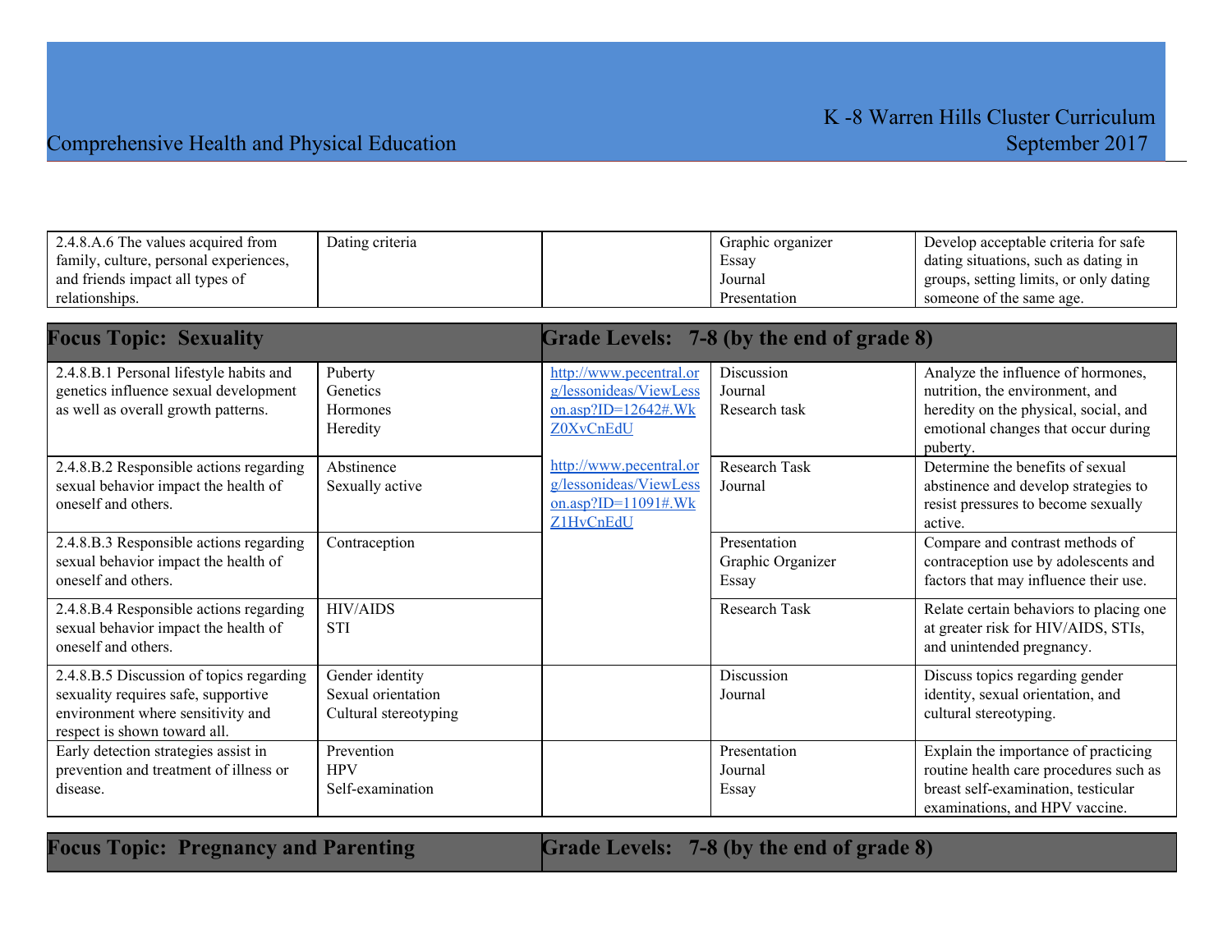| | | | | |
|---|---|---|---|---|
| 2.4.8.A.6 The values acquired from family, culture, personal experiences, and friends impact all types of relationships. | Dating criteria | | Graphic organizer<br>Essay<br>Journal<br>Presentation | Develop acceptable criteria for safe dating situations, such as dating in groups, setting limits, or only dating someone of the same age. |

| **Focus Topic: Sexuality** | | **Grade Levels: 7-8 (by the end of grade 8)** | | |
|---|---|---|---|---|
| 2.4.8.B.1 Personal lifestyle habits and genetics influence sexual development as well as overall growth patterns. | Puberty<br>Genetics<br>Hormones<br>Heredity | http://www.pecentral.org/lessonideas/ViewLesson.asp?ID=12642#.WkZ0XvCnEdU<br><br>http://www.pecentral.org/lessonideas/ViewLesson.asp?ID=11091#.WkZ1HvCnEdU | Discussion<br>Journal<br>Research task | Analyze the influence of hormones, nutrition, the environment, and heredity on the physical, social, and emotional changes that occur during puberty. |
| 2.4.8.B.2 Responsible actions regarding sexual behavior impact the health of oneself and others. | Abstinence<br>Sexually active | | Research Task<br>Journal | Determine the benefits of sexual abstinence and develop strategies to resist pressures to become sexually active. |
| 2.4.8.B.3 Responsible actions regarding sexual behavior impact the health of oneself and others. | Contraception | | Presentation<br>Graphic Organizer<br>Essay | Compare and contrast methods of contraception use by adolescents and factors that may influence their use. |
| 2.4.8.B.4 Responsible actions regarding sexual behavior impact the health of oneself and others. | HIV/AIDS<br>STI | | Research Task | Relate certain behaviors to placing one at greater risk for HIV/AIDS, STIs, and unintended pregnancy. |
| 2.4.8.B.5 Discussion of topics regarding sexuality requires safe, supportive environment where sensitivity and respect is shown toward all. | Gender identity<br>Sexual orientation<br>Cultural stereotyping | | Discussion<br>Journal | Discuss topics regarding gender identity, sexual orientation, and cultural stereotyping. |
| Early detection strategies assist in prevention and treatment of illness or disease. | Prevention<br>HPV<br>Self-examination | | Presentation<br>Journal<br>Essay | Explain the importance of practicing routine health care procedures such as breast self-examination, testicular examinations, and HPV vaccine. |

| **Focus Topic: Pregnancy and Parenting** | **Grade Levels: 7-8 (by the end of grade 8)** |
|---|---|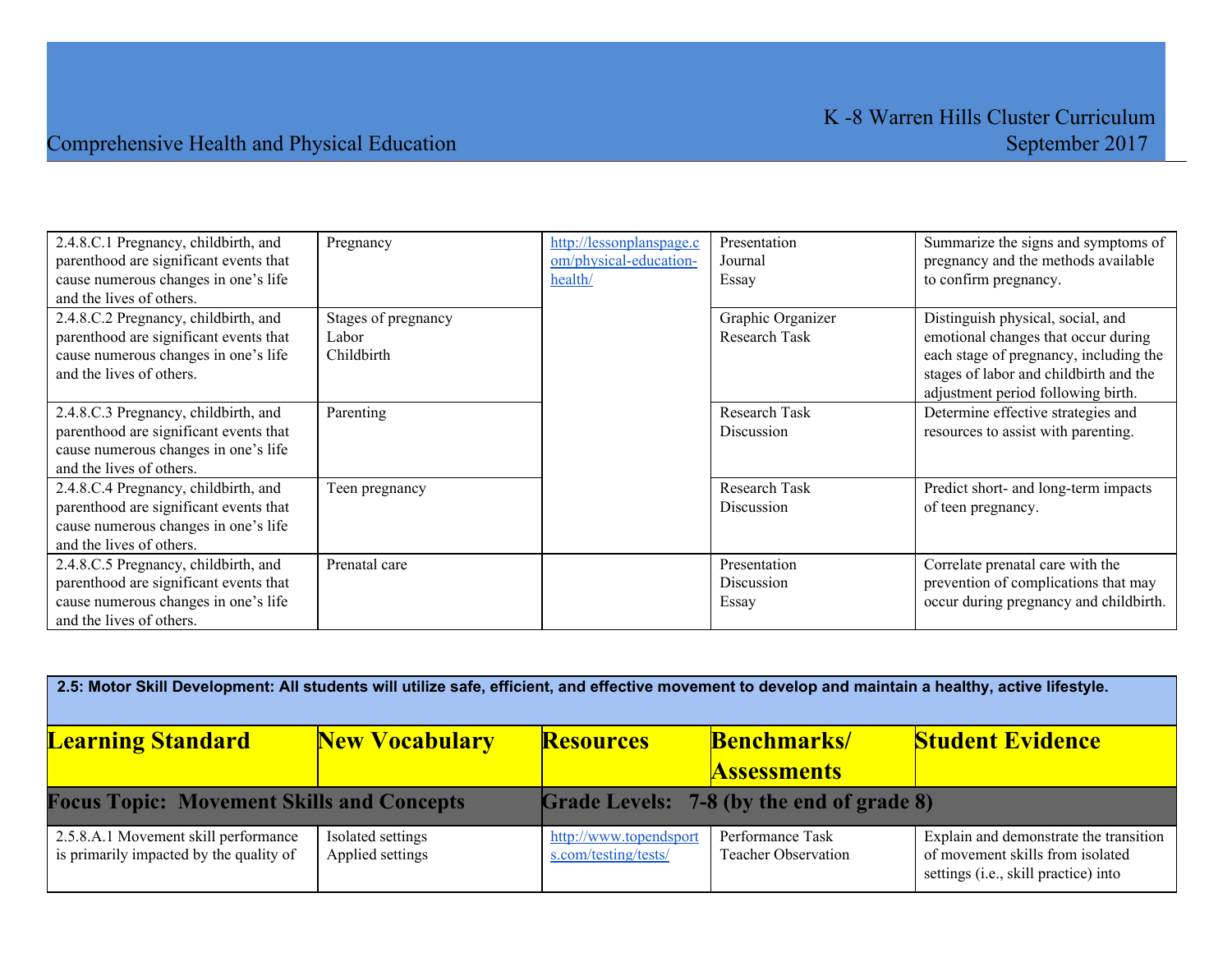| | | | | |
|---|---|---|---|---|
| 2.4.8.C.1 Pregnancy, childbirth, and parenthood are significant events that cause numerous changes in one's life and the lives of others. | Pregnancy | http://lessonplanspage.com/physical-education-health/ | Presentation<br>Journal<br>Essay | Summarize the signs and symptoms of pregnancy and the methods available to confirm pregnancy. |
| 2.4.8.C.2 Pregnancy, childbirth, and parenthood are significant events that cause numerous changes in one's life and the lives of others. | Stages of pregnancy<br>Labor<br>Childbirth | | Graphic Organizer<br>Research Task | Distinguish physical, social, and emotional changes that occur during each stage of pregnancy, including the stages of labor and childbirth and the adjustment period following birth. |
| 2.4.8.C.3 Pregnancy, childbirth, and parenthood are significant events that cause numerous changes in one's life and the lives of others. | Parenting | | Research Task<br>Discussion | Determine effective strategies and resources to assist with parenting. |
| 2.4.8.C.4 Pregnancy, childbirth, and parenthood are significant events that cause numerous changes in one's life and the lives of others. | Teen pregnancy | | Research Task<br>Discussion | Predict short- and long-term impacts of teen pregnancy. |
| 2.4.8.C.5 Pregnancy, childbirth, and parenthood are significant events that cause numerous changes in one's life and the lives of others. | Prenatal care | | Presentation<br>Discussion<br>Essay | Correlate prenatal care with the prevention of complications that may occur during pregnancy and childbirth. |

**2.5: Motor Skill Development: All students will utilize safe, efficient, and effective movement to develop and maintain a healthy, active lifestyle.**

| Learning Standard | New Vocabulary | Resources | Benchmarks/ Assessments | Student Evidence |
|---|---|---|---|---|
| **Focus Topic: Movement Skills and Concepts** | | **Grade Levels: 7-8 (by the end of grade 8)** | | |
| 2.5.8.A.1 Movement skill performance is primarily impacted by the quality of | Isolated settings<br>Applied settings | http://www.topendsports.com/testing/tests/ | Performance Task<br>Teacher Observation | Explain and demonstrate the transition of movement skills from isolated settings (i.e., skill practice) into |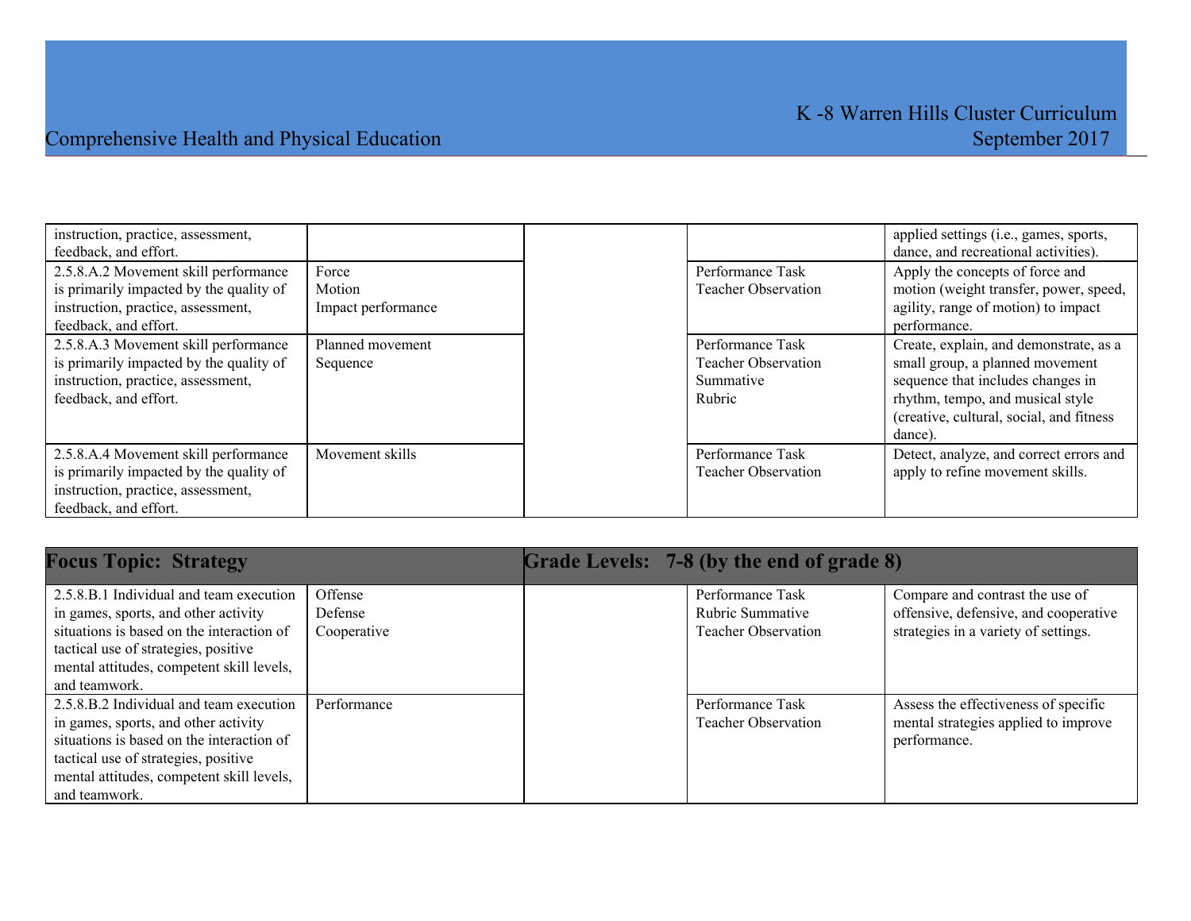| | | | | |
|---|---|---|---|---|
| instruction, practice, assessment, feedback, and effort. | | | | applied settings (i.e., games, sports, dance, and recreational activities). |
| 2.5.8.A.2 Movement skill performance is primarily impacted by the quality of instruction, practice, assessment, feedback, and effort. | Force<br>Motion<br>Impact performance | | Performance Task<br>Teacher Observation | Apply the concepts of force and motion (weight transfer, power, speed, agility, range of motion) to impact performance. |
| 2.5.8.A.3 Movement skill performance is primarily impacted by the quality of instruction, practice, assessment, feedback, and effort. | Planned movement<br>Sequence | | Performance Task<br>Teacher Observation<br>Summative<br>Rubric | Create, explain, and demonstrate, as a small group, a planned movement sequence that includes changes in rhythm, tempo, and musical style (creative, cultural, social, and fitness dance). |
| 2.5.8.A.4 Movement skill performance is primarily impacted by the quality of instruction, practice, assessment, feedback, and effort. | Movement skills | | Performance Task<br>Teacher Observation | Detect, analyze, and correct errors and apply to refine movement skills. |

| **Focus Topic: Strategy** | | **Grade Levels: 7-8 (by the end of grade 8)** | | |
|---|---|---|---|---|
| 2.5.8.B.1 Individual and team execution in games, sports, and other activity situations is based on the interaction of tactical use of strategies, positive mental attitudes, competent skill levels, and teamwork. | Offense<br>Defense<br>Cooperative | | Performance Task<br>Rubric Summative<br>Teacher Observation | Compare and contrast the use of offensive, defensive, and cooperative strategies in a variety of settings. |
| 2.5.8.B.2 Individual and team execution in games, sports, and other activity situations is based on the interaction of tactical use of strategies, positive mental attitudes, competent skill levels, and teamwork. | Performance | | Performance Task<br>Teacher Observation | Assess the effectiveness of specific mental strategies applied to improve performance. |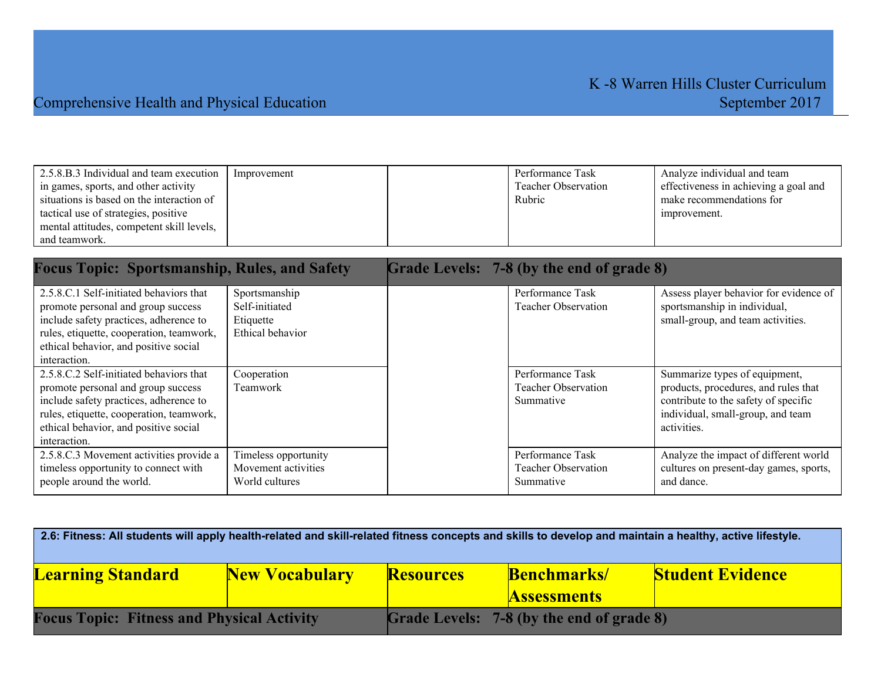| | | | | |
|---|---|---|---|---|
| 2.5.8.B.3 Individual and team execution in games, sports, and other activity situations is based on the interaction of tactical use of strategies, positive mental attitudes, competent skill levels, and teamwork. | Improvement | | Performance Task<br>Teacher Observation<br>Rubric | Analyze individual and team effectiveness in achieving a goal and make recommendations for improvement. |

| **Focus Topic: Sportsmanship, Rules, and Safety** | | **Grade Levels: 7-8 (by the end of grade 8)** | | |
|---|---|---|---|---|
| 2.5.8.C.1 Self-initiated behaviors that promote personal and group success include safety practices, adherence to rules, etiquette, cooperation, teamwork, ethical behavior, and positive social interaction. | Sportsmanship<br>Self-initiated<br>Etiquette<br>Ethical behavior | | Performance Task<br>Teacher Observation | Assess player behavior for evidence of sportsmanship in individual, small-group, and team activities. |
| 2.5.8.C.2 Self-initiated behaviors that promote personal and group success include safety practices, adherence to rules, etiquette, cooperation, teamwork, ethical behavior, and positive social interaction. | Cooperation<br>Teamwork | | Performance Task<br>Teacher Observation<br>Summative | Summarize types of equipment, products, procedures, and rules that contribute to the safety of specific individual, small-group, and team activities. |
| 2.5.8.C.3 Movement activities provide a timeless opportunity to connect with people around the world. | Timeless opportunity<br>Movement activities<br>World cultures | | Performance Task<br>Teacher Observation<br>Summative | Analyze the impact of different world cultures on present-day games, sports, and dance. |

**2.6: Fitness: All students will apply health-related and skill-related fitness concepts and skills to develop and maintain a healthy, active lifestyle.**

| Learning Standard | New Vocabulary | Resources | Benchmarks/ Assessments | Student Evidence |
|---|---|---|---|---|
| **Focus Topic: Fitness and Physical Activity** | | **Grade Levels: 7-8 (by the end of grade 8)** | | |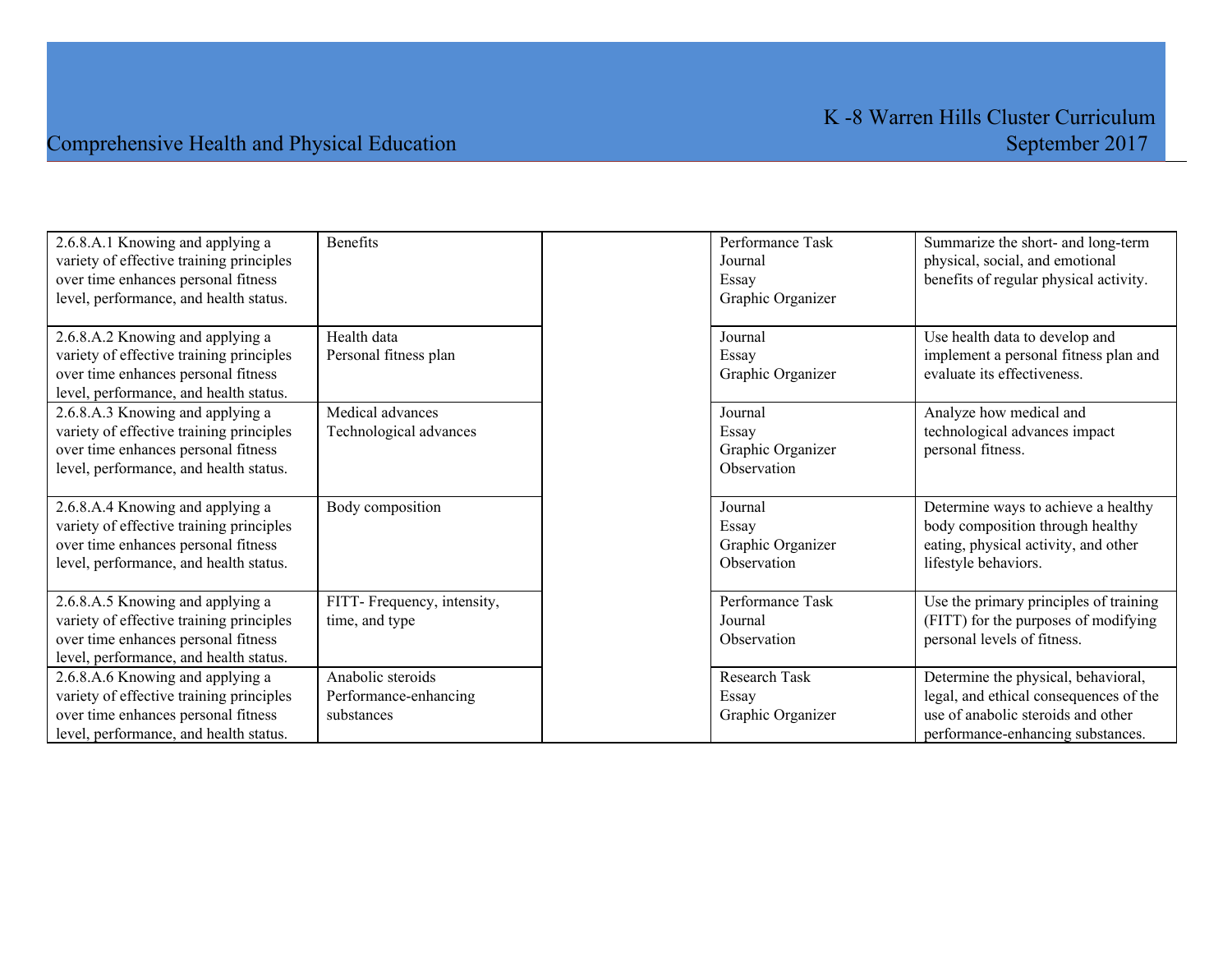| | | | | |
|---|---|---|---|---|
| 2.6.8.A.1 Knowing and applying a variety of effective training principles over time enhances personal fitness level, performance, and health status. | Benefits | | Performance Task<br>Journal<br>Essay<br>Graphic Organizer | Summarize the short- and long-term physical, social, and emotional benefits of regular physical activity. |
| 2.6.8.A.2 Knowing and applying a variety of effective training principles over time enhances personal fitness level, performance, and health status. | Health data<br>Personal fitness plan | | Journal<br>Essay<br>Graphic Organizer | Use health data to develop and implement a personal fitness plan and evaluate its effectiveness. |
| 2.6.8.A.3 Knowing and applying a variety of effective training principles over time enhances personal fitness level, performance, and health status. | Medical advances<br>Technological advances | | Journal<br>Essay<br>Graphic Organizer<br>Observation | Analyze how medical and technological advances impact personal fitness. |
| 2.6.8.A.4 Knowing and applying a variety of effective training principles over time enhances personal fitness level, performance, and health status. | Body composition | | Journal<br>Essay<br>Graphic Organizer<br>Observation | Determine ways to achieve a healthy body composition through healthy eating, physical activity, and other lifestyle behaviors. |
| 2.6.8.A.5 Knowing and applying a variety of effective training principles over time enhances personal fitness level, performance, and health status. | FITT- Frequency, intensity, time, and type | | Performance Task<br>Journal<br>Observation | Use the primary principles of training (FITT) for the purposes of modifying personal levels of fitness. |
| 2.6.8.A.6 Knowing and applying a variety of effective training principles over time enhances personal fitness level, performance, and health status. | Anabolic steroids<br>Performance-enhancing substances | | Research Task<br>Essay<br>Graphic Organizer | Determine the physical, behavioral, legal, and ethical consequences of the use of anabolic steroids and other performance-enhancing substances. |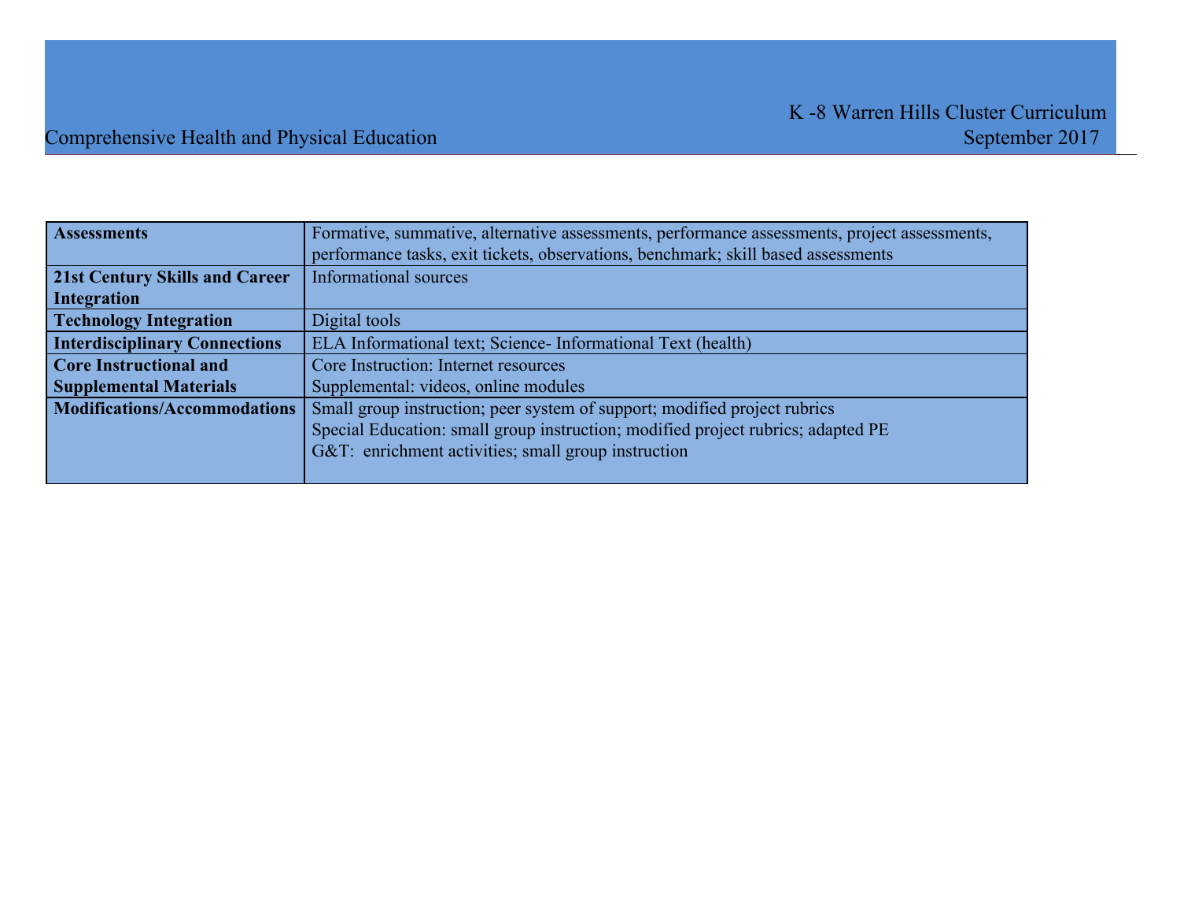| | |
|---|---|
| **Assessments** | Formative, summative, alternative assessments, performance assessments, project assessments, performance tasks, exit tickets, observations, benchmark; skill based assessments |
| **21st Century Skills and Career Integration** | Informational sources |
| **Technology Integration** | Digital tools |
| **Interdisciplinary Connections** | ELA Informational text; Science- Informational Text (health) |
| **Core Instructional and Supplemental Materials** | Core Instruction: Internet resources<br>Supplemental: videos, online modules |
| **Modifications/Accommodations** | Small group instruction; peer system of support; modified project rubrics<br>Special Education: small group instruction; modified project rubrics; adapted PE<br>G&T: enrichment activities; small group instruction |